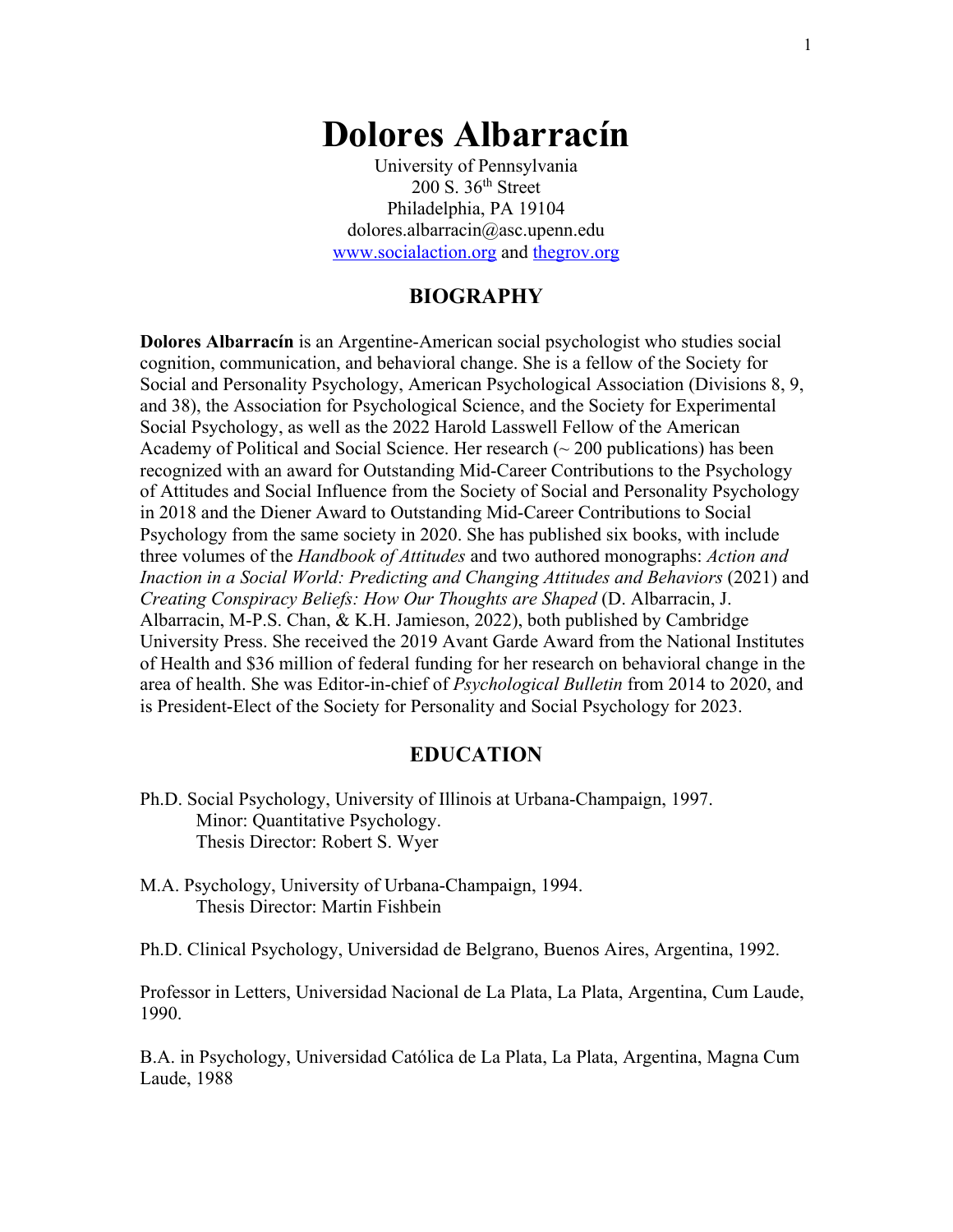# Dolores Albarracín

University of Pennsylvania
200 S. 36th Street
Philadelphia, PA 19104
dolores.albarracin@asc.upenn.edu
[www.socialaction.org](http://www.socialaction.org) and [thegrov.org](http://thegrov.org)

## BIOGRAPHY

**Dolores Albarracín** is an Argentine-American social psychologist who studies social cognition, communication, and behavioral change. She is a fellow of the Society for Social and Personality Psychology, American Psychological Association (Divisions 8, 9, and 38), the Association for Psychological Science, and the Society for Experimental Social Psychology, as well as the 2022 Harold Lasswell Fellow of the American Academy of Political and Social Science. Her research (~ 200 publications) has been recognized with an award for Outstanding Mid-Career Contributions to the Psychology of Attitudes and Social Influence from the Society of Social and Personality Psychology in 2018 and the Diener Award to Outstanding Mid-Career Contributions to Social Psychology from the same society in 2020. She has published six books, with include three volumes of the *Handbook of Attitudes* and two authored monographs: *Action and Inaction in a Social World: Predicting and Changing Attitudes and Behaviors* (2021) and *Creating Conspiracy Beliefs: How Our Thoughts are Shaped* (D. Albarracin, J. Albarracin, M-P.S. Chan, & K.H. Jamieson, 2022), both published by Cambridge University Press. She received the 2019 Avant Garde Award from the National Institutes of Health and $36 million of federal funding for her research on behavioral change in the area of health. She was Editor-in-chief of *Psychological Bulletin* from 2014 to 2020, and is President-Elect of the Society for Personality and Social Psychology for 2023.

## EDUCATION

Ph.D. Social Psychology, University of Illinois at Urbana-Champaign, 1997.
  Minor: Quantitative Psychology.
  Thesis Director: Robert S. Wyer

M.A. Psychology, University of Urbana-Champaign, 1994.
  Thesis Director: Martin Fishbein

Ph.D. Clinical Psychology, Universidad de Belgrano, Buenos Aires, Argentina, 1992.

Professor in Letters, Universidad Nacional de La Plata, La Plata, Argentina, Cum Laude, 1990.

B.A. in Psychology, Universidad Católica de La Plata, La Plata, Argentina, Magna Cum Laude, 1988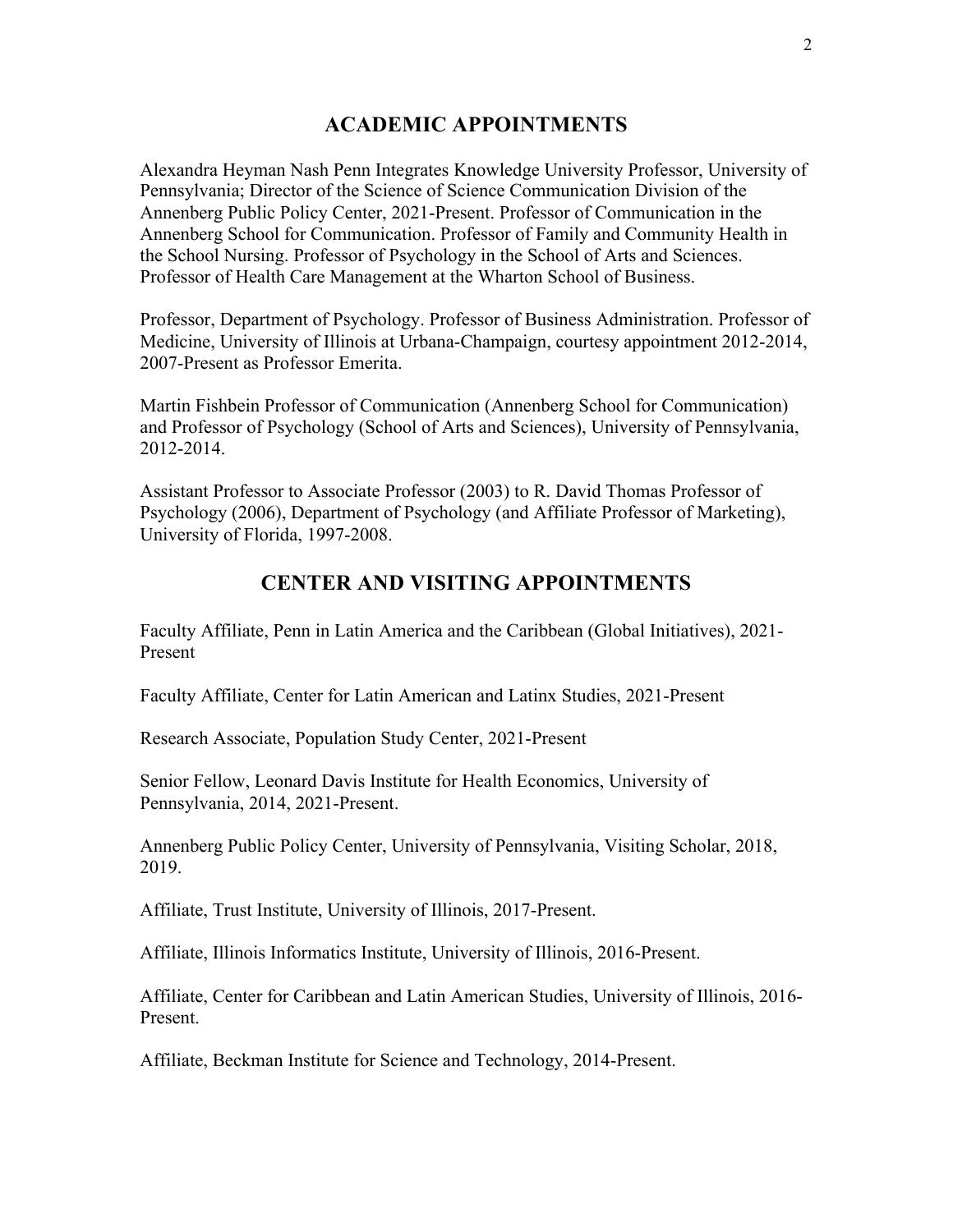## ACADEMIC APPOINTMENTS

Alexandra Heyman Nash Penn Integrates Knowledge University Professor, University of Pennsylvania; Director of the Science of Science Communication Division of the Annenberg Public Policy Center, 2021-Present. Professor of Communication in the Annenberg School for Communication. Professor of Family and Community Health in the School Nursing. Professor of Psychology in the School of Arts and Sciences. Professor of Health Care Management at the Wharton School of Business.

Professor, Department of Psychology. Professor of Business Administration. Professor of Medicine, University of Illinois at Urbana-Champaign, courtesy appointment 2012-2014, 2007-Present as Professor Emerita.

Martin Fishbein Professor of Communication (Annenberg School for Communication) and Professor of Psychology (School of Arts and Sciences), University of Pennsylvania, 2012-2014.

Assistant Professor to Associate Professor (2003) to R. David Thomas Professor of Psychology (2006), Department of Psychology (and Affiliate Professor of Marketing), University of Florida, 1997-2008.

## CENTER AND VISITING APPOINTMENTS

Faculty Affiliate, Penn in Latin America and the Caribbean (Global Initiatives), 2021-Present

Faculty Affiliate, Center for Latin American and Latinx Studies, 2021-Present

Research Associate, Population Study Center, 2021-Present

Senior Fellow, Leonard Davis Institute for Health Economics, University of Pennsylvania, 2014, 2021-Present.

Annenberg Public Policy Center, University of Pennsylvania, Visiting Scholar, 2018, 2019.

Affiliate, Trust Institute, University of Illinois, 2017-Present.

Affiliate, Illinois Informatics Institute, University of Illinois, 2016-Present.

Affiliate, Center for Caribbean and Latin American Studies, University of Illinois, 2016-Present.

Affiliate, Beckman Institute for Science and Technology, 2014-Present.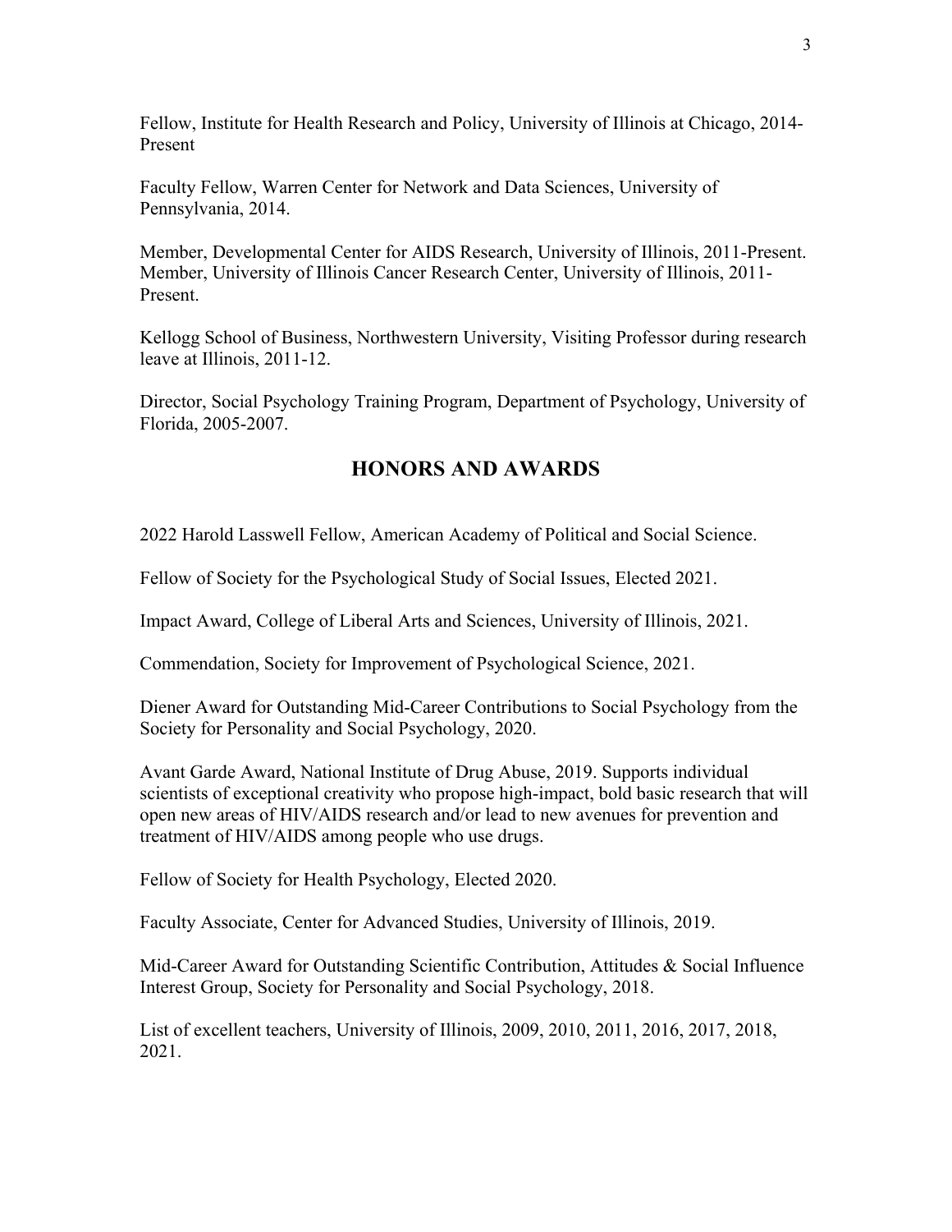Fellow, Institute for Health Research and Policy, University of Illinois at Chicago, 2014-Present

Faculty Fellow, Warren Center for Network and Data Sciences, University of Pennsylvania, 2014.

Member, Developmental Center for AIDS Research, University of Illinois, 2011-Present.
Member, University of Illinois Cancer Research Center, University of Illinois, 2011-Present.

Kellogg School of Business, Northwestern University, Visiting Professor during research leave at Illinois, 2011-12.

Director, Social Psychology Training Program, Department of Psychology, University of Florida, 2005-2007.

## HONORS AND AWARDS

2022 Harold Lasswell Fellow, American Academy of Political and Social Science.

Fellow of Society for the Psychological Study of Social Issues, Elected 2021.

Impact Award, College of Liberal Arts and Sciences, University of Illinois, 2021.

Commendation, Society for Improvement of Psychological Science, 2021.

Diener Award for Outstanding Mid-Career Contributions to Social Psychology from the Society for Personality and Social Psychology, 2020.

Avant Garde Award, National Institute of Drug Abuse, 2019. Supports individual scientists of exceptional creativity who propose high-impact, bold basic research that will open new areas of HIV/AIDS research and/or lead to new avenues for prevention and treatment of HIV/AIDS among people who use drugs.

Fellow of Society for Health Psychology, Elected 2020.

Faculty Associate, Center for Advanced Studies, University of Illinois, 2019.

Mid-Career Award for Outstanding Scientific Contribution, Attitudes & Social Influence Interest Group, Society for Personality and Social Psychology, 2018.

List of excellent teachers, University of Illinois, 2009, 2010, 2011, 2016, 2017, 2018, 2021.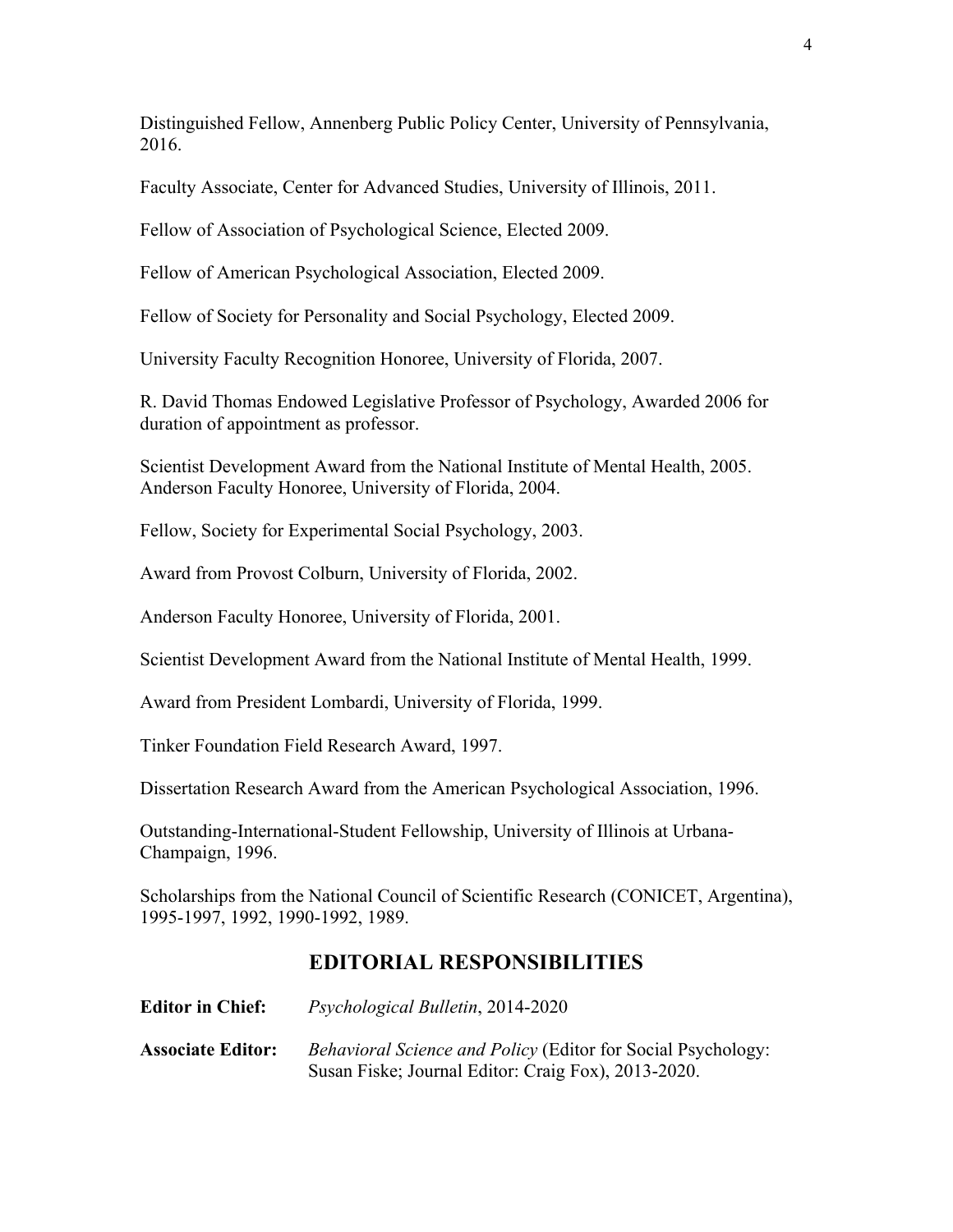Distinguished Fellow, Annenberg Public Policy Center, University of Pennsylvania, 2016.

Faculty Associate, Center for Advanced Studies, University of Illinois, 2011.

Fellow of Association of Psychological Science, Elected 2009.

Fellow of American Psychological Association, Elected 2009.

Fellow of Society for Personality and Social Psychology, Elected 2009.

University Faculty Recognition Honoree, University of Florida, 2007.

R. David Thomas Endowed Legislative Professor of Psychology, Awarded 2006 for duration of appointment as professor.

Scientist Development Award from the National Institute of Mental Health, 2005.
Anderson Faculty Honoree, University of Florida, 2004.

Fellow, Society for Experimental Social Psychology, 2003.

Award from Provost Colburn, University of Florida, 2002.

Anderson Faculty Honoree, University of Florida, 2001.

Scientist Development Award from the National Institute of Mental Health, 1999.

Award from President Lombardi, University of Florida, 1999.

Tinker Foundation Field Research Award, 1997.

Dissertation Research Award from the American Psychological Association, 1996.

Outstanding-International-Student Fellowship, University of Illinois at Urbana-Champaign, 1996.

Scholarships from the National Council of Scientific Research (CONICET, Argentina), 1995-1997, 1992, 1990-1992, 1989.

## EDITORIAL RESPONSIBILITIES

**Editor in Chief:** *Psychological Bulletin*, 2014-2020

**Associate Editor:** *Behavioral Science and Policy* (Editor for Social Psychology: Susan Fiske; Journal Editor: Craig Fox), 2013-2020.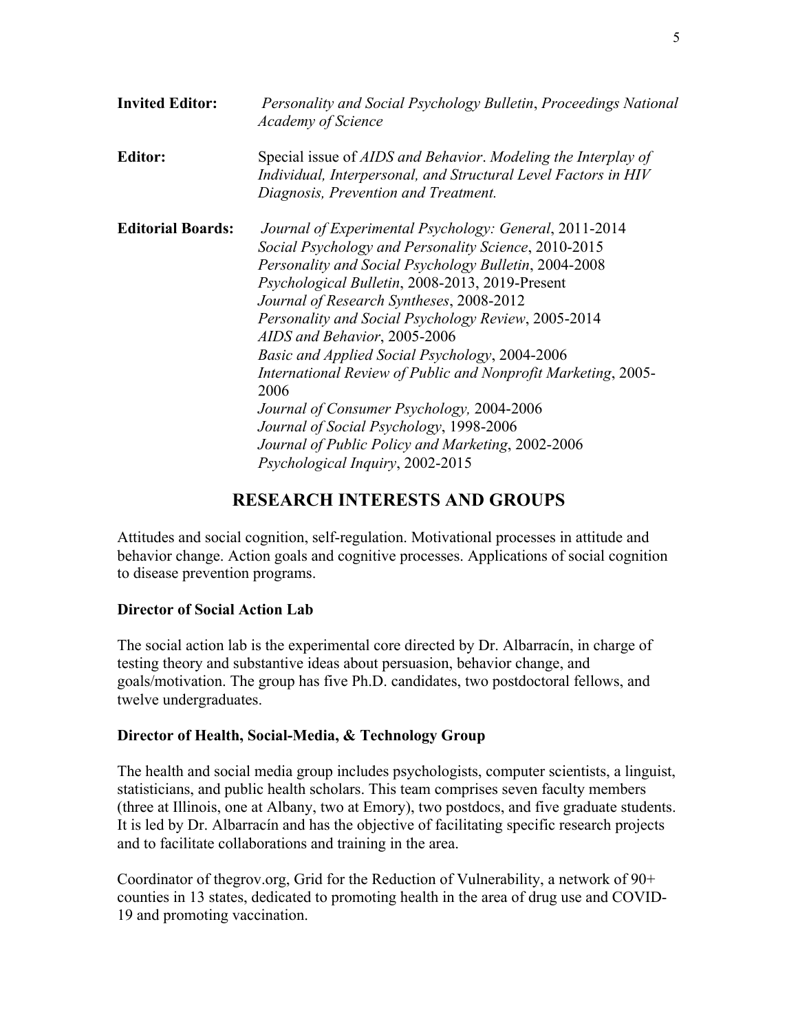**Invited Editor:** *Personality and Social Psychology Bulletin*, *Proceedings National Academy of Science*

**Editor:** Special issue of *AIDS and Behavior*. *Modeling the Interplay of Individual, Interpersonal, and Structural Level Factors in HIV Diagnosis, Prevention and Treatment.*

**Editorial Boards:**
*Journal of Experimental Psychology: General*, 2011-2014
*Social Psychology and Personality Science*, 2010-2015
*Personality and Social Psychology Bulletin*, 2004-2008
*Psychological Bulletin*, 2008-2013, 2019-Present
*Journal of Research Syntheses*, 2008-2012
*Personality and Social Psychology Review*, 2005-2014
*AIDS and Behavior*, 2005-2006
*Basic and Applied Social Psychology*, 2004-2006
*International Review of Public and Nonprofit Marketing*, 2005-2006
*Journal of Consumer Psychology,* 2004-2006
*Journal of Social Psychology*, 1998-2006
*Journal of Public Policy and Marketing*, 2002-2006
*Psychological Inquiry*, 2002-2015

## RESEARCH INTERESTS AND GROUPS

Attitudes and social cognition, self-regulation. Motivational processes in attitude and behavior change. Action goals and cognitive processes. Applications of social cognition to disease prevention programs.

**Director of Social Action Lab**

The social action lab is the experimental core directed by Dr. Albarracín, in charge of testing theory and substantive ideas about persuasion, behavior change, and goals/motivation. The group has five Ph.D. candidates, two postdoctoral fellows, and twelve undergraduates.

**Director of Health, Social-Media, & Technology Group**

The health and social media group includes psychologists, computer scientists, a linguist, statisticians, and public health scholars. This team comprises seven faculty members (three at Illinois, one at Albany, two at Emory), two postdocs, and five graduate students. It is led by Dr. Albarracín and has the objective of facilitating specific research projects and to facilitate collaborations and training in the area.

Coordinator of thegrov.org, Grid for the Reduction of Vulnerability, a network of 90+ counties in 13 states, dedicated to promoting health in the area of drug use and COVID-19 and promoting vaccination.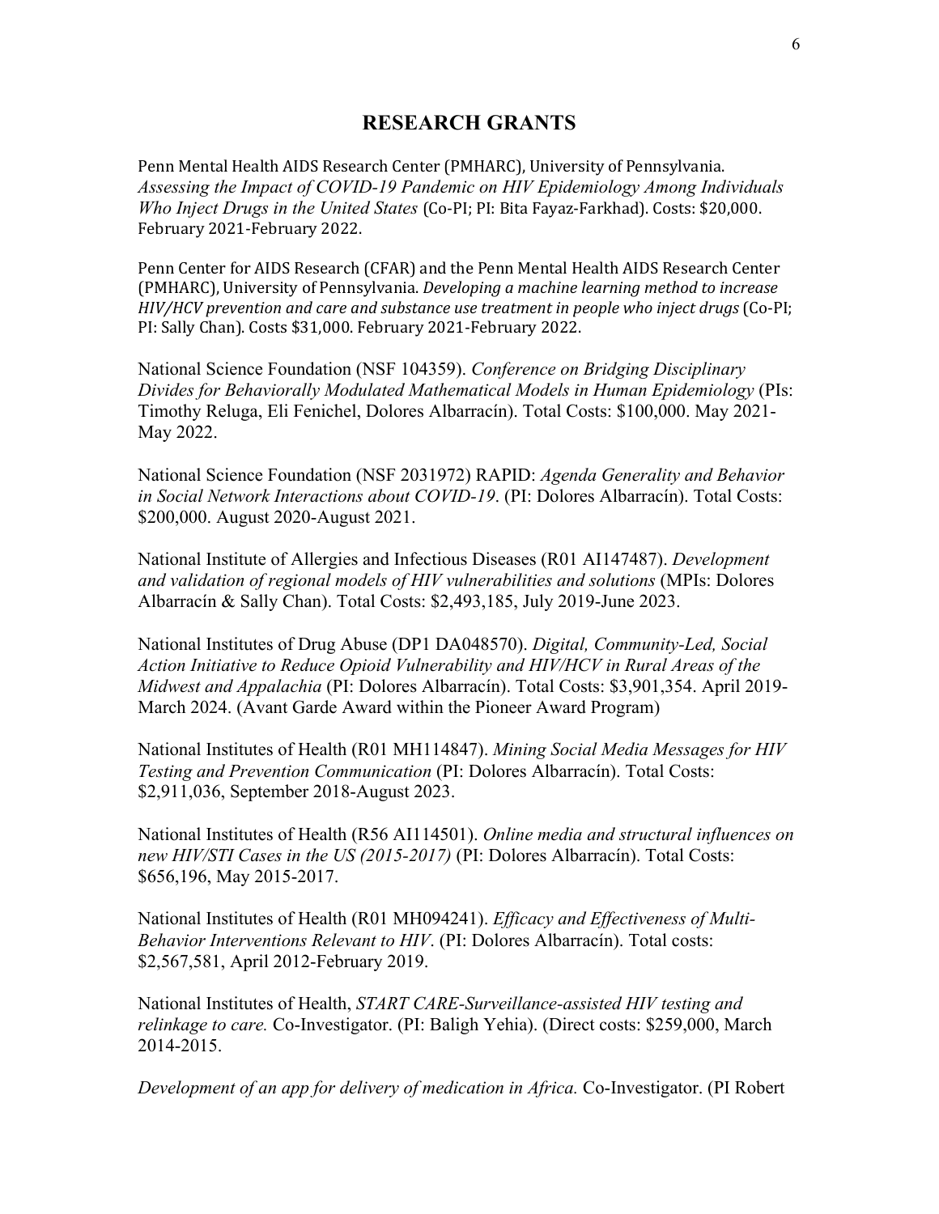## RESEARCH GRANTS

Penn Mental Health AIDS Research Center (PMHARC), University of Pennsylvania. *Assessing the Impact of COVID-19 Pandemic on HIV Epidemiology Among Individuals Who Inject Drugs in the United States* (Co-PI; PI: Bita Fayaz-Farkhad). Costs: $20,000. February 2021-February 2022.

Penn Center for AIDS Research (CFAR) and the Penn Mental Health AIDS Research Center (PMHARC), University of Pennsylvania. *Developing a machine learning method to increase HIV/HCV prevention and care and substance use treatment in people who inject drugs* (Co-PI; PI: Sally Chan). Costs $31,000. February 2021-February 2022.

National Science Foundation (NSF 104359). *Conference on Bridging Disciplinary Divides for Behaviorally Modulated Mathematical Models in Human Epidemiology* (PIs: Timothy Reluga, Eli Fenichel, Dolores Albarracín). Total Costs: $100,000. May 2021-May 2022.

National Science Foundation (NSF 2031972) RAPID: *Agenda Generality and Behavior in Social Network Interactions about COVID-19*. (PI: Dolores Albarracín). Total Costs: $200,000. August 2020-August 2021.

National Institute of Allergies and Infectious Diseases (R01 AI147487). *Development and validation of regional models of HIV vulnerabilities and solutions* (MPIs: Dolores Albarracín & Sally Chan). Total Costs: $2,493,185, July 2019-June 2023.

National Institutes of Drug Abuse (DP1 DA048570). *Digital, Community-Led, Social Action Initiative to Reduce Opioid Vulnerability and HIV/HCV in Rural Areas of the Midwest and Appalachia* (PI: Dolores Albarracín). Total Costs: $3,901,354. April 2019-March 2024. (Avant Garde Award within the Pioneer Award Program)

National Institutes of Health (R01 MH114847). *Mining Social Media Messages for HIV Testing and Prevention Communication* (PI: Dolores Albarracín). Total Costs: $2,911,036, September 2018-August 2023.

National Institutes of Health (R56 AI114501). *Online media and structural influences on new HIV/STI Cases in the US (2015-2017)* (PI: Dolores Albarracín). Total Costs: $656,196, May 2015-2017.

National Institutes of Health (R01 MH094241). *Efficacy and Effectiveness of Multi-Behavior Interventions Relevant to HIV*. (PI: Dolores Albarracín). Total costs: $2,567,581, April 2012-February 2019.

National Institutes of Health, *START CARE-Surveillance-assisted HIV testing and relinkage to care.* Co-Investigator. (PI: Baligh Yehia). (Direct costs: $259,000, March 2014-2015.

*Development of an app for delivery of medication in Africa.* Co-Investigator. (PI Robert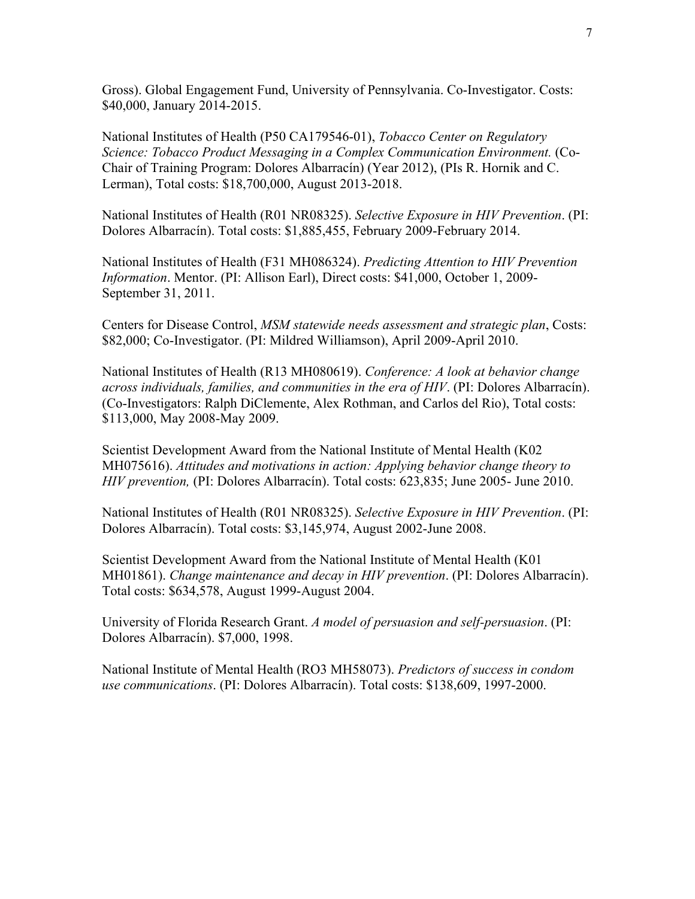Gross). Global Engagement Fund, University of Pennsylvania. Co-Investigator. Costs: $40,000, January 2014-2015.

National Institutes of Health (P50 CA179546-01), *Tobacco Center on Regulatory Science: Tobacco Product Messaging in a Complex Communication Environment.* (Co-Chair of Training Program: Dolores Albarracín) (Year 2012), (PIs R. Hornik and C. Lerman), Total costs: $18,700,000, August 2013-2018.

National Institutes of Health (R01 NR08325). *Selective Exposure in HIV Prevention*. (PI: Dolores Albarracín). Total costs: $1,885,455, February 2009-February 2014.

National Institutes of Health (F31 MH086324). *Predicting Attention to HIV Prevention Information*. Mentor. (PI: Allison Earl), Direct costs: $41,000, October 1, 2009-September 31, 2011.

Centers for Disease Control, *MSM statewide needs assessment and strategic plan*, Costs: $82,000; Co-Investigator. (PI: Mildred Williamson), April 2009-April 2010.

National Institutes of Health (R13 MH080619). *Conference: A look at behavior change across individuals, families, and communities in the era of HIV*. (PI: Dolores Albarracín). (Co-Investigators: Ralph DiClemente, Alex Rothman, and Carlos del Rio), Total costs: $113,000, May 2008-May 2009.

Scientist Development Award from the National Institute of Mental Health (K02 MH075616). *Attitudes and motivations in action: Applying behavior change theory to HIV prevention,* (PI: Dolores Albarracín). Total costs: 623,835; June 2005- June 2010.

National Institutes of Health (R01 NR08325). *Selective Exposure in HIV Prevention*. (PI: Dolores Albarracín). Total costs: $3,145,974, August 2002-June 2008.

Scientist Development Award from the National Institute of Mental Health (K01 MH01861). *Change maintenance and decay in HIV prevention*. (PI: Dolores Albarracín). Total costs: $634,578, August 1999-August 2004.

University of Florida Research Grant. *A model of persuasion and self-persuasion*. (PI: Dolores Albarracín). $7,000, 1998.

National Institute of Mental Health (RO3 MH58073). *Predictors of success in condom use communications*. (PI: Dolores Albarracín). Total costs: $138,609, 1997-2000.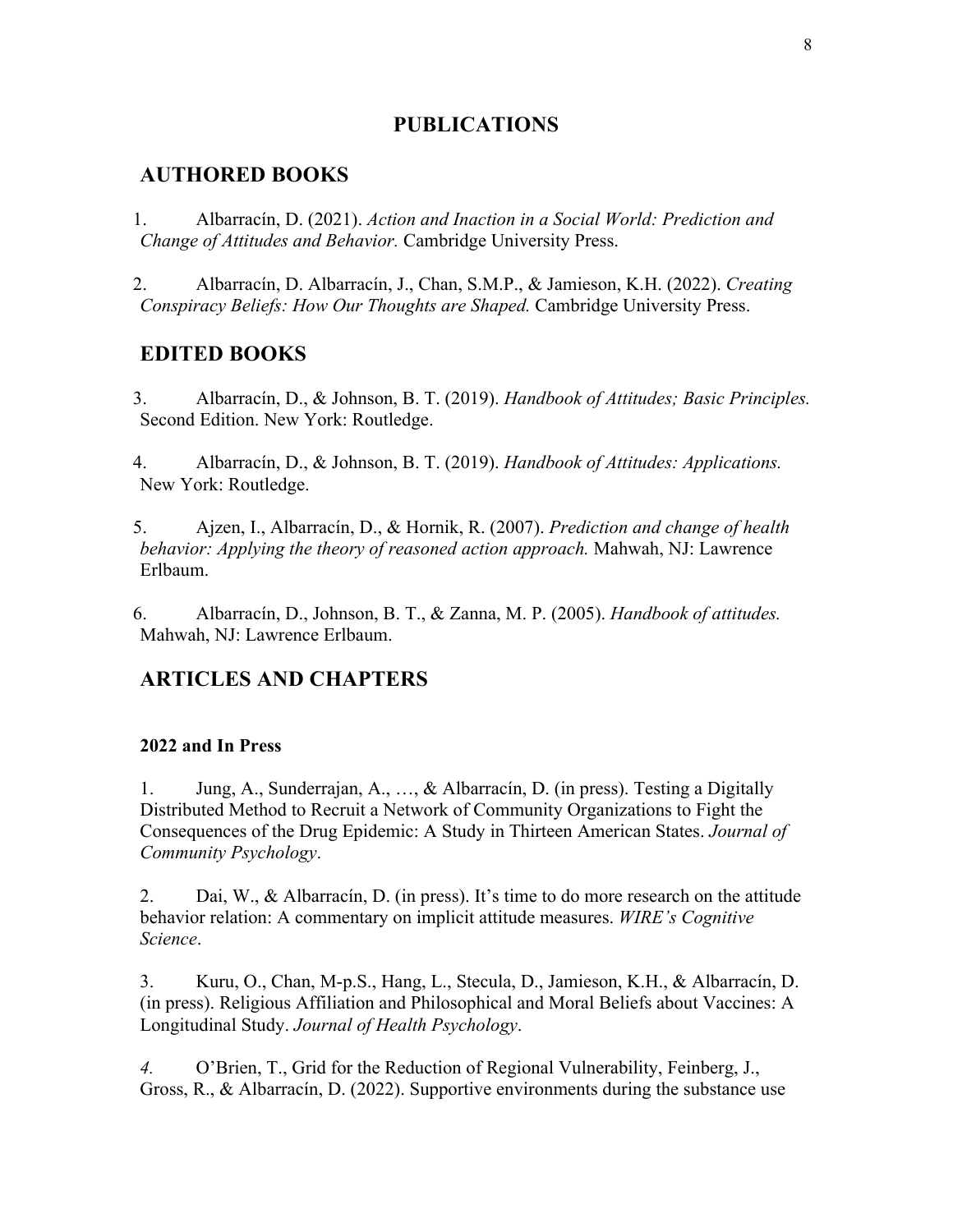# PUBLICATIONS

## AUTHORED BOOKS

1. Albarracín, D. (2021). *Action and Inaction in a Social World: Prediction and Change of Attitudes and Behavior.* Cambridge University Press.

2. Albarracín, D. Albarracín, J., Chan, S.M.P., & Jamieson, K.H. (2022). *Creating Conspiracy Beliefs: How Our Thoughts are Shaped.* Cambridge University Press.

## EDITED BOOKS

3. Albarracín, D., & Johnson, B. T. (2019). *Handbook of Attitudes; Basic Principles.* Second Edition. New York: Routledge.

4. Albarracín, D., & Johnson, B. T. (2019). *Handbook of Attitudes: Applications.* New York: Routledge.

5. Ajzen, I., Albarracín, D., & Hornik, R. (2007). *Prediction and change of health behavior: Applying the theory of reasoned action approach.* Mahwah, NJ: Lawrence Erlbaum.

6. Albarracín, D., Johnson, B. T., & Zanna, M. P. (2005). *Handbook of attitudes.* Mahwah, NJ: Lawrence Erlbaum.

## ARTICLES AND CHAPTERS

**2022 and In Press**

1. Jung, A., Sunderrajan, A., …, & Albarracín, D. (in press). Testing a Digitally Distributed Method to Recruit a Network of Community Organizations to Fight the Consequences of the Drug Epidemic: A Study in Thirteen American States. *Journal of Community Psychology*.

2. Dai, W., & Albarracín, D. (in press). It's time to do more research on the attitude behavior relation: A commentary on implicit attitude measures. *WIRE's Cognitive Science*.

3. Kuru, O., Chan, M-p.S., Hang, L., Stecula, D., Jamieson, K.H., & Albarracín, D. (in press). Religious Affiliation and Philosophical and Moral Beliefs about Vaccines: A Longitudinal Study. *Journal of Health Psychology*.

4. O'Brien, T., Grid for the Reduction of Regional Vulnerability, Feinberg, J., Gross, R., & Albarracín, D. (2022). Supportive environments during the substance use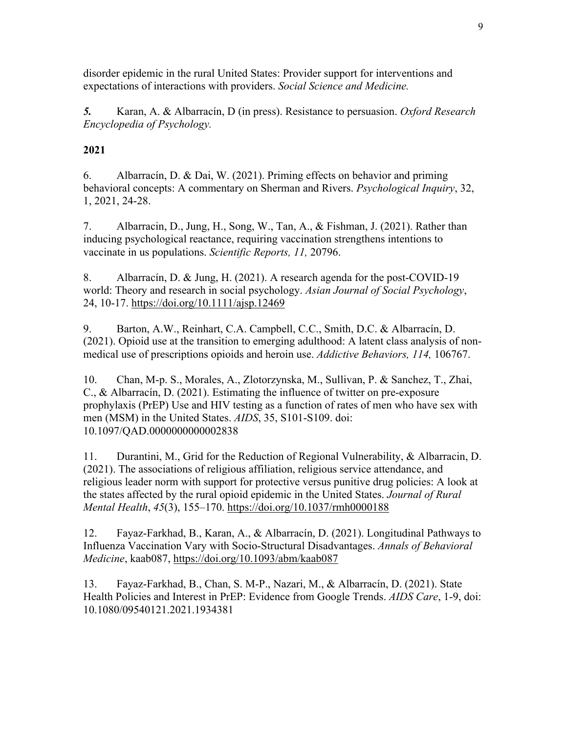disorder epidemic in the rural United States: Provider support for interventions and expectations of interactions with providers. *Social Science and Medicine.*

***5.*** Karan, A. & Albarracín, D (in press). Resistance to persuasion. *Oxford Research Encyclopedia of Psychology.*

**2021**

6. Albarracín, D. & Dai, W. (2021). Priming effects on behavior and priming behavioral concepts: A commentary on Sherman and Rivers. *Psychological Inquiry*, 32, 1, 2021, 24-28.

7. Albarracin, D., Jung, H., Song, W., Tan, A., & Fishman, J. (2021). Rather than inducing psychological reactance, requiring vaccination strengthens intentions to vaccinate in us populations. *Scientific Reports, 11,* 20796.

8. Albarracín, D. & Jung, H. (2021). A research agenda for the post-COVID-19 world: Theory and research in social psychology. *Asian Journal of Social Psychology*, 24, 10-17. https://doi.org/10.1111/ajsp.12469

9. Barton, A.W., Reinhart, C.A. Campbell, C.C., Smith, D.C. & Albarracín, D. (2021). Opioid use at the transition to emerging adulthood: A latent class analysis of non-medical use of prescriptions opioids and heroin use. *Addictive Behaviors, 114,* 106767.

10. Chan, M-p. S., Morales, A., Zlotorzynska, M., Sullivan, P. & Sanchez, T., Zhai, C., & Albarracín, D. (2021). Estimating the influence of twitter on pre-exposure prophylaxis (PrEP) Use and HIV testing as a function of rates of men who have sex with men (MSM) in the United States. *AIDS*, 35, S101-S109. doi: 10.1097/QAD.0000000000002838

11. Durantini, M., Grid for the Reduction of Regional Vulnerability, & Albarracin, D. (2021). The associations of religious affiliation, religious service attendance, and religious leader norm with support for protective versus punitive drug policies: A look at the states affected by the rural opioid epidemic in the United States. *Journal of Rural Mental Health*, *45*(3), 155–170. https://doi.org/10.1037/rmh0000188

12. Fayaz-Farkhad, B., Karan, A., & Albarracín, D. (2021). Longitudinal Pathways to Influenza Vaccination Vary with Socio-Structural Disadvantages. *Annals of Behavioral Medicine*, kaab087, https://doi.org/10.1093/abm/kaab087

13. Fayaz-Farkhad, B., Chan, S. M-P., Nazari, M., & Albarracín, D. (2021). State Health Policies and Interest in PrEP: Evidence from Google Trends. *AIDS Care*, 1-9, doi: 10.1080/09540121.2021.1934381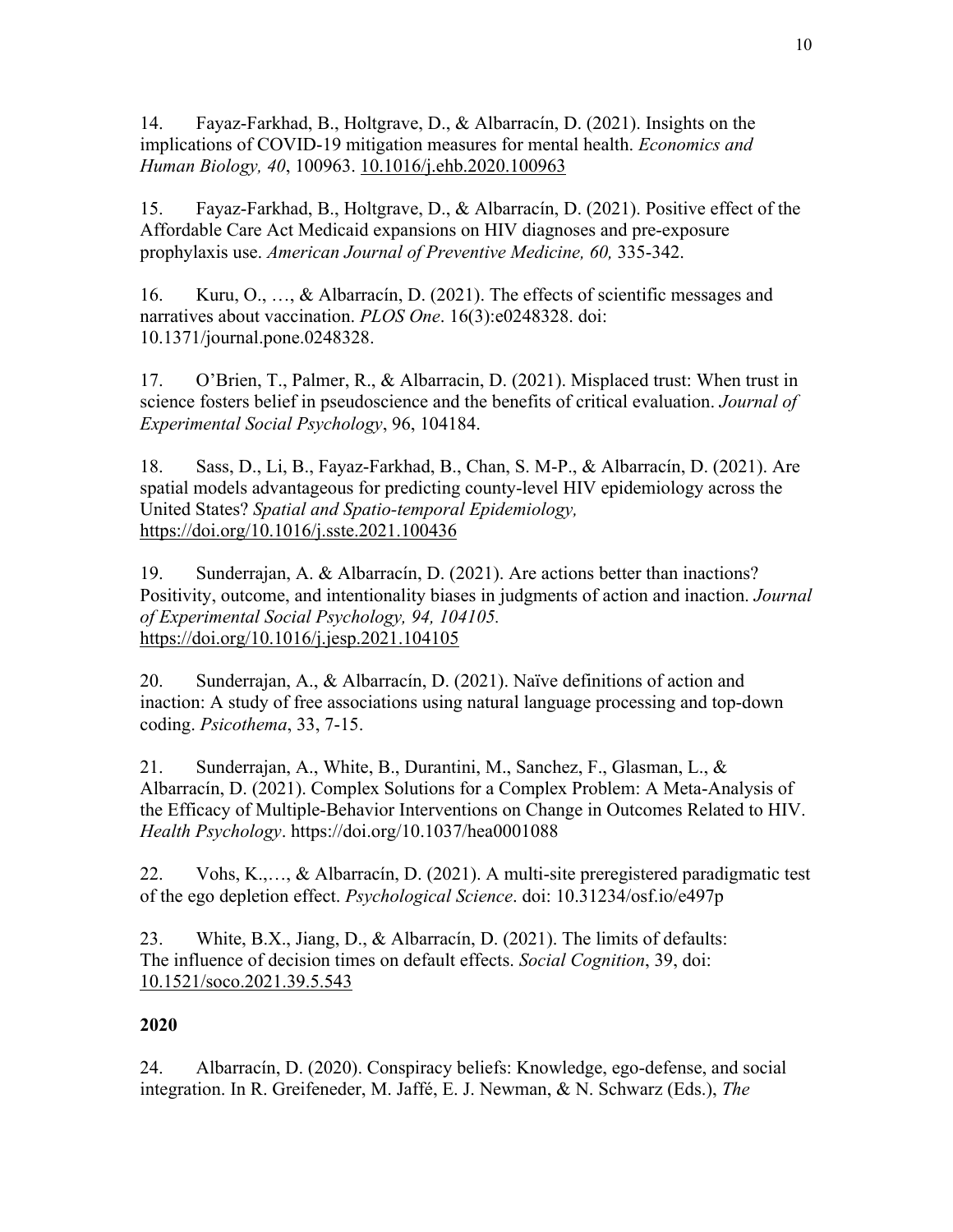14. Fayaz-Farkhad, B., Holtgrave, D., & Albarracín, D. (2021). Insights on the implications of COVID-19 mitigation measures for mental health. *Economics and Human Biology, 40*, 100963. 10.1016/j.ehb.2020.100963

15. Fayaz-Farkhad, B., Holtgrave, D., & Albarracín, D. (2021). Positive effect of the Affordable Care Act Medicaid expansions on HIV diagnoses and pre-exposure prophylaxis use. *American Journal of Preventive Medicine, 60,* 335-342.

16. Kuru, O., …, & Albarracín, D. (2021). The effects of scientific messages and narratives about vaccination. *PLOS One*. 16(3):e0248328. doi: 10.1371/journal.pone.0248328.

17. O'Brien, T., Palmer, R., & Albarracin, D. (2021). Misplaced trust: When trust in science fosters belief in pseudoscience and the benefits of critical evaluation. *Journal of Experimental Social Psychology*, 96, 104184.

18. Sass, D., Li, B., Fayaz-Farkhad, B., Chan, S. M-P., & Albarracín, D. (2021). Are spatial models advantageous for predicting county-level HIV epidemiology across the United States? *Spatial and Spatio-temporal Epidemiology,* https://doi.org/10.1016/j.sste.2021.100436

19. Sunderrajan, A. & Albarracín, D. (2021). Are actions better than inactions? Positivity, outcome, and intentionality biases in judgments of action and inaction. *Journal of Experimental Social Psychology, 94, 104105.* https://doi.org/10.1016/j.jesp.2021.104105

20. Sunderrajan, A., & Albarracín, D. (2021). Naïve definitions of action and inaction: A study of free associations using natural language processing and top-down coding. *Psicothema*, 33, 7-15.

21. Sunderrajan, A., White, B., Durantini, M., Sanchez, F., Glasman, L., & Albarracín, D. (2021). Complex Solutions for a Complex Problem: A Meta-Analysis of the Efficacy of Multiple-Behavior Interventions on Change in Outcomes Related to HIV. *Health Psychology*. https://doi.org/10.1037/hea0001088

22. Vohs, K.,…, & Albarracín, D. (2021). A multi-site preregistered paradigmatic test of the ego depletion effect. *Psychological Science*. doi: 10.31234/osf.io/e497p

23. White, B.X., Jiang, D., & Albarracín, D. (2021). The limits of defaults: The influence of decision times on default effects. *Social Cognition*, 39, doi: 10.1521/soco.2021.39.5.543

**2020**

24. Albarracín, D. (2020). Conspiracy beliefs: Knowledge, ego-defense, and social integration. In R. Greifeneder, M. Jaffé, E. J. Newman, & N. Schwarz (Eds.), *The*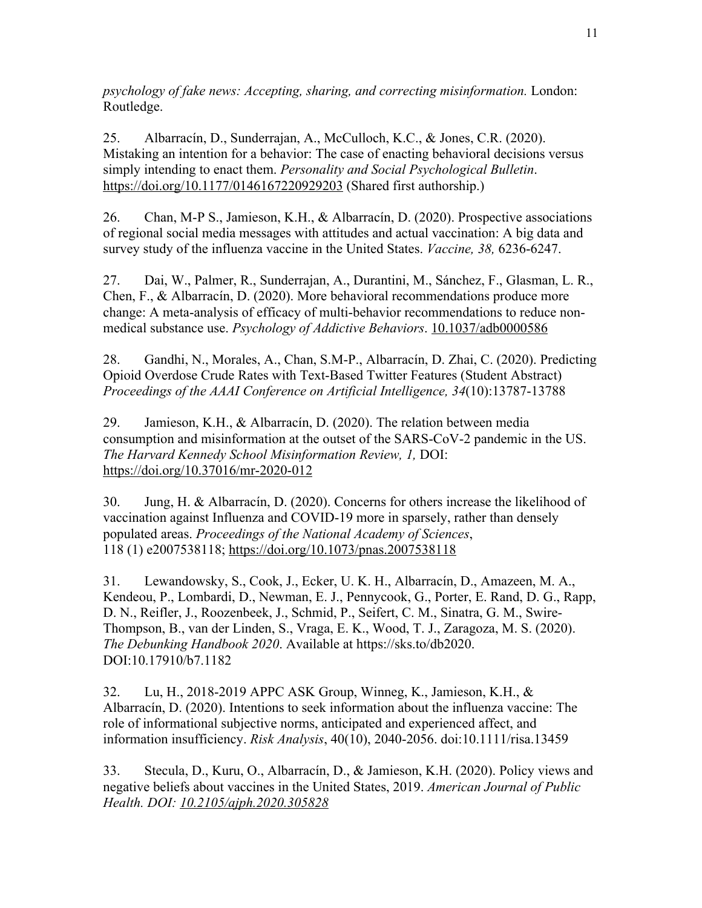*psychology of fake news: Accepting, sharing, and correcting misinformation.* London: Routledge.

25. Albarracín, D., Sunderrajan, A., McCulloch, K.C., & Jones, C.R. (2020). Mistaking an intention for a behavior: The case of enacting behavioral decisions versus simply intending to enact them. *Personality and Social Psychological Bulletin*. https://doi.org/10.1177/0146167220929203 (Shared first authorship.)

26. Chan, M-P S., Jamieson, K.H., & Albarracín, D. (2020). Prospective associations of regional social media messages with attitudes and actual vaccination: A big data and survey study of the influenza vaccine in the United States. *Vaccine, 38,* 6236-6247.

27. Dai, W., Palmer, R., Sunderrajan, A., Durantini, M., Sánchez, F., Glasman, L. R., Chen, F., & Albarracín, D. (2020). More behavioral recommendations produce more change: A meta-analysis of efficacy of multi-behavior recommendations to reduce non-medical substance use. *Psychology of Addictive Behaviors*. 10.1037/adb0000586

28. Gandhi, N., Morales, A., Chan, S.M-P., Albarracín, D. Zhai, C. (2020). Predicting Opioid Overdose Crude Rates with Text-Based Twitter Features (Student Abstract) *Proceedings of the AAAI Conference on Artificial Intelligence, 34*(10):13787-13788

29. Jamieson, K.H., & Albarracín, D. (2020). The relation between media consumption and misinformation at the outset of the SARS-CoV-2 pandemic in the US. *The Harvard Kennedy School Misinformation Review, 1,* DOI: https://doi.org/10.37016/mr-2020-012

30. Jung, H. & Albarracín, D. (2020). Concerns for others increase the likelihood of vaccination against Influenza and COVID-19 more in sparsely, rather than densely populated areas. *Proceedings of the National Academy of Sciences*, 118 (1) e2007538118; https://doi.org/10.1073/pnas.2007538118

31. Lewandowsky, S., Cook, J., Ecker, U. K. H., Albarracín, D., Amazeen, M. A., Kendeou, P., Lombardi, D., Newman, E. J., Pennycook, G., Porter, E. Rand, D. G., Rapp, D. N., Reifler, J., Roozenbeek, J., Schmid, P., Seifert, C. M., Sinatra, G. M., Swire-Thompson, B., van der Linden, S., Vraga, E. K., Wood, T. J., Zaragoza, M. S. (2020). *The Debunking Handbook 2020*. Available at https://sks.to/db2020. DOI:10.17910/b7.1182

32. Lu, H., 2018-2019 APPC ASK Group, Winneg, K., Jamieson, K.H., & Albarracín, D. (2020). Intentions to seek information about the influenza vaccine: The role of informational subjective norms, anticipated and experienced affect, and information insufficiency. *Risk Analysis*, 40(10), 2040-2056. doi:10.1111/risa.13459

33. Stecula, D., Kuru, O., Albarracín, D., & Jamieson, K.H. (2020). Policy views and negative beliefs about vaccines in the United States, 2019. *American Journal of Public Health. DOI: 10.2105/ajph.2020.305828*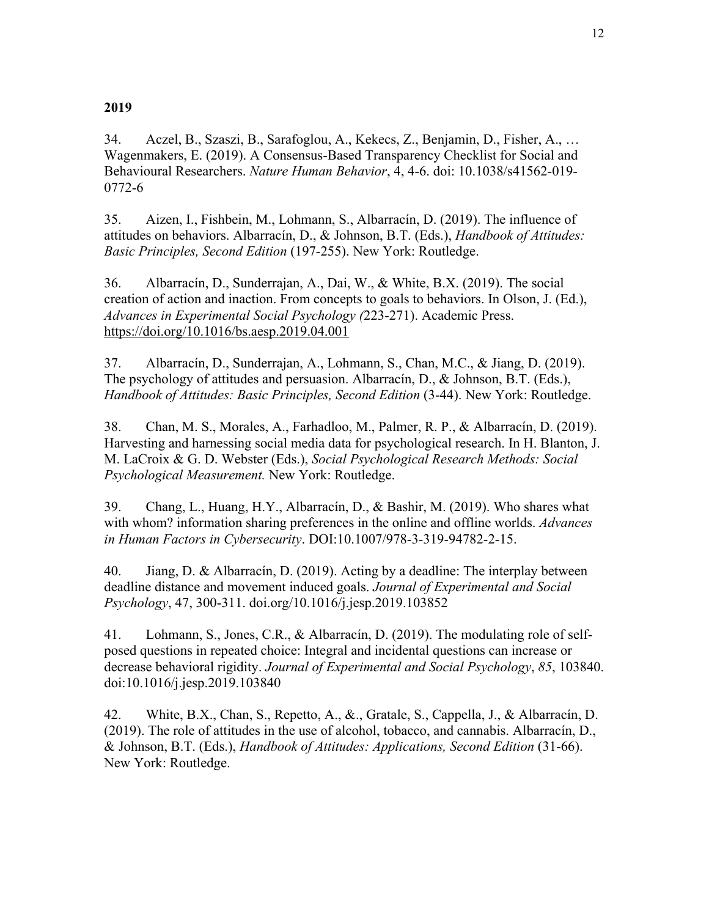**2019**

34. Aczel, B., Szaszi, B., Sarafoglou, A., Kekecs, Z., Benjamin, D., Fisher, A., … Wagenmakers, E. (2019). A Consensus-Based Transparency Checklist for Social and Behavioural Researchers. *Nature Human Behavior*, 4, 4-6. doi: 10.1038/s41562-019-0772-6

35. Aizen, I., Fishbein, M., Lohmann, S., Albarracín, D. (2019). The influence of attitudes on behaviors. Albarracín, D., & Johnson, B.T. (Eds.), *Handbook of Attitudes: Basic Principles, Second Edition* (197-255). New York: Routledge.

36. Albarracín, D., Sunderrajan, A., Dai, W., & White, B.X. (2019). The social creation of action and inaction. From concepts to goals to behaviors. In Olson, J. (Ed.), *Advances in Experimental Social Psychology (*223-271). Academic Press. https://doi.org/10.1016/bs.aesp.2019.04.001

37. Albarracín, D., Sunderrajan, A., Lohmann, S., Chan, M.C., & Jiang, D. (2019). The psychology of attitudes and persuasion. Albarracín, D., & Johnson, B.T. (Eds.), *Handbook of Attitudes: Basic Principles, Second Edition* (3-44). New York: Routledge.

38. Chan, M. S., Morales, A., Farhadloo, M., Palmer, R. P., & Albarracín, D. (2019). Harvesting and harnessing social media data for psychological research. In H. Blanton, J. M. LaCroix & G. D. Webster (Eds.), *Social Psychological Research Methods: Social Psychological Measurement.* New York: Routledge.

39. Chang, L., Huang, H.Y., Albarracín, D., & Bashir, M. (2019). Who shares what with whom? information sharing preferences in the online and offline worlds. *Advances in Human Factors in Cybersecurity*. DOI:10.1007/978-3-319-94782-2-15.

40. Jiang, D. & Albarracín, D. (2019). Acting by a deadline: The interplay between deadline distance and movement induced goals. *Journal of Experimental and Social Psychology*, 47, 300-311. doi.org/10.1016/j.jesp.2019.103852

41. Lohmann, S., Jones, C.R., & Albarracín, D. (2019). The modulating role of self-posed questions in repeated choice: Integral and incidental questions can increase or decrease behavioral rigidity. *Journal of Experimental and Social Psychology*, *85*, 103840. doi:10.1016/j.jesp.2019.103840

42. White, B.X., Chan, S., Repetto, A., &., Gratale, S., Cappella, J., & Albarracín, D. (2019). The role of attitudes in the use of alcohol, tobacco, and cannabis. Albarracín, D., & Johnson, B.T. (Eds.), *Handbook of Attitudes: Applications, Second Edition* (31-66). New York: Routledge.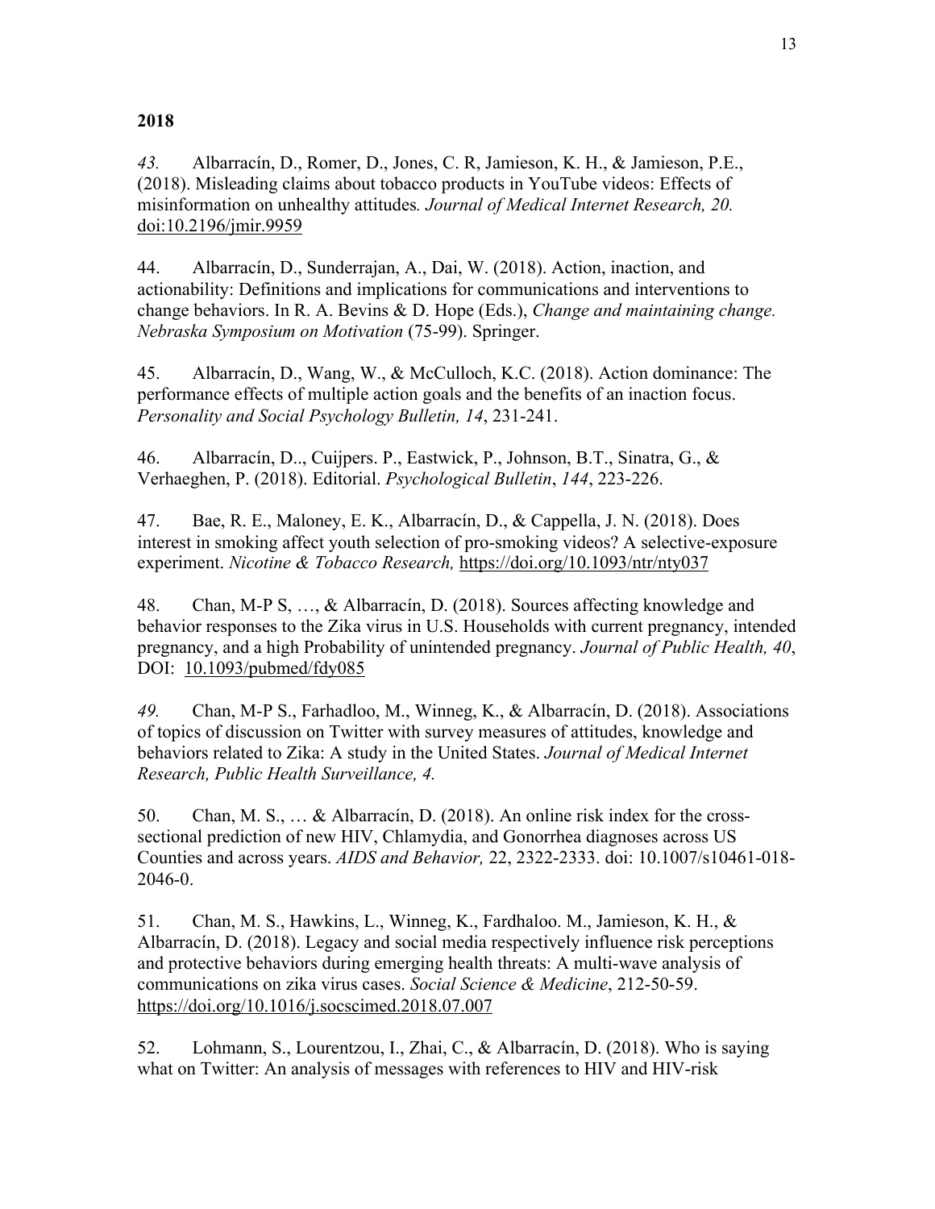**2018**

*43.* Albarracín, D., Romer, D., Jones, C. R, Jamieson, K. H., & Jamieson, P.E., (2018). Misleading claims about tobacco products in YouTube videos: Effects of misinformation on unhealthy attitudes*. Journal of Medical Internet Research, 20.* doi:10.2196/jmir.9959

44. Albarracín, D., Sunderrajan, A., Dai, W. (2018). Action, inaction, and actionability: Definitions and implications for communications and interventions to change behaviors. In R. A. Bevins & D. Hope (Eds.), *Change and maintaining change. Nebraska Symposium on Motivation* (75-99). Springer.

45. Albarracín, D., Wang, W., & McCulloch, K.C. (2018). Action dominance: The performance effects of multiple action goals and the benefits of an inaction focus. *Personality and Social Psychology Bulletin, 14*, 231-241.

46. Albarracín, D.., Cuijpers. P., Eastwick, P., Johnson, B.T., Sinatra, G., & Verhaeghen, P. (2018). Editorial. *Psychological Bulletin*, *144*, 223-226.

47. Bae, R. E., Maloney, E. K., Albarracín, D., & Cappella, J. N. (2018). Does interest in smoking affect youth selection of pro-smoking videos? A selective-exposure experiment. *Nicotine & Tobacco Research,* https://doi.org/10.1093/ntr/nty037

48. Chan, M-P S, …, & Albarracín, D. (2018). Sources affecting knowledge and behavior responses to the Zika virus in U.S. Households with current pregnancy, intended pregnancy, and a high Probability of unintended pregnancy. *Journal of Public Health, 40*, DOI: 10.1093/pubmed/fdy085

*49.* Chan, M-P S., Farhadloo, M., Winneg, K., & Albarracín, D. (2018). Associations of topics of discussion on Twitter with survey measures of attitudes, knowledge and behaviors related to Zika: A study in the United States. *Journal of Medical Internet Research, Public Health Surveillance, 4.*

50. Chan, M. S., … & Albarracín, D. (2018). An online risk index for the cross-sectional prediction of new HIV, Chlamydia, and Gonorrhea diagnoses across US Counties and across years. *AIDS and Behavior,* 22, 2322-2333. doi: 10.1007/s10461-018-2046-0.

51. Chan, M. S., Hawkins, L., Winneg, K., Fardhaloo. M., Jamieson, K. H., & Albarracín, D. (2018). Legacy and social media respectively influence risk perceptions and protective behaviors during emerging health threats: A multi-wave analysis of communications on zika virus cases. *Social Science & Medicine*, 212-50-59. https://doi.org/10.1016/j.socscimed.2018.07.007

52. Lohmann, S., Lourentzou, I., Zhai, C., & Albarracín, D. (2018). Who is saying what on Twitter: An analysis of messages with references to HIV and HIV-risk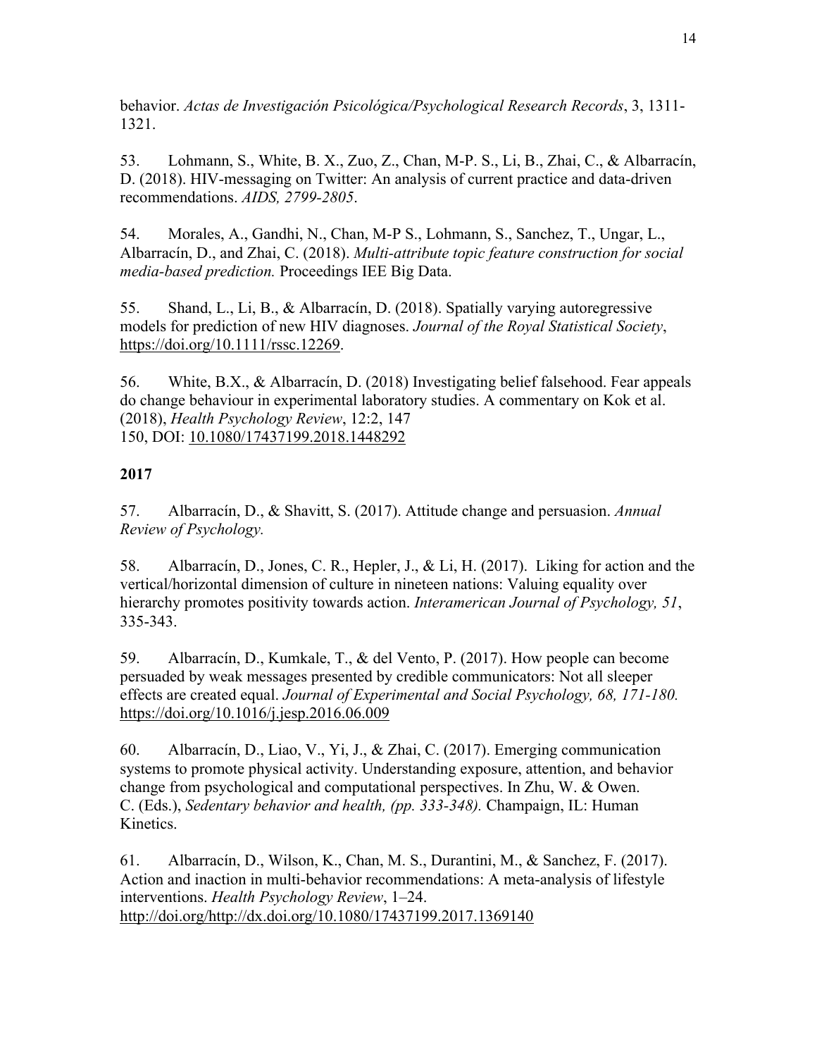behavior. *Actas de Investigación Psicológica/Psychological Research Records*, 3, 1311-1321.

53. Lohmann, S., White, B. X., Zuo, Z., Chan, M-P. S., Li, B., Zhai, C., & Albarracín, D. (2018). HIV-messaging on Twitter: An analysis of current practice and data-driven recommendations. *AIDS, 2799-2805*.

54. Morales, A., Gandhi, N., Chan, M-P S., Lohmann, S., Sanchez, T., Ungar, L., Albarracín, D., and Zhai, C. (2018). *Multi-attribute topic feature construction for social media-based prediction.* Proceedings IEE Big Data.

55. Shand, L., Li, B., & Albarracín, D. (2018). Spatially varying autoregressive models for prediction of new HIV diagnoses. *Journal of the Royal Statistical Society*, https://doi.org/10.1111/rssc.12269.

56. White, B.X., & Albarracín, D. (2018) Investigating belief falsehood. Fear appeals do change behaviour in experimental laboratory studies. A commentary on Kok et al. (2018), *Health Psychology Review*, 12:2, 147
150, DOI: 10.1080/17437199.2018.1448292

**2017**

57. Albarracín, D., & Shavitt, S. (2017). Attitude change and persuasion. *Annual Review of Psychology.*

58. Albarracín, D., Jones, C. R., Hepler, J., & Li, H. (2017). Liking for action and the vertical/horizontal dimension of culture in nineteen nations: Valuing equality over hierarchy promotes positivity towards action. *Interamerican Journal of Psychology, 51*, 335-343.

59. Albarracín, D., Kumkale, T., & del Vento, P. (2017). How people can become persuaded by weak messages presented by credible communicators: Not all sleeper effects are created equal. *Journal of Experimental and Social Psychology, 68, 171-180.* https://doi.org/10.1016/j.jesp.2016.06.009

60. Albarracín, D., Liao, V., Yi, J., & Zhai, C. (2017). Emerging communication systems to promote physical activity. Understanding exposure, attention, and behavior change from psychological and computational perspectives. In Zhu, W. & Owen. C. (Eds.), *Sedentary behavior and health, (pp. 333-348).* Champaign, IL: Human Kinetics.

61. Albarracín, D., Wilson, K., Chan, M. S., Durantini, M., & Sanchez, F. (2017). Action and inaction in multi-behavior recommendations: A meta-analysis of lifestyle interventions. *Health Psychology Review*, 1–24. http://doi.org/http://dx.doi.org/10.1080/17437199.2017.1369140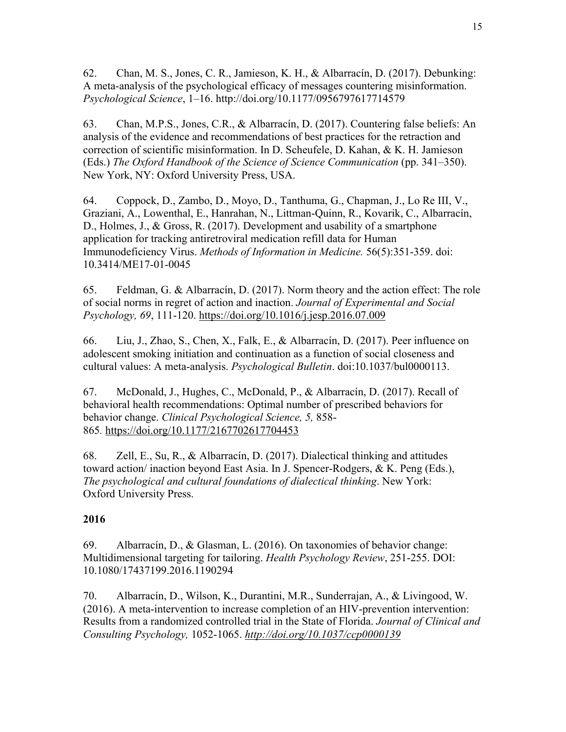62. Chan, M. S., Jones, C. R., Jamieson, K. H., & Albarracín, D. (2017). Debunking: A meta-analysis of the psychological efficacy of messages countering misinformation. *Psychological Science*, 1–16. http://doi.org/10.1177/0956797617714579

63. Chan, M.P.S., Jones, C.R., & Albarracín, D. (2017). Countering false beliefs: An analysis of the evidence and recommendations of best practices for the retraction and correction of scientific misinformation. In D. Scheufele, D. Kahan, & K. H. Jamieson (Eds.) *The Oxford Handbook of the Science of Science Communication* (pp. 341–350). New York, NY: Oxford University Press, USA.

64. Coppock, D., Zambo, D., Moyo, D., Tanthuma, G., Chapman, J., Lo Re III, V., Graziani, A., Lowenthal, E., Hanrahan, N., Littman-Quinn, R., Kovarik, C., Albarracín, D., Holmes, J., & Gross, R. (2017). Development and usability of a smartphone application for tracking antiretroviral medication refill data for Human Immunodeficiency Virus. *Methods of Information in Medicine.* 56(5):351-359. doi: 10.3414/ME17-01-0045

65. Feldman, G. & Albarracín, D. (2017). Norm theory and the action effect: The role of social norms in regret of action and inaction. *Journal of Experimental and Social Psychology, 69*, 111-120. https://doi.org/10.1016/j.jesp.2016.07.009

66. Liu, J., Zhao, S., Chen, X., Falk, E., & Albarracín, D. (2017). Peer influence on adolescent smoking initiation and continuation as a function of social closeness and cultural values: A meta-analysis. *Psychological Bulletin*. doi:10.1037/bul0000113.

67. McDonald, J., Hughes, C., McDonald, P., & Albarracín, D. (2017). Recall of behavioral health recommendations: Optimal number of prescribed behaviors for behavior change. *Clinical Psychological Science, 5,* 858-865. https://doi.org/10.1177/2167702617704453

68. Zell, E., Su, R., & Albarracín, D. (2017). Dialectical thinking and attitudes toward action/ inaction beyond East Asia. In J. Spencer-Rodgers, & K. Peng (Eds.), *The psychological and cultural foundations of dialectical thinking*. New York: Oxford University Press.

**2016**

69. Albarracín, D., & Glasman, L. (2016). On taxonomies of behavior change: Multidimensional targeting for tailoring. *Health Psychology Review*, 251-255. DOI: 10.1080/17437199.2016.1190294

70. Albarracín, D., Wilson, K., Durantini, M.R., Sunderrajan, A., & Livingood, W. (2016). A meta-intervention to increase completion of an HIV-prevention intervention: Results from a randomized controlled trial in the State of Florida. *Journal of Clinical and Consulting Psychology,* 1052-1065. *http://doi.org/10.1037/ccp0000139*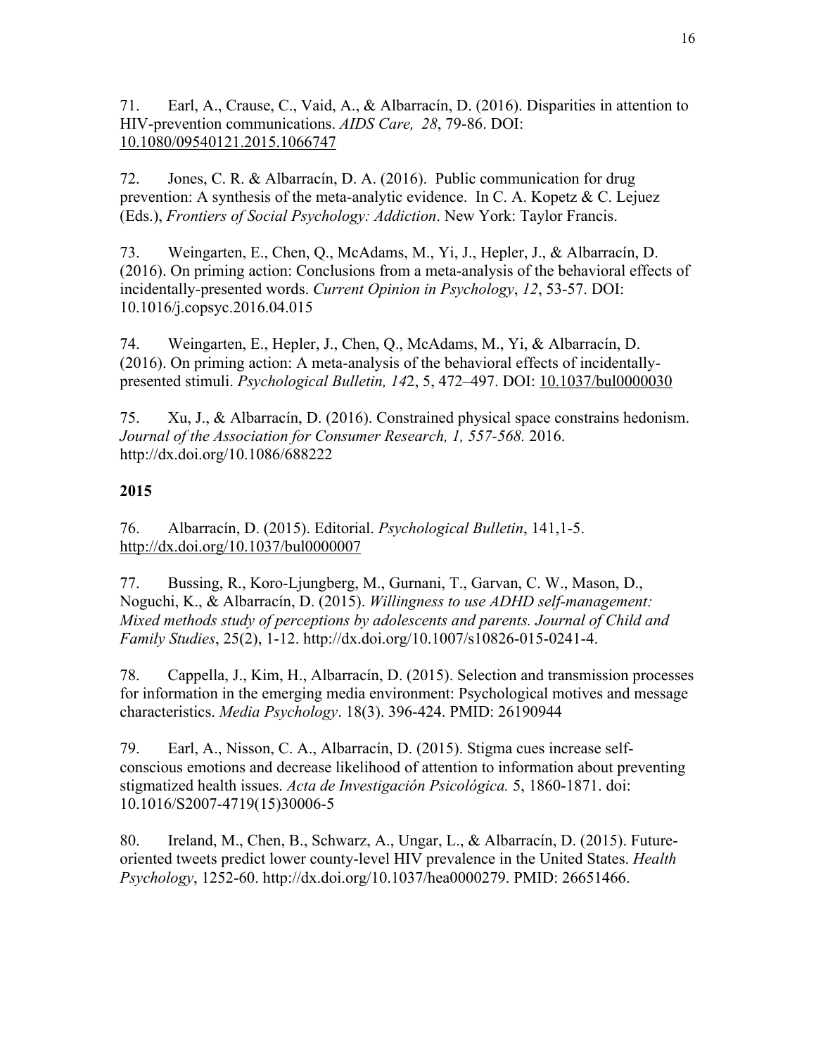71. Earl, A., Crause, C., Vaid, A., & Albarracín, D. (2016). Disparities in attention to HIV-prevention communications. *AIDS Care, 28*, 79-86. DOI: 10.1080/09540121.2015.1066747

72. Jones, C. R. & Albarracín, D. A. (2016). Public communication for drug prevention: A synthesis of the meta-analytic evidence. In C. A. Kopetz & C. Lejuez (Eds.), *Frontiers of Social Psychology: Addiction*. New York: Taylor Francis.

73. Weingarten, E., Chen, Q., McAdams, M., Yi, J., Hepler, J., & Albarracín, D. (2016). On priming action: Conclusions from a meta-analysis of the behavioral effects of incidentally-presented words. *Current Opinion in Psychology*, *12*, 53-57. DOI: 10.1016/j.copsyc.2016.04.015

74. Weingarten, E., Hepler, J., Chen, Q., McAdams, M., Yi, & Albarracín, D. (2016). On priming action: A meta-analysis of the behavioral effects of incidentally-presented stimuli. *Psychological Bulletin, 14*2, 5, 472–497. DOI: 10.1037/bul0000030

75. Xu, J., & Albarracín, D. (2016). Constrained physical space constrains hedonism. *Journal of the Association for Consumer Research, 1, 557-568.* 2016. http://dx.doi.org/10.1086/688222

**2015**

76. Albarracín, D. (2015). Editorial. *Psychological Bulletin*, 141,1-5. http://dx.doi.org/10.1037/bul0000007

77. Bussing, R., Koro-Ljungberg, M., Gurnani, T., Garvan, C. W., Mason, D., Noguchi, K., & Albarracín, D. (2015). *Willingness to use ADHD self-management: Mixed methods study of perceptions by adolescents and parents. Journal of Child and Family Studies*, 25(2), 1-12. http://dx.doi.org/10.1007/s10826-015-0241-4.

78. Cappella, J., Kim, H., Albarracín, D. (2015). Selection and transmission processes for information in the emerging media environment: Psychological motives and message characteristics. *Media Psychology*. 18(3). 396-424. PMID: 26190944

79. Earl, A., Nisson, C. A., Albarracín, D. (2015). Stigma cues increase self-conscious emotions and decrease likelihood of attention to information about preventing stigmatized health issues. *Acta de Investigación Psicológica.* 5, 1860-1871. doi: 10.1016/S2007-4719(15)30006-5

80. Ireland, M., Chen, B., Schwarz, A., Ungar, L., & Albarracín, D. (2015). Future-oriented tweets predict lower county-level HIV prevalence in the United States. *Health Psychology*, 1252-60. http://dx.doi.org/10.1037/hea0000279. PMID: 26651466.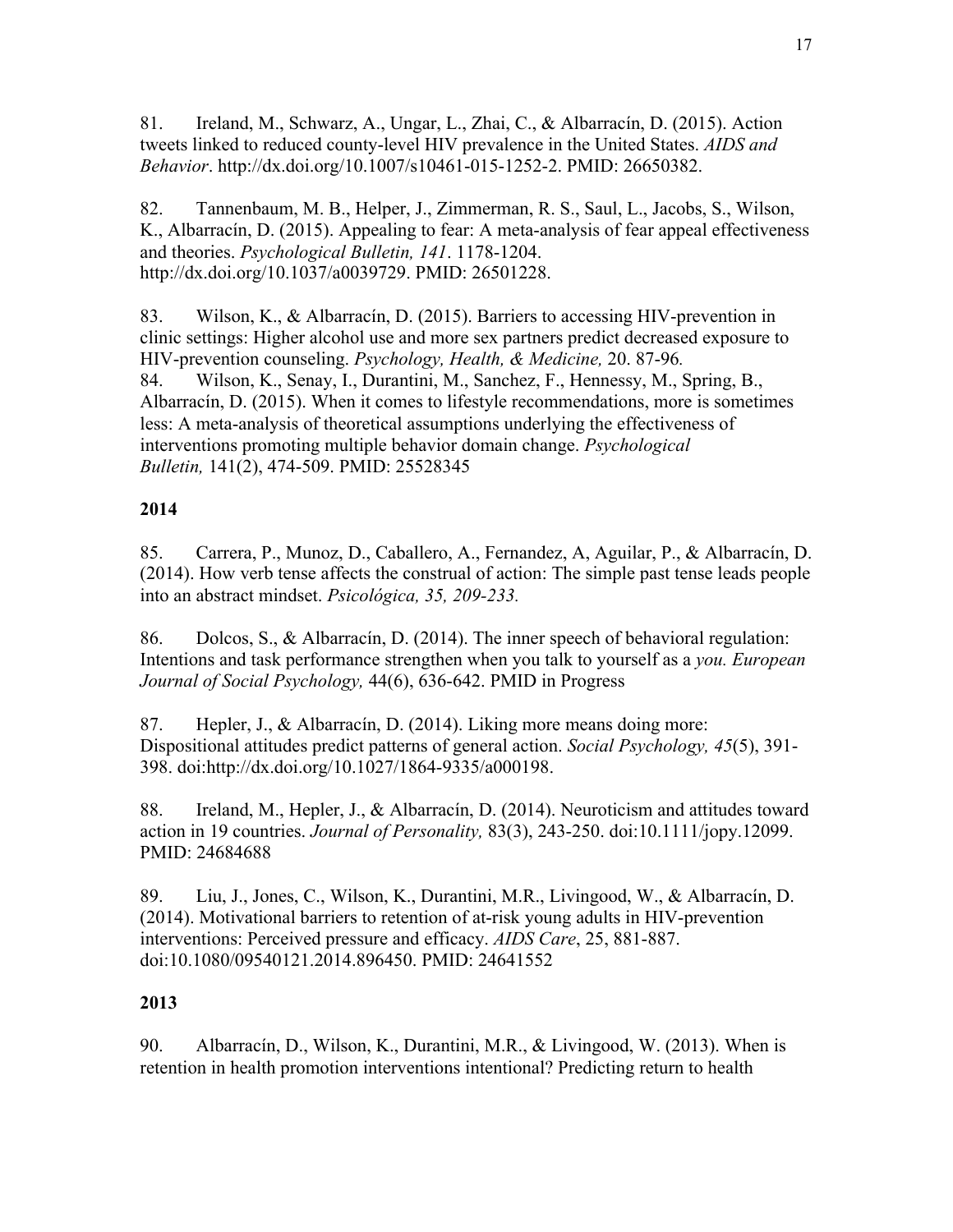81. Ireland, M., Schwarz, A., Ungar, L., Zhai, C., & Albarracín, D. (2015). Action tweets linked to reduced county-level HIV prevalence in the United States. *AIDS and Behavior*. http://dx.doi.org/10.1007/s10461-015-1252-2. PMID: 26650382.

82. Tannenbaum, M. B., Helper, J., Zimmerman, R. S., Saul, L., Jacobs, S., Wilson, K., Albarracín, D. (2015). Appealing to fear: A meta-analysis of fear appeal effectiveness and theories. *Psychological Bulletin, 141*. 1178-1204. http://dx.doi.org/10.1037/a0039729. PMID: 26501228.

83. Wilson, K., & Albarracín, D. (2015). Barriers to accessing HIV-prevention in clinic settings: Higher alcohol use and more sex partners predict decreased exposure to HIV-prevention counseling. *Psychology, Health, & Medicine,* 20. 87-96.

84. Wilson, K., Senay, I., Durantini, M., Sanchez, F., Hennessy, M., Spring, B., Albarracín, D. (2015). When it comes to lifestyle recommendations, more is sometimes less: A meta-analysis of theoretical assumptions underlying the effectiveness of interventions promoting multiple behavior domain change. *Psychological Bulletin,* 141(2), 474-509. PMID: 25528345

**2014**

85. Carrera, P., Munoz, D., Caballero, A., Fernandez, A, Aguilar, P., & Albarracín, D. (2014). How verb tense affects the construal of action: The simple past tense leads people into an abstract mindset. *Psicológica, 35, 209-233.*

86. Dolcos, S., & Albarracín, D. (2014). The inner speech of behavioral regulation: Intentions and task performance strengthen when you talk to yourself as a *you. European Journal of Social Psychology,* 44(6), 636-642. PMID in Progress

87. Hepler, J., & Albarracín, D. (2014). Liking more means doing more: Dispositional attitudes predict patterns of general action. *Social Psychology, 45*(5), 391-398. doi:http://dx.doi.org/10.1027/1864-9335/a000198.

88. Ireland, M., Hepler, J., & Albarracín, D. (2014). Neuroticism and attitudes toward action in 19 countries. *Journal of Personality,* 83(3), 243-250. doi:10.1111/jopy.12099. PMID: 24684688

89. Liu, J., Jones, C., Wilson, K., Durantini, M.R., Livingood, W., & Albarracín, D. (2014). Motivational barriers to retention of at-risk young adults in HIV-prevention interventions: Perceived pressure and efficacy. *AIDS Care*, 25, 881-887. doi:10.1080/09540121.2014.896450. PMID: 24641552

**2013**

90. Albarracín, D., Wilson, K., Durantini, M.R., & Livingood, W. (2013). When is retention in health promotion interventions intentional? Predicting return to health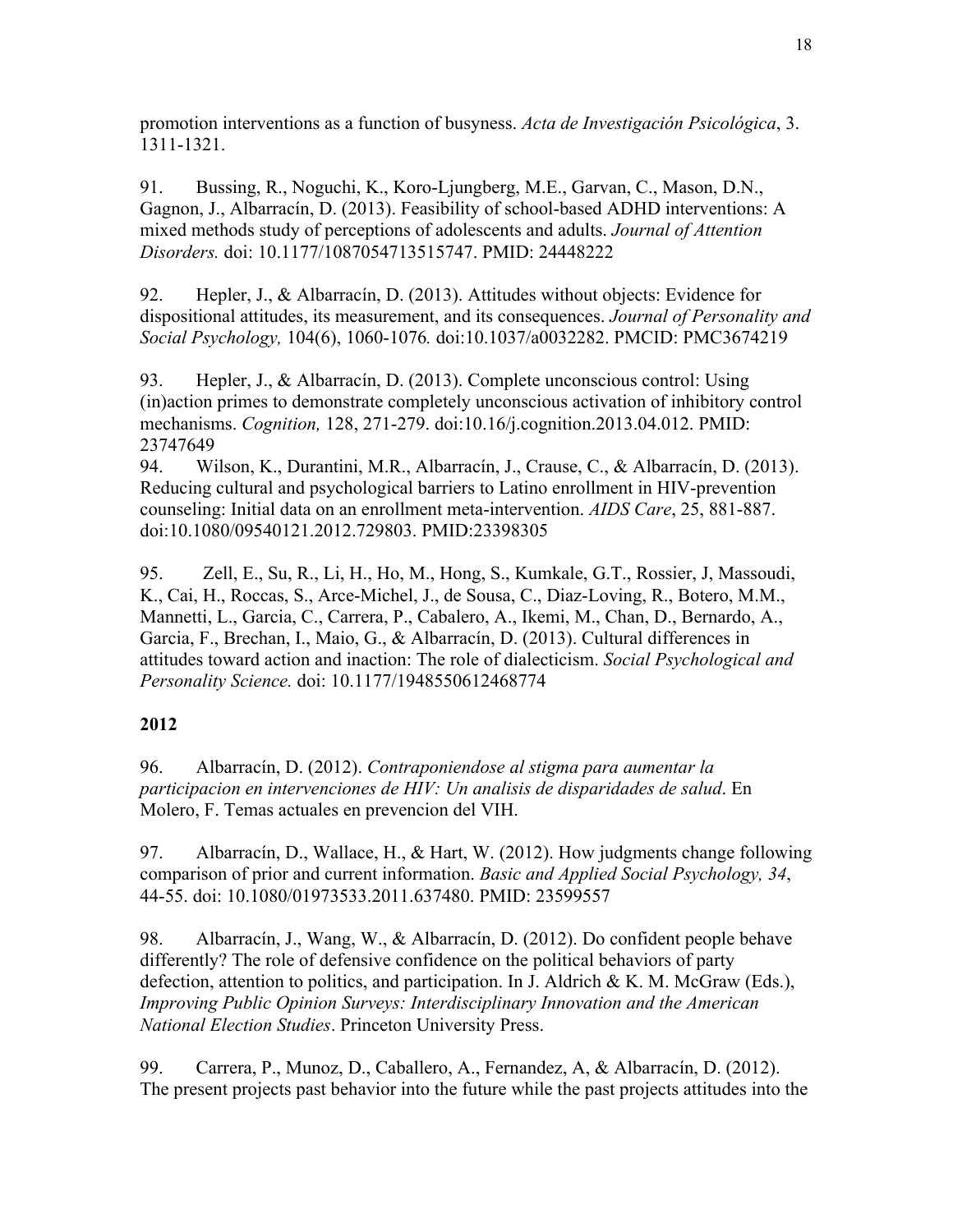promotion interventions as a function of busyness. *Acta de Investigación Psicológica*, 3. 1311-1321.

91. Bussing, R., Noguchi, K., Koro-Ljungberg, M.E., Garvan, C., Mason, D.N., Gagnon, J., Albarracín, D. (2013). Feasibility of school-based ADHD interventions: A mixed methods study of perceptions of adolescents and adults. *Journal of Attention Disorders.* doi: 10.1177/1087054713515747. PMID: 24448222

92. Hepler, J., & Albarracín, D. (2013). Attitudes without objects: Evidence for dispositional attitudes, its measurement, and its consequences. *Journal of Personality and Social Psychology,* 104(6), 1060-1076*.* doi:10.1037/a0032282. PMCID: PMC3674219

93. Hepler, J., & Albarracín, D. (2013). Complete unconscious control: Using (in)action primes to demonstrate completely unconscious activation of inhibitory control mechanisms. *Cognition,* 128, 271-279. doi:10.16/j.cognition.2013.04.012. PMID: 23747649

94. Wilson, K., Durantini, M.R., Albarracín, J., Crause, C., & Albarracín, D. (2013). Reducing cultural and psychological barriers to Latino enrollment in HIV-prevention counseling: Initial data on an enrollment meta-intervention. *AIDS Care*, 25, 881-887. doi:10.1080/09540121.2012.729803. PMID:23398305

95. Zell, E., Su, R., Li, H., Ho, M., Hong, S., Kumkale, G.T., Rossier, J, Massoudi, K., Cai, H., Roccas, S., Arce-Michel, J., de Sousa, C., Diaz-Loving, R., Botero, M.M., Mannetti, L., Garcia, C., Carrera, P., Cabalero, A., Ikemi, M., Chan, D., Bernardo, A., Garcia, F., Brechan, I., Maio, G., & Albarracín, D. (2013). Cultural differences in attitudes toward action and inaction: The role of dialecticism. *Social Psychological and Personality Science.* doi: 10.1177/1948550612468774

**2012**

96. Albarracín, D. (2012). *Contraponiendose al stigma para aumentar la participacion en intervenciones de HIV: Un analisis de disparidades de salud*. En Molero, F. Temas actuales en prevencion del VIH.

97. Albarracín, D., Wallace, H., & Hart, W. (2012). How judgments change following comparison of prior and current information. *Basic and Applied Social Psychology, 34*, 44-55. doi: 10.1080/01973533.2011.637480. PMID: 23599557

98. Albarracín, J., Wang, W., & Albarracín, D. (2012). Do confident people behave differently? The role of defensive confidence on the political behaviors of party defection, attention to politics, and participation. In J. Aldrich & K. M. McGraw (Eds.), *Improving Public Opinion Surveys: Interdisciplinary Innovation and the American National Election Studies*. Princeton University Press.

99. Carrera, P., Munoz, D., Caballero, A., Fernandez, A, & Albarracín, D. (2012). The present projects past behavior into the future while the past projects attitudes into the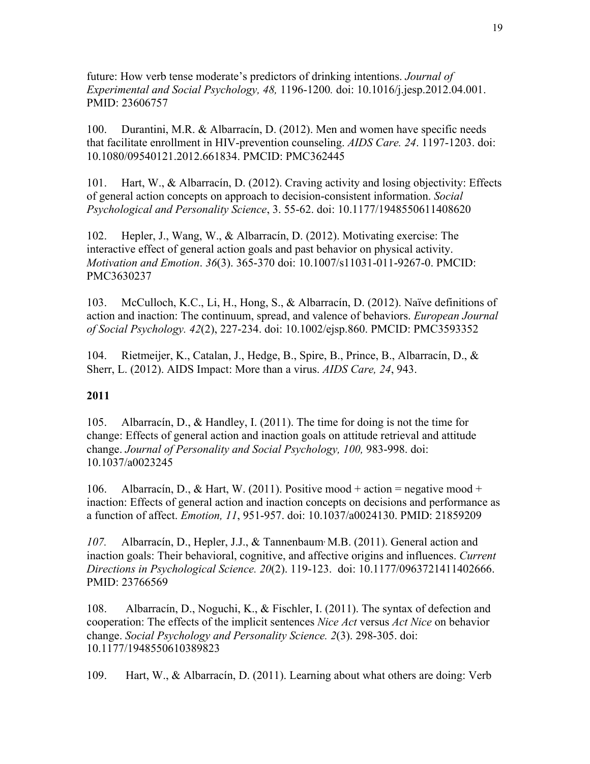future: How verb tense moderate's predictors of drinking intentions. *Journal of Experimental and Social Psychology, 48,* 1196-1200*.* doi: 10.1016/j.jesp.2012.04.001. PMID: 23606757

100. Durantini, M.R. & Albarracín, D. (2012). Men and women have specific needs that facilitate enrollment in HIV-prevention counseling. *AIDS Care. 24*. 1197-1203. doi: 10.1080/09540121.2012.661834. PMCID: PMC362445

101. Hart, W., & Albarracín, D. (2012). Craving activity and losing objectivity: Effects of general action concepts on approach to decision-consistent information. *Social Psychological and Personality Science*, 3. 55-62. doi: 10.1177/1948550611408620

102. Hepler, J., Wang, W., & Albarracín, D. (2012). Motivating exercise: The interactive effect of general action goals and past behavior on physical activity. *Motivation and Emotion*. *36*(3). 365-370 doi: 10.1007/s11031-011-9267-0. PMCID: PMC3630237

103. McCulloch, K.C., Li, H., Hong, S., & Albarracín, D. (2012). Naïve definitions of action and inaction: The continuum, spread, and valence of behaviors. *European Journal of Social Psychology. 42*(2), 227-234. doi: 10.1002/ejsp.860. PMCID: PMC3593352

104. Rietmeijer, K., Catalan, J., Hedge, B., Spire, B., Prince, B., Albarracín, D., & Sherr, L. (2012). AIDS Impact: More than a virus. *AIDS Care, 24*, 943.

**2011**

105. Albarracín, D., & Handley, I. (2011). The time for doing is not the time for change: Effects of general action and inaction goals on attitude retrieval and attitude change. *Journal of Personality and Social Psychology, 100,* 983-998. doi: 10.1037/a0023245

106. Albarracín, D., & Hart, W. (2011). Positive mood + action = negative mood + inaction: Effects of general action and inaction concepts on decisions and performance as a function of affect. *Emotion, 11*, 951-957. doi: 10.1037/a0024130. PMID: 21859209

*107.* Albarracín, D., Hepler, J.J., & Tannenbaum, M.B. (2011). General action and inaction goals: Their behavioral, cognitive, and affective origins and influences. *Current Directions in Psychological Science. 20*(2). 119-123. doi: 10.1177/0963721411402666. PMID: 23766569

108. Albarracín, D., Noguchi, K., & Fischler, I. (2011). The syntax of defection and cooperation: The effects of the implicit sentences *Nice Act* versus *Act Nice* on behavior change. *Social Psychology and Personality Science. 2*(3). 298-305. doi: 10.1177/1948550610389823

109. Hart, W., & Albarracín, D. (2011). Learning about what others are doing: Verb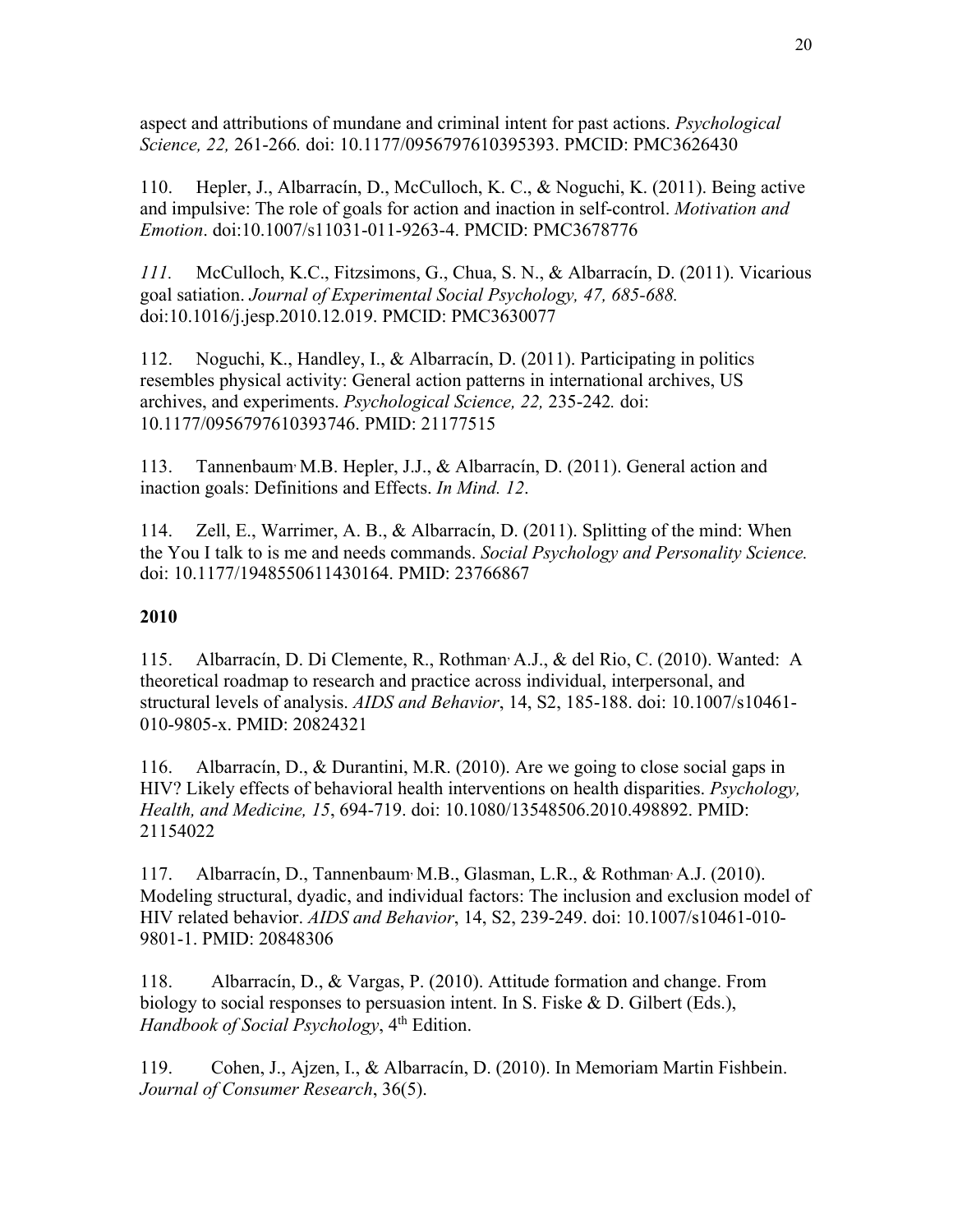aspect and attributions of mundane and criminal intent for past actions. *Psychological Science, 22,* 261-266*.* doi: 10.1177/0956797610395393. PMCID: PMC3626430

110. Hepler, J., Albarracín, D., McCulloch, K. C., & Noguchi, K. (2011). Being active and impulsive: The role of goals for action and inaction in self-control. *Motivation and Emotion*. doi:10.1007/s11031-011-9263-4. PMCID: PMC3678776

*111.* McCulloch, K.C., Fitzsimons, G., Chua, S. N., & Albarracín, D. (2011). Vicarious goal satiation. *Journal of Experimental Social Psychology, 47, 685-688.* doi:10.1016/j.jesp.2010.12.019. PMCID: PMC3630077

112. Noguchi, K., Handley, I., & Albarracín, D. (2011). Participating in politics resembles physical activity: General action patterns in international archives, US archives, and experiments. *Psychological Science, 22,* 235-242*.* doi: 10.1177/0956797610393746. PMID: 21177515

113. Tannenbaum, M.B. Hepler, J.J., & Albarracín, D. (2011). General action and inaction goals: Definitions and Effects. *In Mind. 12*.

114. Zell, E., Warrimer, A. B., & Albarracín, D. (2011). Splitting of the mind: When the You I talk to is me and needs commands. *Social Psychology and Personality Science.* doi: 10.1177/1948550611430164. PMID: 23766867

**2010**

115. Albarracín, D. Di Clemente, R., Rothman, A.J., & del Rio, C. (2010). Wanted: A theoretical roadmap to research and practice across individual, interpersonal, and structural levels of analysis. *AIDS and Behavior*, 14, S2, 185-188. doi: 10.1007/s10461-010-9805-x. PMID: 20824321

116. Albarracín, D., & Durantini, M.R. (2010). Are we going to close social gaps in HIV? Likely effects of behavioral health interventions on health disparities. *Psychology, Health, and Medicine, 15*, 694-719. doi: 10.1080/13548506.2010.498892. PMID: 21154022

117. Albarracín, D., Tannenbaum, M.B., Glasman, L.R., & Rothman, A.J. (2010). Modeling structural, dyadic, and individual factors: The inclusion and exclusion model of HIV related behavior. *AIDS and Behavior*, 14, S2, 239-249. doi: 10.1007/s10461-010-9801-1. PMID: 20848306

118. Albarracín, D., & Vargas, P. (2010). Attitude formation and change. From biology to social responses to persuasion intent. In S. Fiske & D. Gilbert (Eds.), *Handbook of Social Psychology*, 4th Edition.

119. Cohen, J., Ajzen, I., & Albarracín, D. (2010). In Memoriam Martin Fishbein. *Journal of Consumer Research*, 36(5).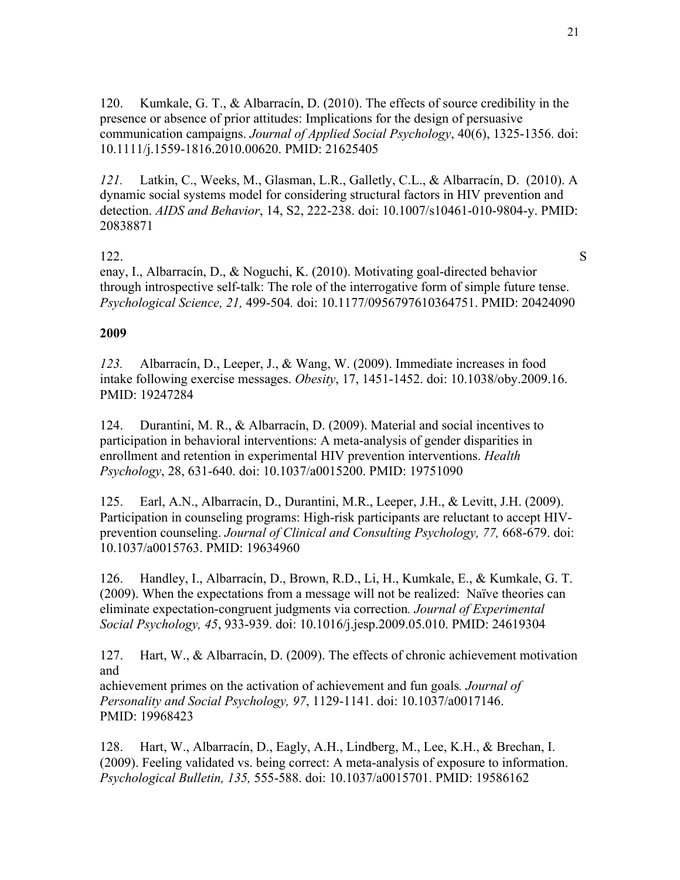120. Kumkale, G. T., & Albarracín, D. (2010). The effects of source credibility in the presence or absence of prior attitudes: Implications for the design of persuasive communication campaigns. *Journal of Applied Social Psychology*, 40(6), 1325-1356. doi: 10.1111/j.1559-1816.2010.00620. PMID: 21625405

*121.* Latkin, C., Weeks, M., Glasman, L.R., Galletly, C.L., & Albarracín, D. (2010). A dynamic social systems model for considering structural factors in HIV prevention and detection. *AIDS and Behavior*, 14, S2, 222-238. doi: 10.1007/s10461-010-9804-y. PMID: 20838871

122. S
enay, I., Albarracín, D., & Noguchi, K. (2010). Motivating goal-directed behavior through introspective self-talk: The role of the interrogative form of simple future tense. *Psychological Science, 21,* 499-504*.* doi: 10.1177/0956797610364751. PMID: 20424090

**2009**

*123.* Albarracín, D., Leeper, J., & Wang, W. (2009). Immediate increases in food intake following exercise messages. *Obesity*, 17, 1451-1452. doi: 10.1038/oby.2009.16. PMID: 19247284

124. Durantini, M. R., & Albarracín, D. (2009). Material and social incentives to participation in behavioral interventions: A meta-analysis of gender disparities in enrollment and retention in experimental HIV prevention interventions. *Health Psychology*, 28, 631-640. doi: 10.1037/a0015200. PMID: 19751090

125. Earl, A.N., Albarracín, D., Durantini, M.R., Leeper, J.H., & Levitt, J.H. (2009). Participation in counseling programs: High-risk participants are reluctant to accept HIV-prevention counseling. *Journal of Clinical and Consulting Psychology, 77,* 668-679. doi: 10.1037/a0015763. PMID: 19634960

126. Handley, I., Albarracín, D., Brown, R.D., Li, H., Kumkale, E., & Kumkale, G. T. (2009). When the expectations from a message will not be realized: Naïve theories can eliminate expectation-congruent judgments via correction*. Journal of Experimental Social Psychology, 45*, 933-939. doi: 10.1016/j.jesp.2009.05.010. PMID: 24619304

127. Hart, W., & Albarracín, D. (2009). The effects of chronic achievement motivation and
achievement primes on the activation of achievement and fun goals*. Journal of Personality and Social Psychology, 97*, 1129-1141. doi: 10.1037/a0017146. PMID: 19968423

128. Hart, W., Albarracín, D., Eagly, A.H., Lindberg, M., Lee, K.H., & Brechan, I. (2009). Feeling validated vs. being correct: A meta-analysis of exposure to information. *Psychological Bulletin, 135,* 555-588. doi: 10.1037/a0015701. PMID: 19586162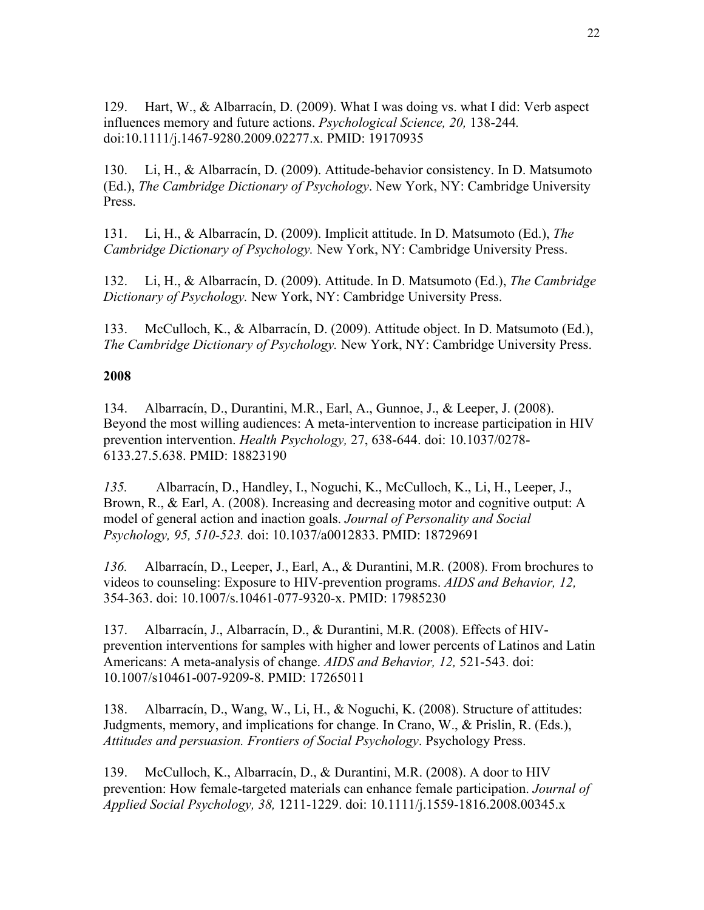129. Hart, W., & Albarracín, D. (2009). What I was doing vs. what I did: Verb aspect influences memory and future actions. *Psychological Science, 20,* 138-244. doi:10.1111/j.1467-9280.2009.02277.x. PMID: 19170935

130. Li, H., & Albarracín, D. (2009). Attitude-behavior consistency. In D. Matsumoto (Ed.), *The Cambridge Dictionary of Psychology*. New York, NY: Cambridge University Press.

131. Li, H., & Albarracín, D. (2009). Implicit attitude. In D. Matsumoto (Ed.), *The Cambridge Dictionary of Psychology.* New York, NY: Cambridge University Press.

132. Li, H., & Albarracín, D. (2009). Attitude. In D. Matsumoto (Ed.), *The Cambridge Dictionary of Psychology.* New York, NY: Cambridge University Press.

133. McCulloch, K., & Albarracín, D. (2009). Attitude object. In D. Matsumoto (Ed.), *The Cambridge Dictionary of Psychology.* New York, NY: Cambridge University Press.

**2008**

134. Albarracín, D., Durantini, M.R., Earl, A., Gunnoe, J., & Leeper, J. (2008). Beyond the most willing audiences: A meta-intervention to increase participation in HIV prevention intervention. *Health Psychology,* 27, 638-644. doi: 10.1037/0278-6133.27.5.638. PMID: 18823190

*135.* Albarracín, D., Handley, I., Noguchi, K., McCulloch, K., Li, H., Leeper, J., Brown, R., & Earl, A. (2008). Increasing and decreasing motor and cognitive output: A model of general action and inaction goals. *Journal of Personality and Social Psychology, 95, 510-523.* doi: 10.1037/a0012833. PMID: 18729691

*136.* Albarracín, D., Leeper, J., Earl, A., & Durantini, M.R. (2008). From brochures to videos to counseling: Exposure to HIV-prevention programs. *AIDS and Behavior, 12,* 354-363. doi: 10.1007/s.10461-077-9320-x. PMID: 17985230

137. Albarracín, J., Albarracín, D., & Durantini, M.R. (2008). Effects of HIV-prevention interventions for samples with higher and lower percents of Latinos and Latin Americans: A meta-analysis of change. *AIDS and Behavior, 12,* 521-543. doi: 10.1007/s10461-007-9209-8. PMID: 17265011

138. Albarracín, D., Wang, W., Li, H., & Noguchi, K. (2008). Structure of attitudes: Judgments, memory, and implications for change. In Crano, W., & Prislin, R. (Eds.), *Attitudes and persuasion. Frontiers of Social Psychology*. Psychology Press.

139. McCulloch, K., Albarracín, D., & Durantini, M.R. (2008). A door to HIV prevention: How female-targeted materials can enhance female participation. *Journal of Applied Social Psychology, 38,* 1211-1229. doi: 10.1111/j.1559-1816.2008.00345.x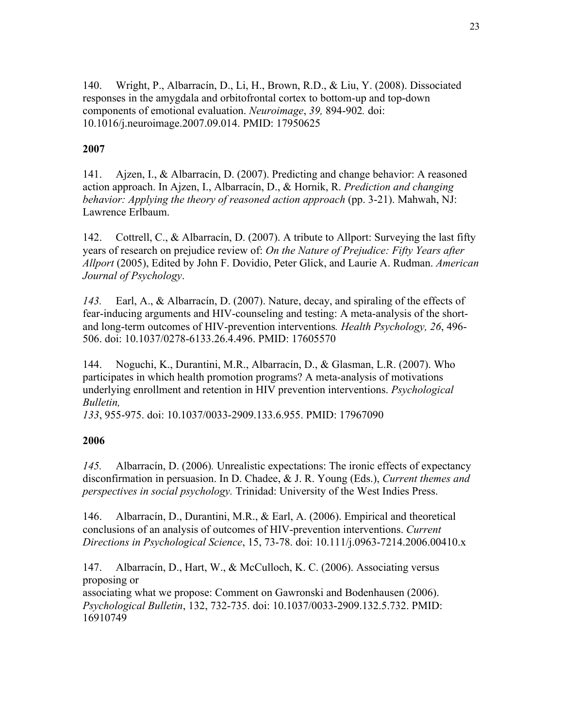140. Wright, P., Albarracín, D., Li, H., Brown, R.D., & Liu, Y. (2008). Dissociated responses in the amygdala and orbitofrontal cortex to bottom-up and top-down components of emotional evaluation. *Neuroimage*, *39,* 894-902*.* doi: 10.1016/j.neuroimage.2007.09.014. PMID: 17950625

**2007**

141. Ajzen, I., & Albarracín, D. (2007). Predicting and change behavior: A reasoned action approach. In Ajzen, I., Albarracín, D., & Hornik, R. *Prediction and changing behavior: Applying the theory of reasoned action approach* (pp. 3-21). Mahwah, NJ: Lawrence Erlbaum.

142. Cottrell, C., & Albarracín, D. (2007). A tribute to Allport: Surveying the last fifty years of research on prejudice review of: *On the Nature of Prejudice: Fifty Years after Allport* (2005), Edited by John F. Dovidio, Peter Glick, and Laurie A. Rudman. *American Journal of Psychology*.

*143.* Earl, A., & Albarracín, D. (2007). Nature, decay, and spiraling of the effects of fear-inducing arguments and HIV-counseling and testing: A meta-analysis of the short- and long-term outcomes of HIV-prevention interventions*. Health Psychology, 26*, 496-506. doi: 10.1037/0278-6133.26.4.496. PMID: 17605570

144. Noguchi, K., Durantini, M.R., Albarracín, D., & Glasman, L.R. (2007). Who participates in which health promotion programs? A meta-analysis of motivations underlying enrollment and retention in HIV prevention interventions. *Psychological Bulletin,*
*133*, 955-975. doi: 10.1037/0033-2909.133.6.955. PMID: 17967090

**2006**

*145.* Albarracín, D. (2006)*.* Unrealistic expectations: The ironic effects of expectancy disconfirmation in persuasion. In D. Chadee, & J. R. Young (Eds.), *Current themes and perspectives in social psychology.* Trinidad: University of the West Indies Press.

146. Albarracín, D., Durantini, M.R., & Earl, A. (2006). Empirical and theoretical conclusions of an analysis of outcomes of HIV-prevention interventions. *Current Directions in Psychological Science*, 15, 73-78. doi: 10.111/j.0963-7214.2006.00410.x

147. Albarracín, D., Hart, W., & McCulloch, K. C. (2006). Associating versus proposing or
associating what we propose: Comment on Gawronski and Bodenhausen (2006). *Psychological Bulletin*, 132, 732-735. doi: 10.1037/0033-2909.132.5.732. PMID: 16910749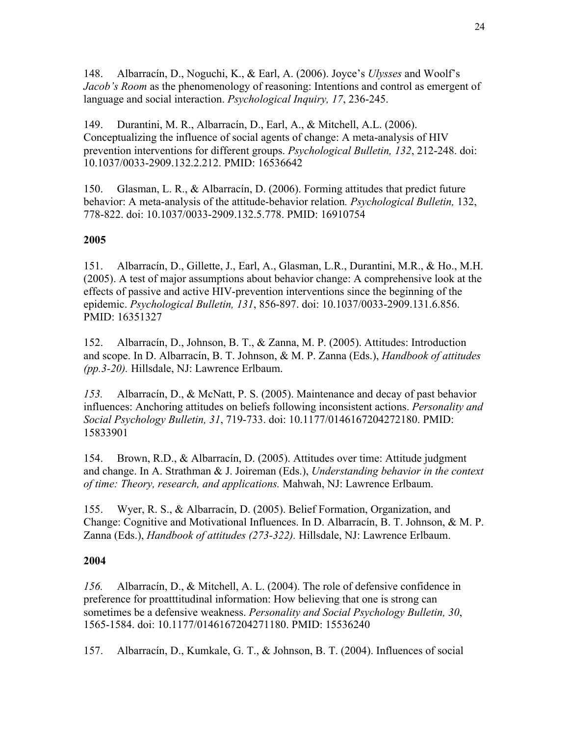148. Albarracín, D., Noguchi, K., & Earl, A. (2006). Joyce's *Ulysses* and Woolf's *Jacob's Room* as the phenomenology of reasoning: Intentions and control as emergent of language and social interaction. *Psychological Inquiry, 17*, 236-245.

149. Durantini, M. R., Albarracín, D., Earl, A., & Mitchell, A.L. (2006). Conceptualizing the influence of social agents of change: A meta-analysis of HIV prevention interventions for different groups. *Psychological Bulletin, 132*, 212-248. doi: 10.1037/0033-2909.132.2.212. PMID: 16536642

150. Glasman, L. R., & Albarracín, D. (2006). Forming attitudes that predict future behavior: A meta-analysis of the attitude-behavior relation*. Psychological Bulletin,* 132, 778-822. doi: 10.1037/0033-2909.132.5.778. PMID: 16910754

**2005**

151. Albarracín, D., Gillette, J., Earl, A., Glasman, L.R., Durantini, M.R., & Ho., M.H. (2005). A test of major assumptions about behavior change: A comprehensive look at the effects of passive and active HIV-prevention interventions since the beginning of the epidemic. *Psychological Bulletin, 131*, 856-897. doi: 10.1037/0033-2909.131.6.856. PMID: 16351327

152. Albarracín, D., Johnson, B. T., & Zanna, M. P. (2005). Attitudes: Introduction and scope. In D. Albarracín, B. T. Johnson, & M. P. Zanna (Eds.), *Handbook of attitudes (pp.3-20).* Hillsdale, NJ: Lawrence Erlbaum.

*153.* Albarracín, D., & McNatt, P. S. (2005). Maintenance and decay of past behavior influences: Anchoring attitudes on beliefs following inconsistent actions. *Personality and Social Psychology Bulletin, 31*, 719-733. doi: 10.1177/0146167204272180. PMID: 15833901

154. Brown, R.D., & Albarracín, D. (2005). Attitudes over time: Attitude judgment and change. In A. Strathman & J. Joireman (Eds.), *Understanding behavior in the context of time: Theory, research, and applications.* Mahwah, NJ: Lawrence Erlbaum.

155. Wyer, R. S., & Albarracín, D. (2005). Belief Formation, Organization, and Change: Cognitive and Motivational Influences. In D. Albarracín, B. T. Johnson, & M. P. Zanna (Eds.), *Handbook of attitudes (273-322).* Hillsdale, NJ: Lawrence Erlbaum.

**2004**

*156.* Albarracín, D., & Mitchell, A. L. (2004). The role of defensive confidence in preference for proatttitudinal information: How believing that one is strong can sometimes be a defensive weakness. *Personality and Social Psychology Bulletin, 30*, 1565-1584. doi: 10.1177/0146167204271180. PMID: 15536240

157. Albarracín, D., Kumkale, G. T., & Johnson, B. T. (2004). Influences of social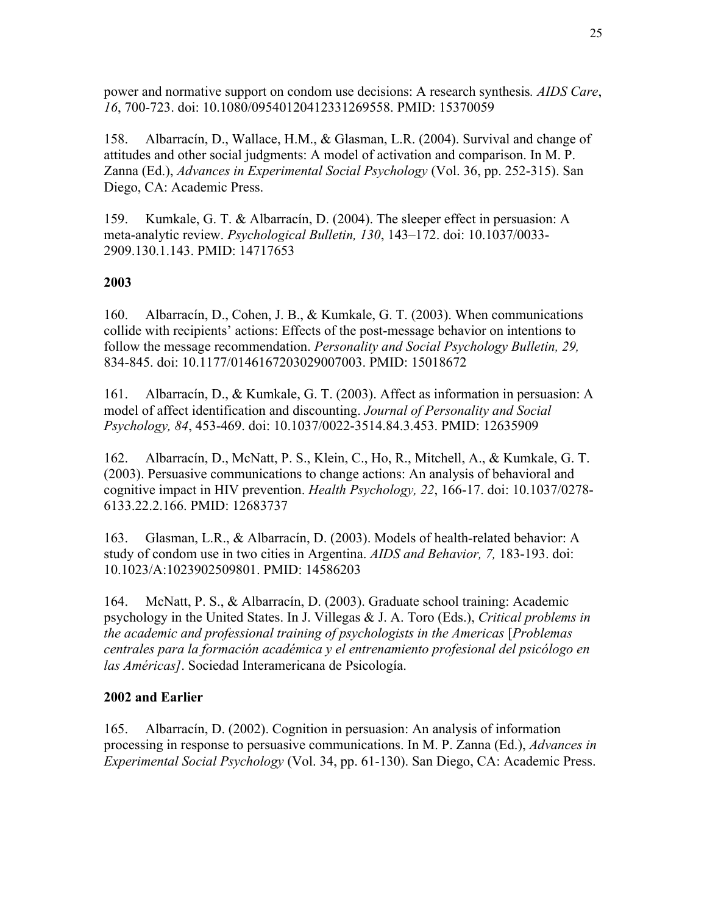power and normative support on condom use decisions: A research synthesis. *AIDS Care*, *16*, 700-723. doi: 10.1080/09540120412331269558. PMID: 15370059

158. Albarracín, D., Wallace, H.M., & Glasman, L.R. (2004). Survival and change of attitudes and other social judgments: A model of activation and comparison. In M. P. Zanna (Ed.), *Advances in Experimental Social Psychology* (Vol. 36, pp. 252-315). San Diego, CA: Academic Press.

159. Kumkale, G. T. & Albarracín, D. (2004). The sleeper effect in persuasion: A meta-analytic review. *Psychological Bulletin, 130*, 143–172. doi: 10.1037/0033-2909.130.1.143. PMID: 14717653

**2003**

160. Albarracín, D., Cohen, J. B., & Kumkale, G. T. (2003). When communications collide with recipients' actions: Effects of the post-message behavior on intentions to follow the message recommendation. *Personality and Social Psychology Bulletin, 29,* 834-845. doi: 10.1177/0146167203029007003. PMID: 15018672

161. Albarracín, D., & Kumkale, G. T. (2003). Affect as information in persuasion: A model of affect identification and discounting. *Journal of Personality and Social Psychology, 84*, 453-469. doi: 10.1037/0022-3514.84.3.453. PMID: 12635909

162. Albarracín, D., McNatt, P. S., Klein, C., Ho, R., Mitchell, A., & Kumkale, G. T. (2003). Persuasive communications to change actions: An analysis of behavioral and cognitive impact in HIV prevention. *Health Psychology, 22*, 166-17. doi: 10.1037/0278-6133.22.2.166. PMID: 12683737

163. Glasman, L.R., & Albarracín, D. (2003). Models of health-related behavior: A study of condom use in two cities in Argentina. *AIDS and Behavior, 7,* 183-193. doi: 10.1023/A:1023902509801. PMID: 14586203

164. McNatt, P. S., & Albarracín, D. (2003). Graduate school training: Academic psychology in the United States. In J. Villegas & J. A. Toro (Eds.), *Critical problems in the academic and professional training of psychologists in the Americas* [*Problemas centrales para la formación académica y el entrenamiento profesional del psicólogo en las Américas]*. Sociedad Interamericana de Psicología.

**2002 and Earlier**

165. Albarracín, D. (2002). Cognition in persuasion: An analysis of information processing in response to persuasive communications. In M. P. Zanna (Ed.), *Advances in Experimental Social Psychology* (Vol. 34, pp. 61-130). San Diego, CA: Academic Press.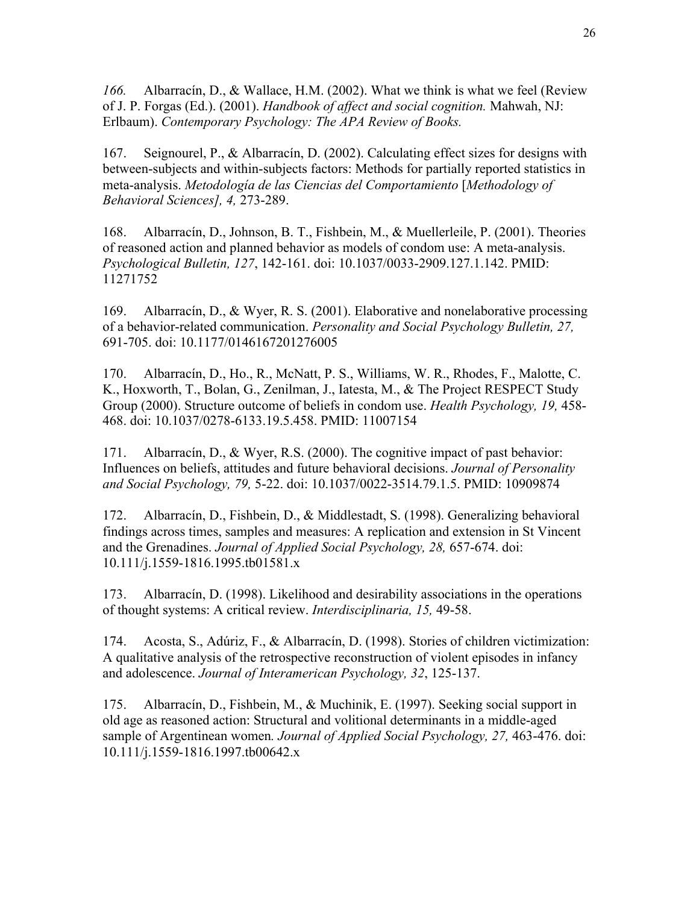*166.* Albarracín, D., & Wallace, H.M. (2002). What we think is what we feel (Review of J. P. Forgas (Ed.). (2001). *Handbook of affect and social cognition.* Mahwah, NJ: Erlbaum). *Contemporary Psychology: The APA Review of Books.*

167. Seignourel, P., & Albarracín, D. (2002). Calculating effect sizes for designs with between-subjects and within-subjects factors: Methods for partially reported statistics in meta-analysis. *Metodología de las Ciencias del Comportamiento* [*Methodology of Behavioral Sciences], 4,* 273-289.

168. Albarracín, D., Johnson, B. T., Fishbein, M., & Muellerleile, P. (2001). Theories of reasoned action and planned behavior as models of condom use: A meta-analysis. *Psychological Bulletin, 127*, 142-161. doi: 10.1037/0033-2909.127.1.142. PMID: 11271752

169. Albarracín, D., & Wyer, R. S. (2001). Elaborative and nonelaborative processing of a behavior-related communication. *Personality and Social Psychology Bulletin, 27,* 691-705. doi: 10.1177/0146167201276005

170. Albarracín, D., Ho., R., McNatt, P. S., Williams, W. R., Rhodes, F., Malotte, C. K., Hoxworth, T., Bolan, G., Zenilman, J., Iatesta, M., & The Project RESPECT Study Group (2000). Structure outcome of beliefs in condom use. *Health Psychology, 19,* 458-468. doi: 10.1037/0278-6133.19.5.458. PMID: 11007154

171. Albarracín, D., & Wyer, R.S. (2000). The cognitive impact of past behavior: Influences on beliefs, attitudes and future behavioral decisions. *Journal of Personality and Social Psychology, 79,* 5-22. doi: 10.1037/0022-3514.79.1.5. PMID: 10909874

172. Albarracín, D., Fishbein, D., & Middlestadt, S. (1998). Generalizing behavioral findings across times, samples and measures: A replication and extension in St Vincent and the Grenadines. *Journal of Applied Social Psychology, 28,* 657-674. doi: 10.111/j.1559-1816.1995.tb01581.x

173. Albarracín, D. (1998). Likelihood and desirability associations in the operations of thought systems: A critical review. *Interdisciplinaria, 15,* 49-58.

174. Acosta, S., Adúriz, F., & Albarracín, D. (1998). Stories of children victimization: A qualitative analysis of the retrospective reconstruction of violent episodes in infancy and adolescence. *Journal of Interamerican Psychology, 32*, 125-137.

175. Albarracín, D., Fishbein, M., & Muchinik, E. (1997). Seeking social support in old age as reasoned action: Structural and volitional determinants in a middle-aged sample of Argentinean women*. Journal of Applied Social Psychology, 27,* 463-476. doi: 10.111/j.1559-1816.1997.tb00642.x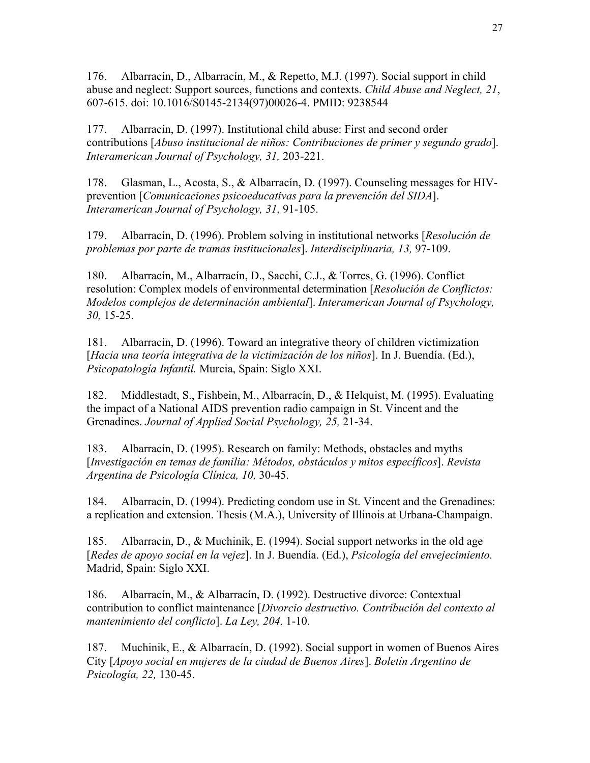176. Albarracín, D., Albarracín, M., & Repetto, M.J. (1997). Social support in child abuse and neglect: Support sources, functions and contexts. *Child Abuse and Neglect, 21*, 607-615. doi: 10.1016/S0145-2134(97)00026-4. PMID: 9238544

177. Albarracín, D. (1997). Institutional child abuse: First and second order contributions [*Abuso institucional de niños: Contribuciones de primer y segundo grado*]. *Interamerican Journal of Psychology, 31,* 203-221.

178. Glasman, L., Acosta, S., & Albarracín, D. (1997). Counseling messages for HIV-prevention [*Comunicaciones psicoeducativas para la prevención del SIDA*]. *Interamerican Journal of Psychology, 31*, 91-105.

179. Albarracín, D. (1996). Problem solving in institutional networks [*Resolución de problemas por parte de tramas institucionales*]. *Interdisciplinaria, 13,* 97-109.

180. Albarracín, M., Albarracín, D., Sacchi, C.J., & Torres, G. (1996). Conflict resolution: Complex models of environmental determination [*Resolución de Conflictos: Modelos complejos de determinación ambiental*]. *Interamerican Journal of Psychology, 30,* 15-25.

181. Albarracín, D. (1996). Toward an integrative theory of children victimization [*Hacia una teoría integrativa de la victimización de los niños*]. In J. Buendía. (Ed.), *Psicopatología Infantil.* Murcia, Spain: Siglo XXI.

182. Middlestadt, S., Fishbein, M., Albarracín, D., & Helquist, M. (1995). Evaluating the impact of a National AIDS prevention radio campaign in St. Vincent and the Grenadines. *Journal of Applied Social Psychology, 25,* 21-34.

183. Albarracín, D. (1995). Research on family: Methods, obstacles and myths [*Investigación en temas de familia: Métodos, obstáculos y mitos específicos*]. *Revista Argentina de Psicología Clínica, 10,* 30-45.

184. Albarracín, D. (1994). Predicting condom use in St. Vincent and the Grenadines: a replication and extension. Thesis (M.A.), University of Illinois at Urbana-Champaign.

185. Albarracín, D., & Muchinik, E. (1994). Social support networks in the old age [*Redes de apoyo social en la vejez*]. In J. Buendía. (Ed.), *Psicología del envejecimiento.* Madrid, Spain: Siglo XXI.

186. Albarracín, M., & Albarracín, D. (1992). Destructive divorce: Contextual contribution to conflict maintenance [*Divorcio destructivo. Contribución del contexto al mantenimiento del conflicto*]. *La Ley, 204,* 1-10.

187. Muchinik, E., & Albarracín, D. (1992). Social support in women of Buenos Aires City [*Apoyo social en mujeres de la ciudad de Buenos Aires*]. *Boletín Argentino de Psicología, 22,* 130-45.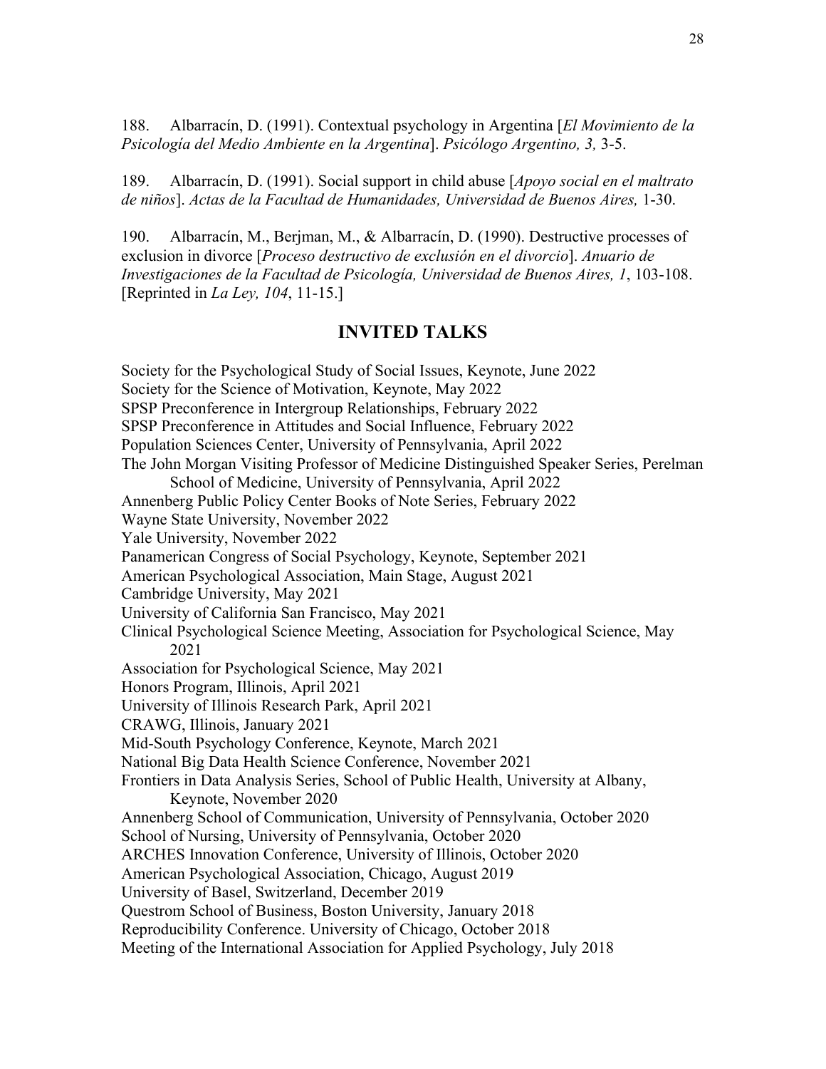188. Albarracín, D. (1991). Contextual psychology in Argentina [*El Movimiento de la Psicología del Medio Ambiente en la Argentina*]. *Psicólogo Argentino, 3,* 3-5.

189. Albarracín, D. (1991). Social support in child abuse [*Apoyo social en el maltrato de niños*]. *Actas de la Facultad de Humanidades, Universidad de Buenos Aires,* 1-30.

190. Albarracín, M., Berjman, M., & Albarracín, D. (1990). Destructive processes of exclusion in divorce [*Proceso destructivo de exclusión en el divorcio*]. *Anuario de Investigaciones de la Facultad de Psicología, Universidad de Buenos Aires, 1*, 103-108. [Reprinted in *La Ley, 104*, 11-15.]

## INVITED TALKS

Society for the Psychological Study of Social Issues, Keynote, June 2022
Society for the Science of Motivation, Keynote, May 2022
SPSP Preconference in Intergroup Relationships, February 2022
SPSP Preconference in Attitudes and Social Influence, February 2022
Population Sciences Center, University of Pennsylvania, April 2022
The John Morgan Visiting Professor of Medicine Distinguished Speaker Series, Perelman School of Medicine, University of Pennsylvania, April 2022
Annenberg Public Policy Center Books of Note Series, February 2022
Wayne State University, November 2022
Yale University, November 2022
Panamerican Congress of Social Psychology, Keynote, September 2021
American Psychological Association, Main Stage, August 2021
Cambridge University, May 2021
University of California San Francisco, May 2021
Clinical Psychological Science Meeting, Association for Psychological Science, May 2021
Association for Psychological Science, May 2021
Honors Program, Illinois, April 2021
University of Illinois Research Park, April 2021
CRAWG, Illinois, January 2021
Mid-South Psychology Conference, Keynote, March 2021
National Big Data Health Science Conference, November 2021
Frontiers in Data Analysis Series, School of Public Health, University at Albany, Keynote, November 2020
Annenberg School of Communication, University of Pennsylvania, October 2020
School of Nursing, University of Pennsylvania, October 2020
ARCHES Innovation Conference, University of Illinois, October 2020
American Psychological Association, Chicago, August 2019
University of Basel, Switzerland, December 2019
Questrom School of Business, Boston University, January 2018
Reproducibility Conference. University of Chicago, October 2018
Meeting of the International Association for Applied Psychology, July 2018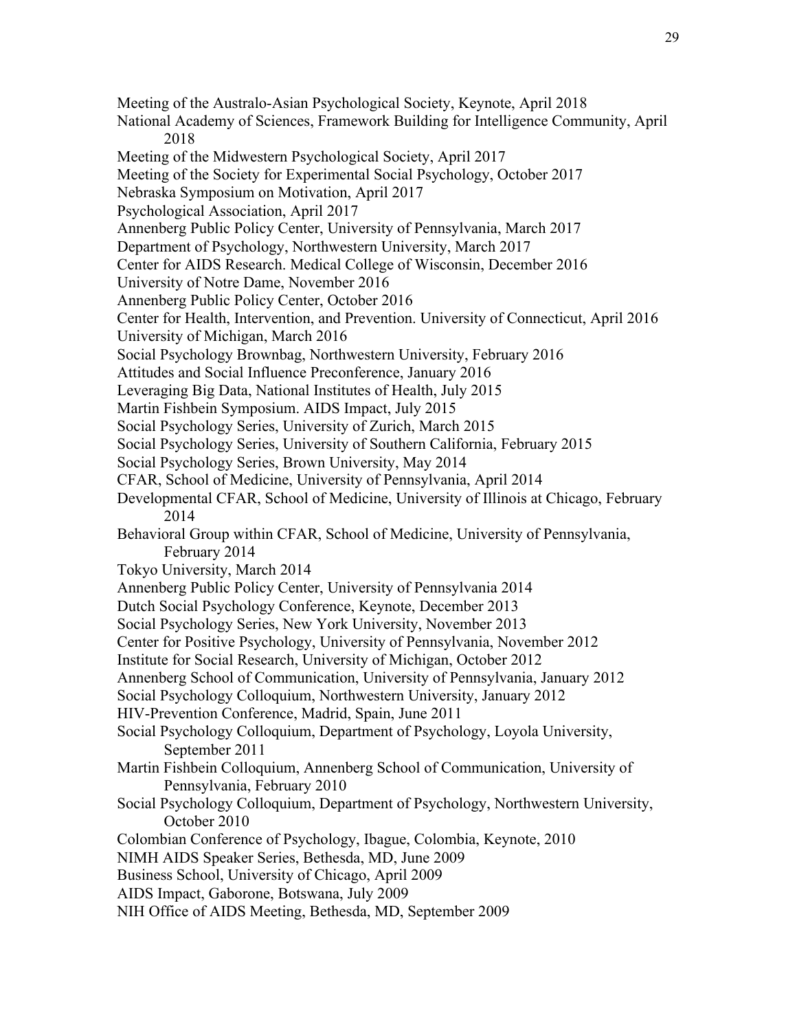Meeting of the Australo-Asian Psychological Society, Keynote, April 2018
National Academy of Sciences, Framework Building for Intelligence Community, April 2018
Meeting of the Midwestern Psychological Society, April 2017
Meeting of the Society for Experimental Social Psychology, October 2017
Nebraska Symposium on Motivation, April 2017
Psychological Association, April 2017
Annenberg Public Policy Center, University of Pennsylvania, March 2017
Department of Psychology, Northwestern University, March 2017
Center for AIDS Research. Medical College of Wisconsin, December 2016
University of Notre Dame, November 2016
Annenberg Public Policy Center, October 2016
Center for Health, Intervention, and Prevention. University of Connecticut, April 2016
University of Michigan, March 2016
Social Psychology Brownbag, Northwestern University, February 2016
Attitudes and Social Influence Preconference, January 2016
Leveraging Big Data, National Institutes of Health, July 2015
Martin Fishbein Symposium. AIDS Impact, July 2015
Social Psychology Series, University of Zurich, March 2015
Social Psychology Series, University of Southern California, February 2015
Social Psychology Series, Brown University, May 2014
CFAR, School of Medicine, University of Pennsylvania, April 2014
Developmental CFAR, School of Medicine, University of Illinois at Chicago, February 2014
Behavioral Group within CFAR, School of Medicine, University of Pennsylvania, February 2014
Tokyo University, March 2014
Annenberg Public Policy Center, University of Pennsylvania 2014
Dutch Social Psychology Conference, Keynote, December 2013
Social Psychology Series, New York University, November 2013
Center for Positive Psychology, University of Pennsylvania, November 2012
Institute for Social Research, University of Michigan, October 2012
Annenberg School of Communication, University of Pennsylvania, January 2012
Social Psychology Colloquium, Northwestern University, January 2012
HIV-Prevention Conference, Madrid, Spain, June 2011
Social Psychology Colloquium, Department of Psychology, Loyola University, September 2011
Martin Fishbein Colloquium, Annenberg School of Communication, University of Pennsylvania, February 2010
Social Psychology Colloquium, Department of Psychology, Northwestern University, October 2010
Colombian Conference of Psychology, Ibague, Colombia, Keynote, 2010
NIMH AIDS Speaker Series, Bethesda, MD, June 2009
Business School, University of Chicago, April 2009
AIDS Impact, Gaborone, Botswana, July 2009
NIH Office of AIDS Meeting, Bethesda, MD, September 2009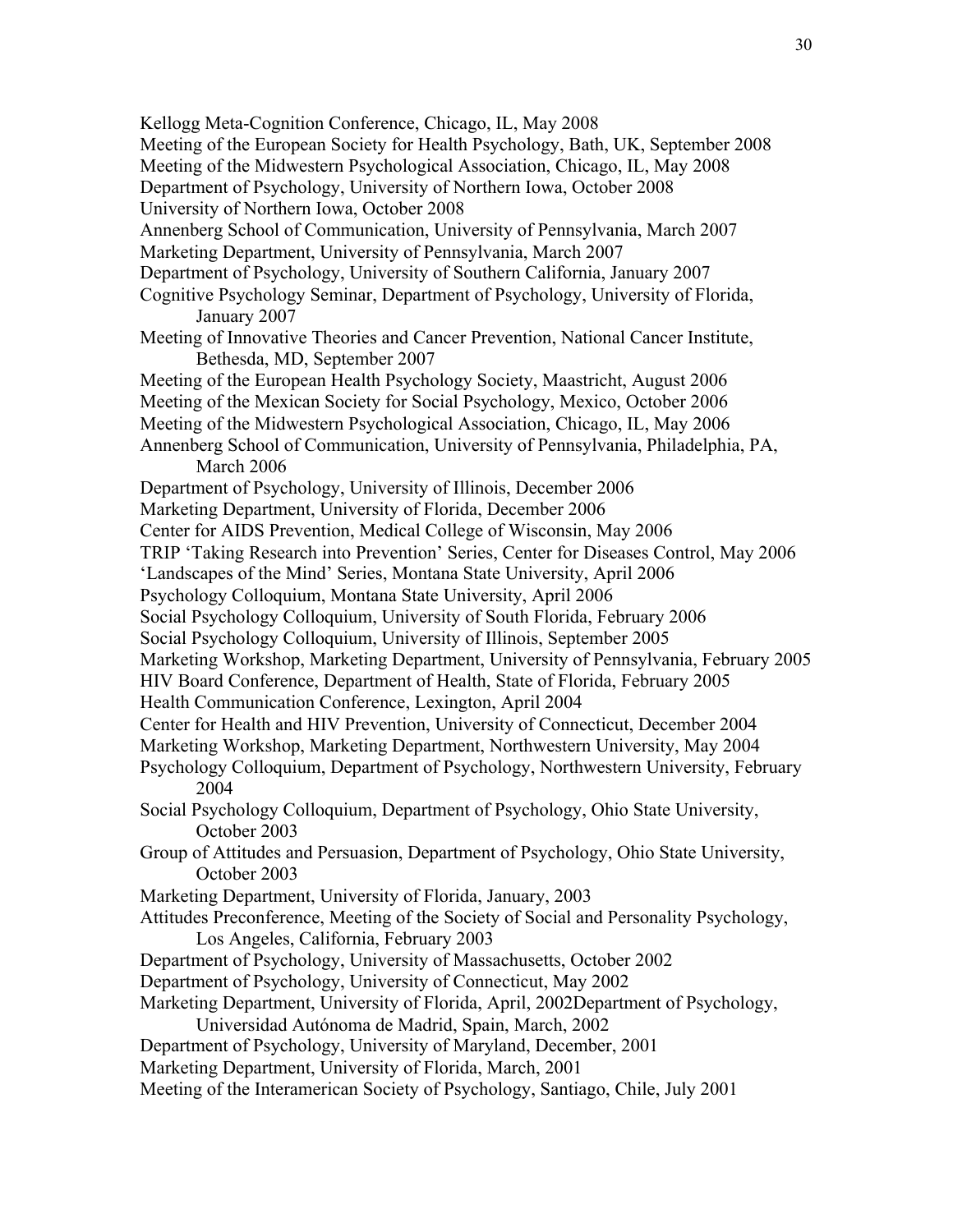Kellogg Meta-Cognition Conference, Chicago, IL, May 2008
Meeting of the European Society for Health Psychology, Bath, UK, September 2008
Meeting of the Midwestern Psychological Association, Chicago, IL, May 2008
Department of Psychology, University of Northern Iowa, October 2008
University of Northern Iowa, October 2008
Annenberg School of Communication, University of Pennsylvania, March 2007
Marketing Department, University of Pennsylvania, March 2007
Department of Psychology, University of Southern California, January 2007
Cognitive Psychology Seminar, Department of Psychology, University of Florida, January 2007
Meeting of Innovative Theories and Cancer Prevention, National Cancer Institute, Bethesda, MD, September 2007
Meeting of the European Health Psychology Society, Maastricht, August 2006
Meeting of the Mexican Society for Social Psychology, Mexico, October 2006
Meeting of the Midwestern Psychological Association, Chicago, IL, May 2006
Annenberg School of Communication, University of Pennsylvania, Philadelphia, PA, March 2006
Department of Psychology, University of Illinois, December 2006
Marketing Department, University of Florida, December 2006
Center for AIDS Prevention, Medical College of Wisconsin, May 2006
TRIP 'Taking Research into Prevention' Series, Center for Diseases Control, May 2006
'Landscapes of the Mind' Series, Montana State University, April 2006
Psychology Colloquium, Montana State University, April 2006
Social Psychology Colloquium, University of South Florida, February 2006
Social Psychology Colloquium, University of Illinois, September 2005
Marketing Workshop, Marketing Department, University of Pennsylvania, February 2005
HIV Board Conference, Department of Health, State of Florida, February 2005
Health Communication Conference, Lexington, April 2004
Center for Health and HIV Prevention, University of Connecticut, December 2004
Marketing Workshop, Marketing Department, Northwestern University, May 2004
Psychology Colloquium, Department of Psychology, Northwestern University, February 2004
Social Psychology Colloquium, Department of Psychology, Ohio State University, October 2003
Group of Attitudes and Persuasion, Department of Psychology, Ohio State University, October 2003
Marketing Department, University of Florida, January, 2003
Attitudes Preconference, Meeting of the Society of Social and Personality Psychology, Los Angeles, California, February 2003
Department of Psychology, University of Massachusetts, October 2002
Department of Psychology, University of Connecticut, May 2002
Marketing Department, University of Florida, April, 2002Department of Psychology, Universidad Autónoma de Madrid, Spain, March, 2002
Department of Psychology, University of Maryland, December, 2001
Marketing Department, University of Florida, March, 2001
Meeting of the Interamerican Society of Psychology, Santiago, Chile, July 2001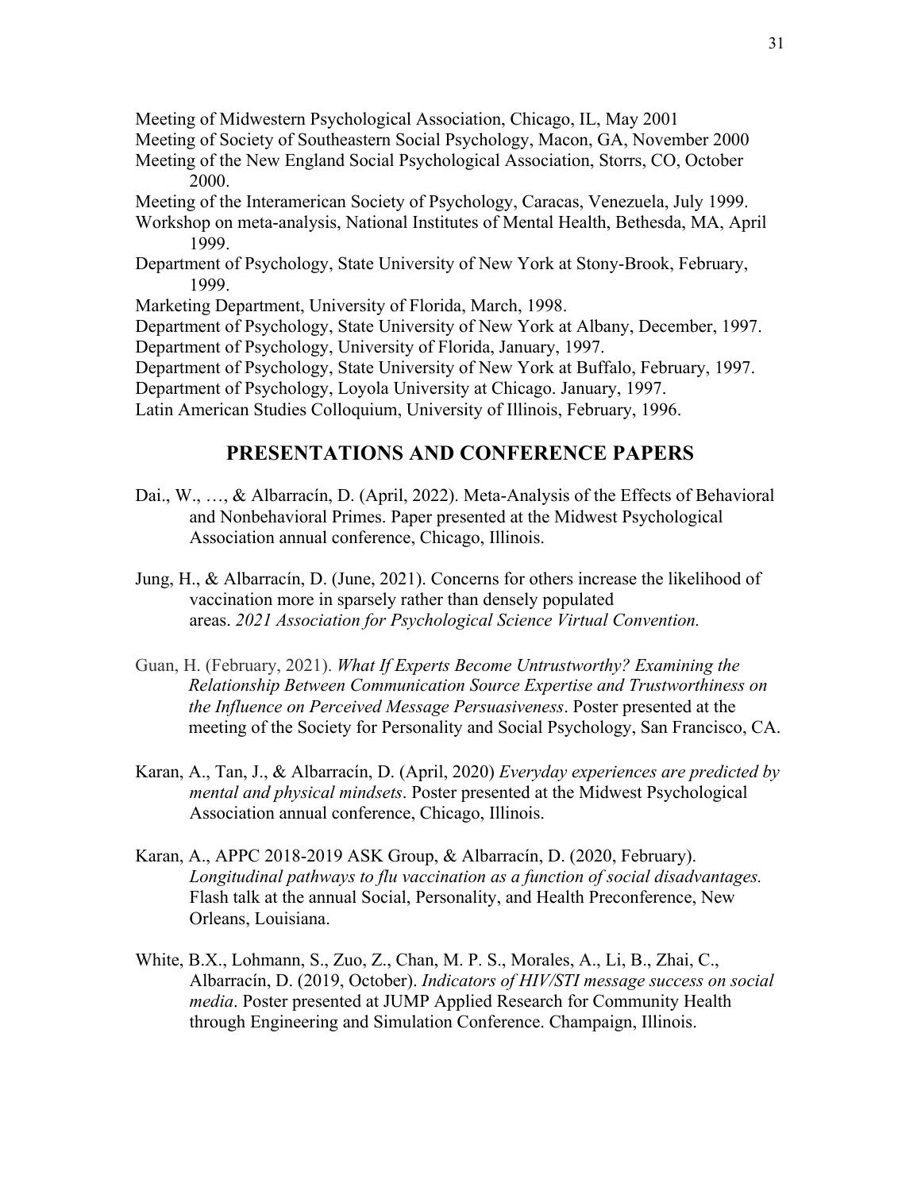Meeting of Midwestern Psychological Association, Chicago, IL, May 2001

Meeting of Society of Southeastern Social Psychology, Macon, GA, November 2000

Meeting of the New England Social Psychological Association, Storrs, CO, October 2000.

Meeting of the Interamerican Society of Psychology, Caracas, Venezuela, July 1999.

Workshop on meta-analysis, National Institutes of Mental Health, Bethesda, MA, April 1999.

Department of Psychology, State University of New York at Stony-Brook, February, 1999.

Marketing Department, University of Florida, March, 1998.

Department of Psychology, State University of New York at Albany, December, 1997.

Department of Psychology, University of Florida, January, 1997.

Department of Psychology, State University of New York at Buffalo, February, 1997.

Department of Psychology, Loyola University at Chicago. January, 1997.

Latin American Studies Colloquium, University of Illinois, February, 1996.

## PRESENTATIONS AND CONFERENCE PAPERS

Dai., W., …, & Albarracín, D. (April, 2022). Meta-Analysis of the Effects of Behavioral and Nonbehavioral Primes. Paper presented at the Midwest Psychological Association annual conference, Chicago, Illinois.

Jung, H., & Albarracín, D. (June, 2021). Concerns for others increase the likelihood of vaccination more in sparsely rather than densely populated areas. *2021 Association for Psychological Science Virtual Convention.*

Guan, H. (February, 2021). *What If Experts Become Untrustworthy? Examining the Relationship Between Communication Source Expertise and Trustworthiness on the Influence on Perceived Message Persuasiveness*. Poster presented at the meeting of the Society for Personality and Social Psychology, San Francisco, CA.

Karan, A., Tan, J., & Albarracín, D. (April, 2020) *Everyday experiences are predicted by mental and physical mindsets*. Poster presented at the Midwest Psychological Association annual conference, Chicago, Illinois.

Karan, A., APPC 2018-2019 ASK Group, & Albarracín, D. (2020, February). *Longitudinal pathways to flu vaccination as a function of social disadvantages.* Flash talk at the annual Social, Personality, and Health Preconference, New Orleans, Louisiana.

White, B.X., Lohmann, S., Zuo, Z., Chan, M. P. S., Morales, A., Li, B., Zhai, C., Albarracín, D. (2019, October). *Indicators of HIV/STI message success on social media*. Poster presented at JUMP Applied Research for Community Health through Engineering and Simulation Conference. Champaign, Illinois.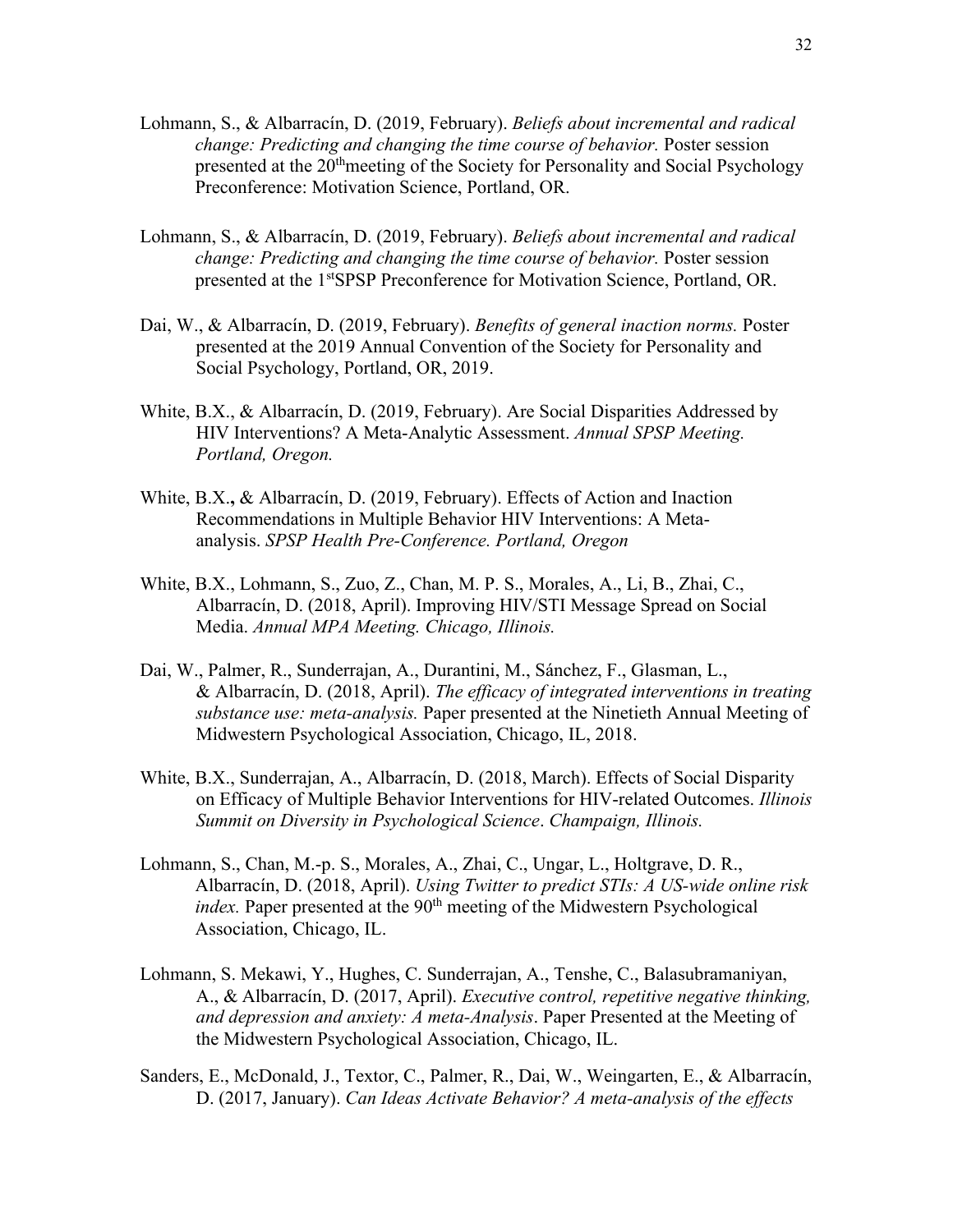Lohmann, S., & Albarracín, D. (2019, February). *Beliefs about incremental and radical change: Predicting and changing the time course of behavior.* Poster session presented at the 20[th]meeting of the Society for Personality and Social Psychology Preconference: Motivation Science, Portland, OR.

Lohmann, S., & Albarracín, D. (2019, February). *Beliefs about incremental and radical change: Predicting and changing the time course of behavior.* Poster session presented at the 1[st]SPSP Preconference for Motivation Science, Portland, OR.

Dai, W., & Albarracín, D. (2019, February). *Benefits of general inaction norms.* Poster presented at the 2019 Annual Convention of the Society for Personality and Social Psychology, Portland, OR, 2019.

White, B.X., & Albarracín, D. (2019, February). Are Social Disparities Addressed by HIV Interventions? A Meta-Analytic Assessment. *Annual SPSP Meeting. Portland, Oregon.*

White, B.X.**,** & Albarracín, D. (2019, February). Effects of Action and Inaction Recommendations in Multiple Behavior HIV Interventions: A Meta-analysis. *SPSP Health Pre-Conference. Portland, Oregon*

White, B.X., Lohmann, S., Zuo, Z., Chan, M. P. S., Morales, A., Li, B., Zhai, C., Albarracín, D. (2018, April). Improving HIV/STI Message Spread on Social Media. *Annual MPA Meeting. Chicago, Illinois.*

Dai, W., Palmer, R., Sunderrajan, A., Durantini, M., Sánchez, F., Glasman, L., & Albarracín, D. (2018, April). *The efficacy of integrated interventions in treating substance use: meta-analysis.* Paper presented at the Ninetieth Annual Meeting of Midwestern Psychological Association, Chicago, IL, 2018.

White, B.X., Sunderrajan, A., Albarracín, D. (2018, March). Effects of Social Disparity on Efficacy of Multiple Behavior Interventions for HIV-related Outcomes. *Illinois Summit on Diversity in Psychological Science*. *Champaign, Illinois.*

Lohmann, S., Chan, M.-p. S., Morales, A., Zhai, C., Ungar, L., Holtgrave, D. R., Albarracín, D. (2018, April). *Using Twitter to predict STIs: A US-wide online risk index.* Paper presented at the 90[th] meeting of the Midwestern Psychological Association, Chicago, IL.

Lohmann, S. Mekawi, Y., Hughes, C. Sunderrajan, A., Tenshe, C., Balasubramaniyan, A., & Albarracín, D. (2017, April). *Executive control, repetitive negative thinking, and depression and anxiety: A meta-Analysis*. Paper Presented at the Meeting of the Midwestern Psychological Association, Chicago, IL.

Sanders, E., McDonald, J., Textor, C., Palmer, R., Dai, W., Weingarten, E., & Albarracín, D. (2017, January). *Can Ideas Activate Behavior? A meta-analysis of the effects*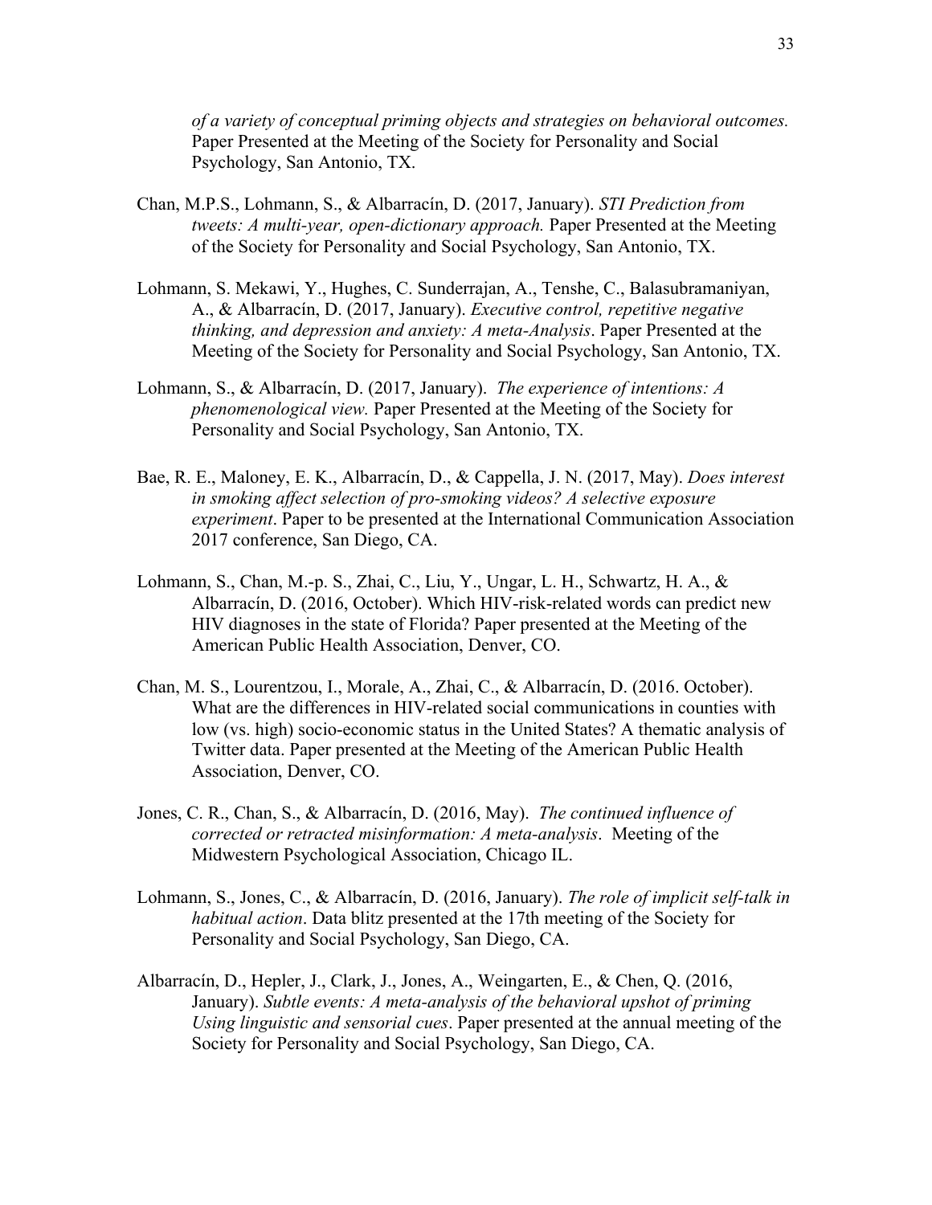*of a variety of conceptual priming objects and strategies on behavioral outcomes.* Paper Presented at the Meeting of the Society for Personality and Social Psychology, San Antonio, TX.

Chan, M.P.S., Lohmann, S., & Albarracín, D. (2017, January). *STI Prediction from tweets: A multi-year, open-dictionary approach.* Paper Presented at the Meeting of the Society for Personality and Social Psychology, San Antonio, TX.

Lohmann, S. Mekawi, Y., Hughes, C. Sunderrajan, A., Tenshe, C., Balasubramaniyan, A., & Albarracín, D. (2017, January). *Executive control, repetitive negative thinking, and depression and anxiety: A meta-Analysis*. Paper Presented at the Meeting of the Society for Personality and Social Psychology, San Antonio, TX.

Lohmann, S., & Albarracín, D. (2017, January). *The experience of intentions: A phenomenological view.* Paper Presented at the Meeting of the Society for Personality and Social Psychology, San Antonio, TX.

Bae, R. E., Maloney, E. K., Albarracín, D., & Cappella, J. N. (2017, May). *Does interest in smoking affect selection of pro-smoking videos? A selective exposure experiment*. Paper to be presented at the International Communication Association 2017 conference, San Diego, CA.

Lohmann, S., Chan, M.-p. S., Zhai, C., Liu, Y., Ungar, L. H., Schwartz, H. A., & Albarracín, D. (2016, October). Which HIV-risk-related words can predict new HIV diagnoses in the state of Florida? Paper presented at the Meeting of the American Public Health Association, Denver, CO.

Chan, M. S., Lourentzou, I., Morale, A., Zhai, C., & Albarracín, D. (2016. October). What are the differences in HIV-related social communications in counties with low (vs. high) socio-economic status in the United States? A thematic analysis of Twitter data. Paper presented at the Meeting of the American Public Health Association, Denver, CO.

Jones, C. R., Chan, S., & Albarracín, D. (2016, May). *The continued influence of corrected or retracted misinformation: A meta-analysis*. Meeting of the Midwestern Psychological Association, Chicago IL.

Lohmann, S., Jones, C., & Albarracín, D. (2016, January). *The role of implicit self-talk in habitual action*. Data blitz presented at the 17th meeting of the Society for Personality and Social Psychology, San Diego, CA.

Albarracín, D., Hepler, J., Clark, J., Jones, A., Weingarten, E., & Chen, Q. (2016, January). *Subtle events: A meta-analysis of the behavioral upshot of priming Using linguistic and sensorial cues*. Paper presented at the annual meeting of the Society for Personality and Social Psychology, San Diego, CA.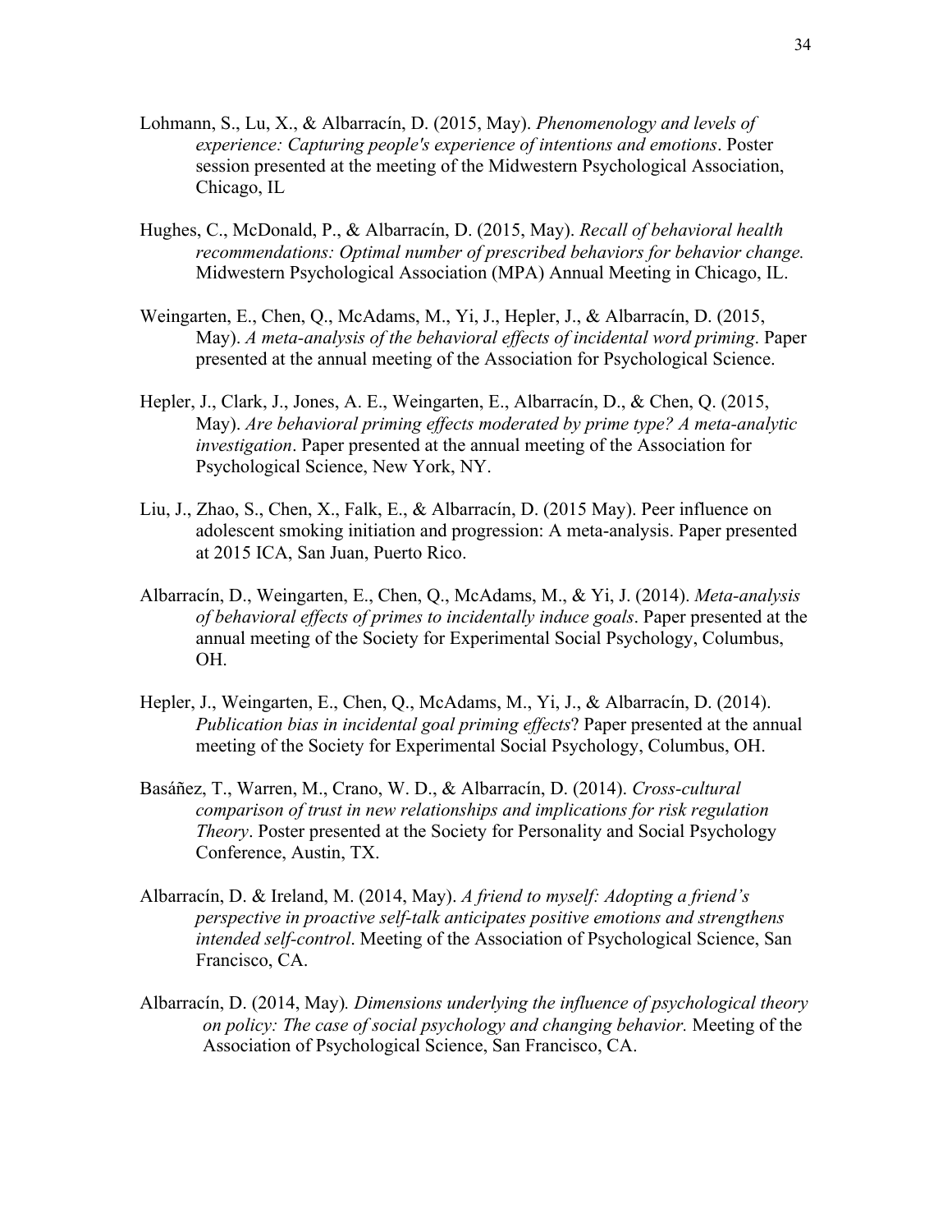Lohmann, S., Lu, X., & Albarracín, D. (2015, May). *Phenomenology and levels of experience: Capturing people's experience of intentions and emotions*. Poster session presented at the meeting of the Midwestern Psychological Association, Chicago, IL

Hughes, C., McDonald, P., & Albarracín, D. (2015, May). *Recall of behavioral health recommendations: Optimal number of prescribed behaviors for behavior change.* Midwestern Psychological Association (MPA) Annual Meeting in Chicago, IL.

Weingarten, E., Chen, Q., McAdams, M., Yi, J., Hepler, J., & Albarracín, D. (2015, May). *A meta-analysis of the behavioral effects of incidental word priming*. Paper presented at the annual meeting of the Association for Psychological Science.

Hepler, J., Clark, J., Jones, A. E., Weingarten, E., Albarracín, D., & Chen, Q. (2015, May). *Are behavioral priming effects moderated by prime type? A meta-analytic investigation*. Paper presented at the annual meeting of the Association for Psychological Science, New York, NY.

Liu, J., Zhao, S., Chen, X., Falk, E., & Albarracín, D. (2015 May). Peer influence on adolescent smoking initiation and progression: A meta-analysis. Paper presented at 2015 ICA, San Juan, Puerto Rico.

Albarracín, D., Weingarten, E., Chen, Q., McAdams, M., & Yi, J. (2014). *Meta-analysis of behavioral effects of primes to incidentally induce goals*. Paper presented at the annual meeting of the Society for Experimental Social Psychology, Columbus, OH.

Hepler, J., Weingarten, E., Chen, Q., McAdams, M., Yi, J., & Albarracín, D. (2014). *Publication bias in incidental goal priming effects*? Paper presented at the annual meeting of the Society for Experimental Social Psychology, Columbus, OH.

Basáñez, T., Warren, M., Crano, W. D., & Albarracín, D. (2014). *Cross-cultural comparison of trust in new relationships and implications for risk regulation Theory*. Poster presented at the Society for Personality and Social Psychology Conference, Austin, TX.

Albarracín, D. & Ireland, M. (2014, May). *A friend to myself: Adopting a friend's perspective in proactive self-talk anticipates positive emotions and strengthens intended self-control*. Meeting of the Association of Psychological Science, San Francisco, CA.

Albarracín, D. (2014, May)*. Dimensions underlying the influence of psychological theory on policy: The case of social psychology and changing behavior.* Meeting of the Association of Psychological Science, San Francisco, CA.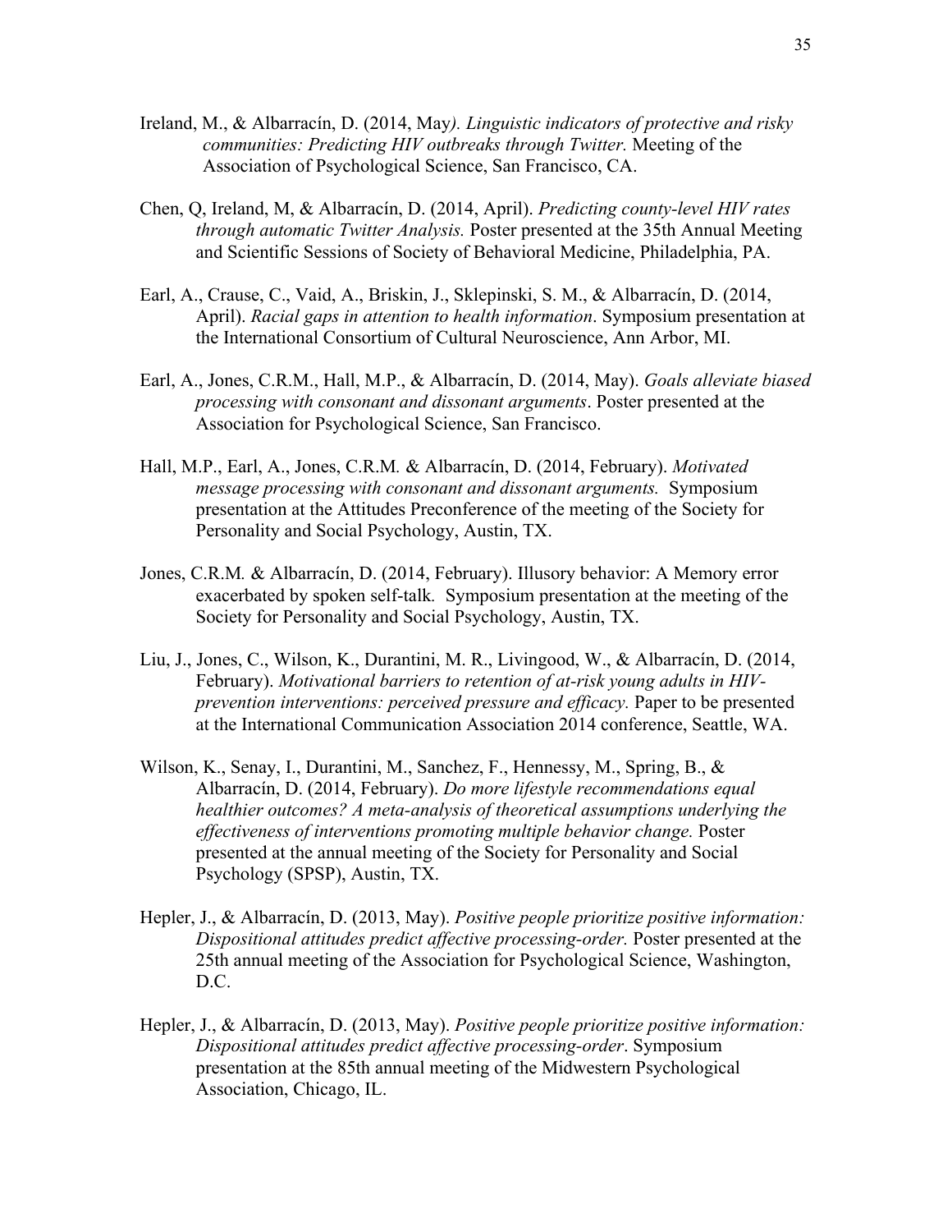Ireland, M., & Albarracín, D. (2014, May*). Linguistic indicators of protective and risky communities: Predicting HIV outbreaks through Twitter.* Meeting of the Association of Psychological Science, San Francisco, CA.

Chen, Q, Ireland, M, & Albarracín, D. (2014, April). *Predicting county-level HIV rates through automatic Twitter Analysis.* Poster presented at the 35th Annual Meeting and Scientific Sessions of Society of Behavioral Medicine, Philadelphia, PA.

Earl, A., Crause, C., Vaid, A., Briskin, J., Sklepinski, S. M., & Albarracín, D. (2014, April). *Racial gaps in attention to health information*. Symposium presentation at the International Consortium of Cultural Neuroscience, Ann Arbor, MI.

Earl, A., Jones, C.R.M., Hall, M.P., & Albarracín, D. (2014, May). *Goals alleviate biased processing with consonant and dissonant arguments*. Poster presented at the Association for Psychological Science, San Francisco.

Hall, M.P., Earl, A., Jones, C.R.M. & Albarracín, D. (2014, February). *Motivated message processing with consonant and dissonant arguments.* Symposium presentation at the Attitudes Preconference of the meeting of the Society for Personality and Social Psychology, Austin, TX.

Jones, C.R.M. & Albarracín, D. (2014, February). Illusory behavior: A Memory error exacerbated by spoken self-talk. Symposium presentation at the meeting of the Society for Personality and Social Psychology, Austin, TX.

Liu, J., Jones, C., Wilson, K., Durantini, M. R., Livingood, W., & Albarracín, D. (2014, February). *Motivational barriers to retention of at-risk young adults in HIV-prevention interventions: perceived pressure and efficacy.* Paper to be presented at the International Communication Association 2014 conference, Seattle, WA.

Wilson, K., Senay, I., Durantini, M., Sanchez, F., Hennessy, M., Spring, B., & Albarracín, D. (2014, February). *Do more lifestyle recommendations equal healthier outcomes? A meta-analysis of theoretical assumptions underlying the effectiveness of interventions promoting multiple behavior change.* Poster presented at the annual meeting of the Society for Personality and Social Psychology (SPSP), Austin, TX.

Hepler, J., & Albarracín, D. (2013, May). *Positive people prioritize positive information: Dispositional attitudes predict affective processing-order.* Poster presented at the 25th annual meeting of the Association for Psychological Science, Washington, D.C.

Hepler, J., & Albarracín, D. (2013, May). *Positive people prioritize positive information: Dispositional attitudes predict affective processing-order*. Symposium presentation at the 85th annual meeting of the Midwestern Psychological Association, Chicago, IL.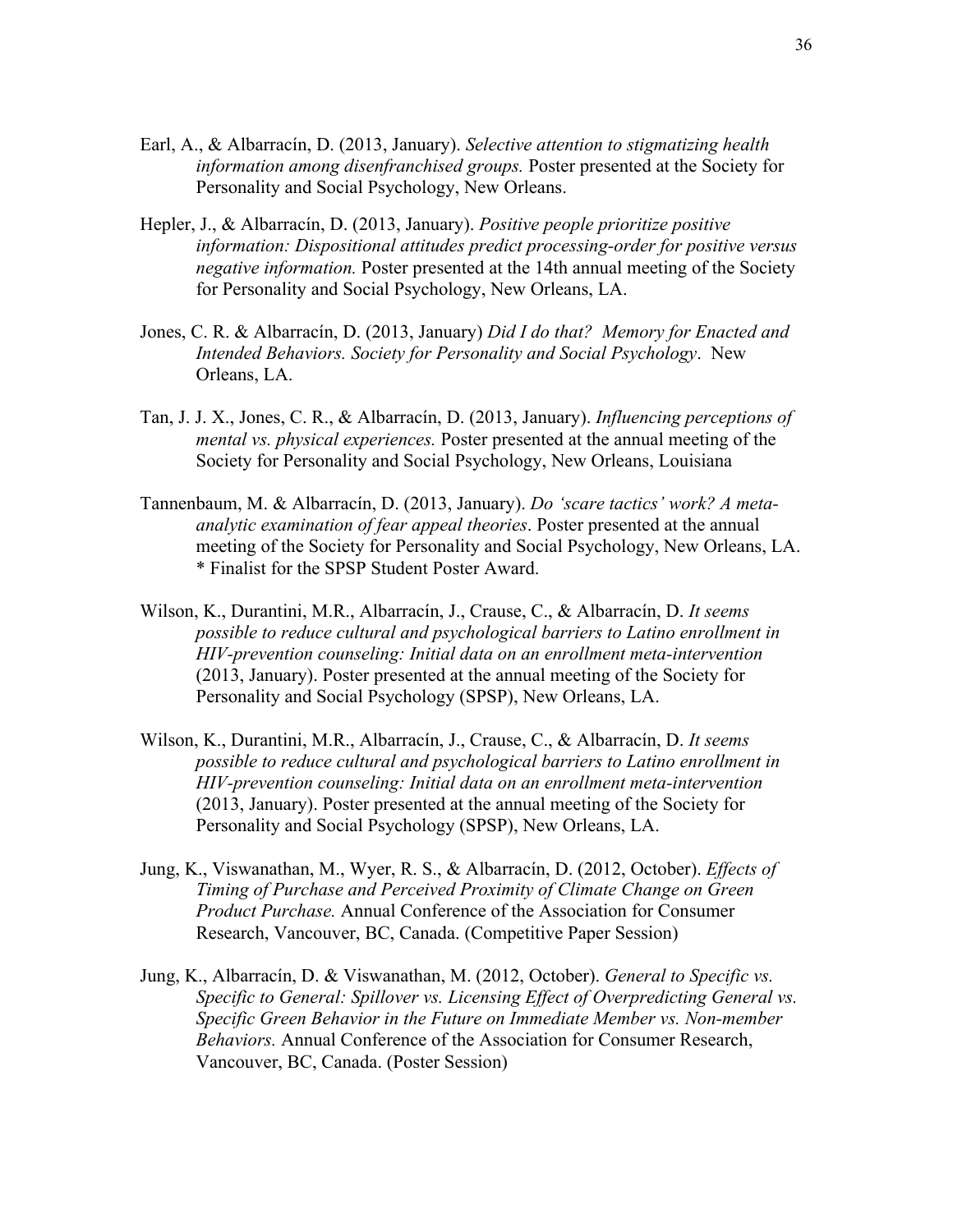Earl, A., & Albarracín, D. (2013, January). *Selective attention to stigmatizing health information among disenfranchised groups.* Poster presented at the Society for Personality and Social Psychology, New Orleans.

Hepler, J., & Albarracín, D. (2013, January). *Positive people prioritize positive information: Dispositional attitudes predict processing-order for positive versus negative information.* Poster presented at the 14th annual meeting of the Society for Personality and Social Psychology, New Orleans, LA.

Jones, C. R. & Albarracín, D. (2013, January) *Did I do that? Memory for Enacted and Intended Behaviors. Society for Personality and Social Psychology*. New Orleans, LA.

Tan, J. J. X., Jones, C. R., & Albarracín, D. (2013, January). *Influencing perceptions of mental vs. physical experiences.* Poster presented at the annual meeting of the Society for Personality and Social Psychology, New Orleans, Louisiana

Tannenbaum, M. & Albarracín, D. (2013, January). *Do 'scare tactics' work? A meta-analytic examination of fear appeal theories*. Poster presented at the annual meeting of the Society for Personality and Social Psychology, New Orleans, LA. * Finalist for the SPSP Student Poster Award.

Wilson, K., Durantini, M.R., Albarracín, J., Crause, C., & Albarracín, D. *It seems possible to reduce cultural and psychological barriers to Latino enrollment in HIV-prevention counseling: Initial data on an enrollment meta-intervention* (2013, January). Poster presented at the annual meeting of the Society for Personality and Social Psychology (SPSP), New Orleans, LA.

Wilson, K., Durantini, M.R., Albarracín, J., Crause, C., & Albarracín, D. *It seems possible to reduce cultural and psychological barriers to Latino enrollment in HIV-prevention counseling: Initial data on an enrollment meta-intervention* (2013, January). Poster presented at the annual meeting of the Society for Personality and Social Psychology (SPSP), New Orleans, LA.

Jung, K., Viswanathan, M., Wyer, R. S., & Albarracín, D. (2012, October). *Effects of Timing of Purchase and Perceived Proximity of Climate Change on Green Product Purchase.* Annual Conference of the Association for Consumer Research, Vancouver, BC, Canada. (Competitive Paper Session)

Jung, K., Albarracín, D. & Viswanathan, M. (2012, October). *General to Specific vs. Specific to General: Spillover vs. Licensing Effect of Overpredicting General vs. Specific Green Behavior in the Future on Immediate Member vs. Non-member Behaviors.* Annual Conference of the Association for Consumer Research, Vancouver, BC, Canada. (Poster Session)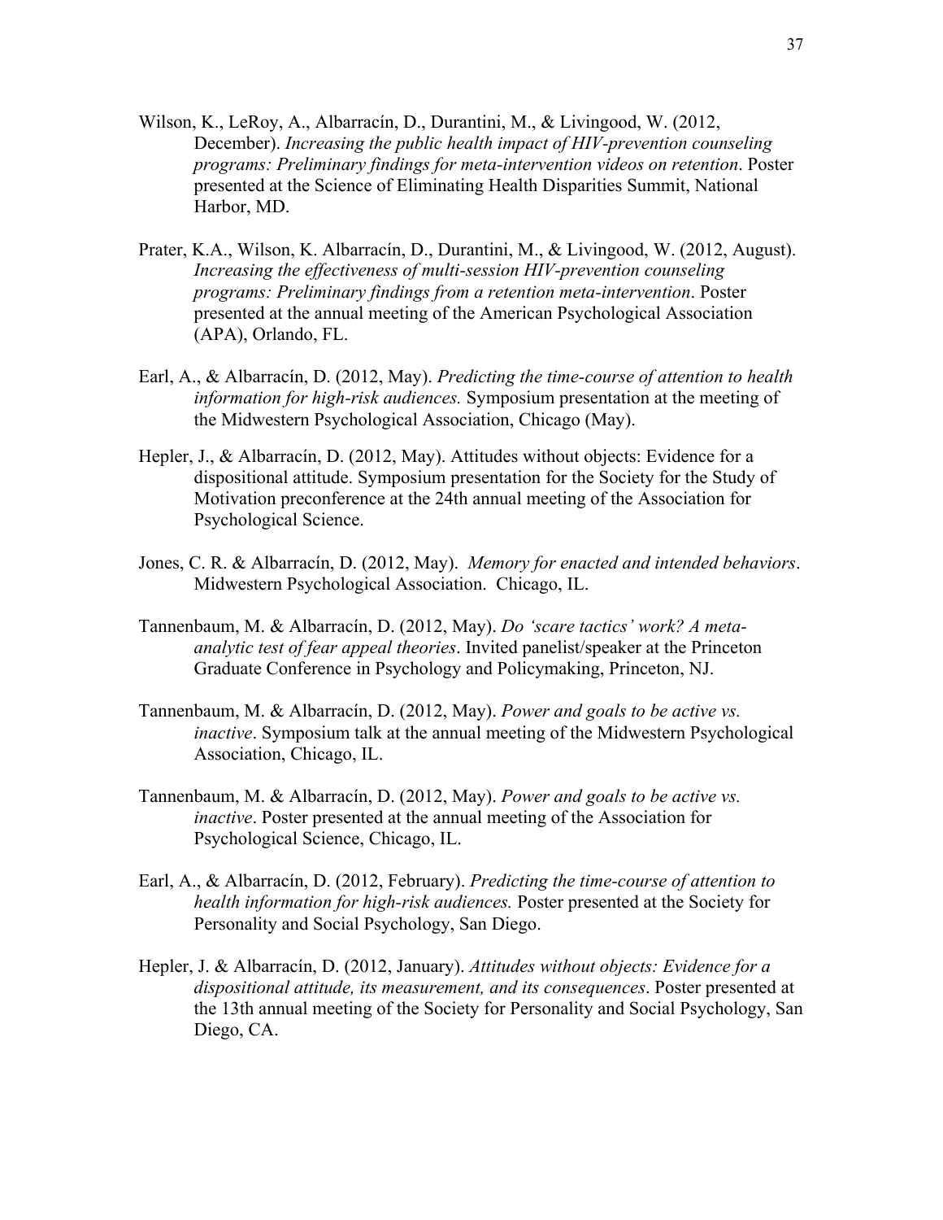Wilson, K., LeRoy, A., Albarracín, D., Durantini, M., & Livingood, W. (2012, December). *Increasing the public health impact of HIV-prevention counseling programs: Preliminary findings for meta-intervention videos on retention*. Poster presented at the Science of Eliminating Health Disparities Summit, National Harbor, MD.

Prater, K.A., Wilson, K. Albarracín, D., Durantini, M., & Livingood, W. (2012, August). *Increasing the effectiveness of multi-session HIV-prevention counseling programs: Preliminary findings from a retention meta-intervention*. Poster presented at the annual meeting of the American Psychological Association (APA), Orlando, FL.

Earl, A., & Albarracín, D. (2012, May). *Predicting the time-course of attention to health information for high-risk audiences.* Symposium presentation at the meeting of the Midwestern Psychological Association, Chicago (May).

Hepler, J., & Albarracín, D. (2012, May). Attitudes without objects: Evidence for a dispositional attitude. Symposium presentation for the Society for the Study of Motivation preconference at the 24th annual meeting of the Association for Psychological Science.

Jones, C. R. & Albarracín, D. (2012, May). *Memory for enacted and intended behaviors*. Midwestern Psychological Association. Chicago, IL.

Tannenbaum, M. & Albarracín, D. (2012, May). *Do 'scare tactics' work? A meta-analytic test of fear appeal theories*. Invited panelist/speaker at the Princeton Graduate Conference in Psychology and Policymaking, Princeton, NJ.

Tannenbaum, M. & Albarracín, D. (2012, May). *Power and goals to be active vs. inactive*. Symposium talk at the annual meeting of the Midwestern Psychological Association, Chicago, IL.

Tannenbaum, M. & Albarracín, D. (2012, May). *Power and goals to be active vs. inactive*. Poster presented at the annual meeting of the Association for Psychological Science, Chicago, IL.

Earl, A., & Albarracín, D. (2012, February). *Predicting the time-course of attention to health information for high-risk audiences.* Poster presented at the Society for Personality and Social Psychology, San Diego.

Hepler, J. & Albarracín, D. (2012, January). *Attitudes without objects: Evidence for a dispositional attitude, its measurement, and its consequences*. Poster presented at the 13th annual meeting of the Society for Personality and Social Psychology, San Diego, CA.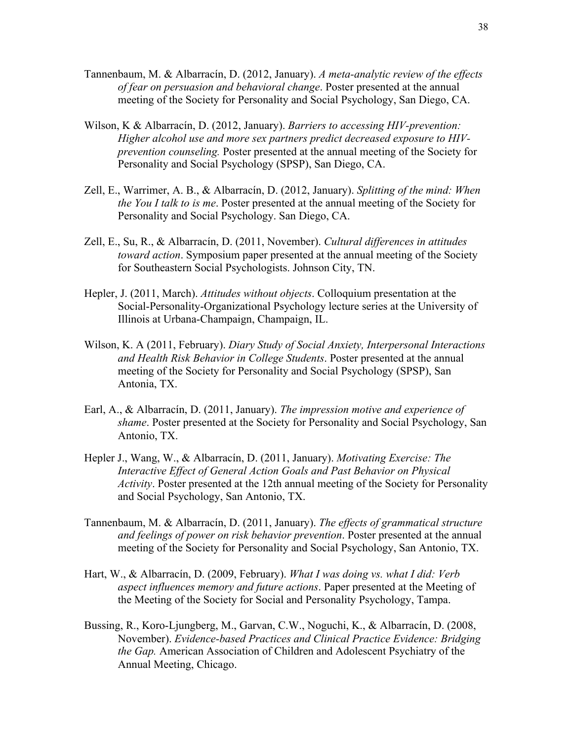Tannenbaum, M. & Albarracín, D. (2012, January). *A meta-analytic review of the effects of fear on persuasion and behavioral change*. Poster presented at the annual meeting of the Society for Personality and Social Psychology, San Diego, CA.

Wilson, K & Albarracín, D. (2012, January). *Barriers to accessing HIV-prevention: Higher alcohol use and more sex partners predict decreased exposure to HIV-prevention counseling.* Poster presented at the annual meeting of the Society for Personality and Social Psychology (SPSP), San Diego, CA.

Zell, E., Warrimer, A. B., & Albarracín, D. (2012, January). *Splitting of the mind: When the You I talk to is me*. Poster presented at the annual meeting of the Society for Personality and Social Psychology. San Diego, CA.

Zell, E., Su, R., & Albarracín, D. (2011, November). *Cultural differences in attitudes toward action*. Symposium paper presented at the annual meeting of the Society for Southeastern Social Psychologists. Johnson City, TN.

Hepler, J. (2011, March). *Attitudes without objects*. Colloquium presentation at the Social-Personality-Organizational Psychology lecture series at the University of Illinois at Urbana-Champaign, Champaign, IL.

Wilson, K. A (2011, February). *Diary Study of Social Anxiety, Interpersonal Interactions and Health Risk Behavior in College Students*. Poster presented at the annual meeting of the Society for Personality and Social Psychology (SPSP), San Antonia, TX.

Earl, A., & Albarracín, D. (2011, January). *The impression motive and experience of shame*. Poster presented at the Society for Personality and Social Psychology, San Antonio, TX.

Hepler J., Wang, W., & Albarracín, D. (2011, January). *Motivating Exercise: The Interactive Effect of General Action Goals and Past Behavior on Physical Activity*. Poster presented at the 12th annual meeting of the Society for Personality and Social Psychology, San Antonio, TX.

Tannenbaum, M. & Albarracín, D. (2011, January). *The effects of grammatical structure and feelings of power on risk behavior prevention*. Poster presented at the annual meeting of the Society for Personality and Social Psychology, San Antonio, TX.

Hart, W., & Albarracín, D. (2009, February). *What I was doing vs. what I did: Verb aspect influences memory and future actions*. Paper presented at the Meeting of the Meeting of the Society for Social and Personality Psychology, Tampa.

Bussing, R., Koro-Ljungberg, M., Garvan, C.W., Noguchi, K., & Albarracín, D. (2008, November). *Evidence-based Practices and Clinical Practice Evidence: Bridging the Gap.* American Association of Children and Adolescent Psychiatry of the Annual Meeting, Chicago.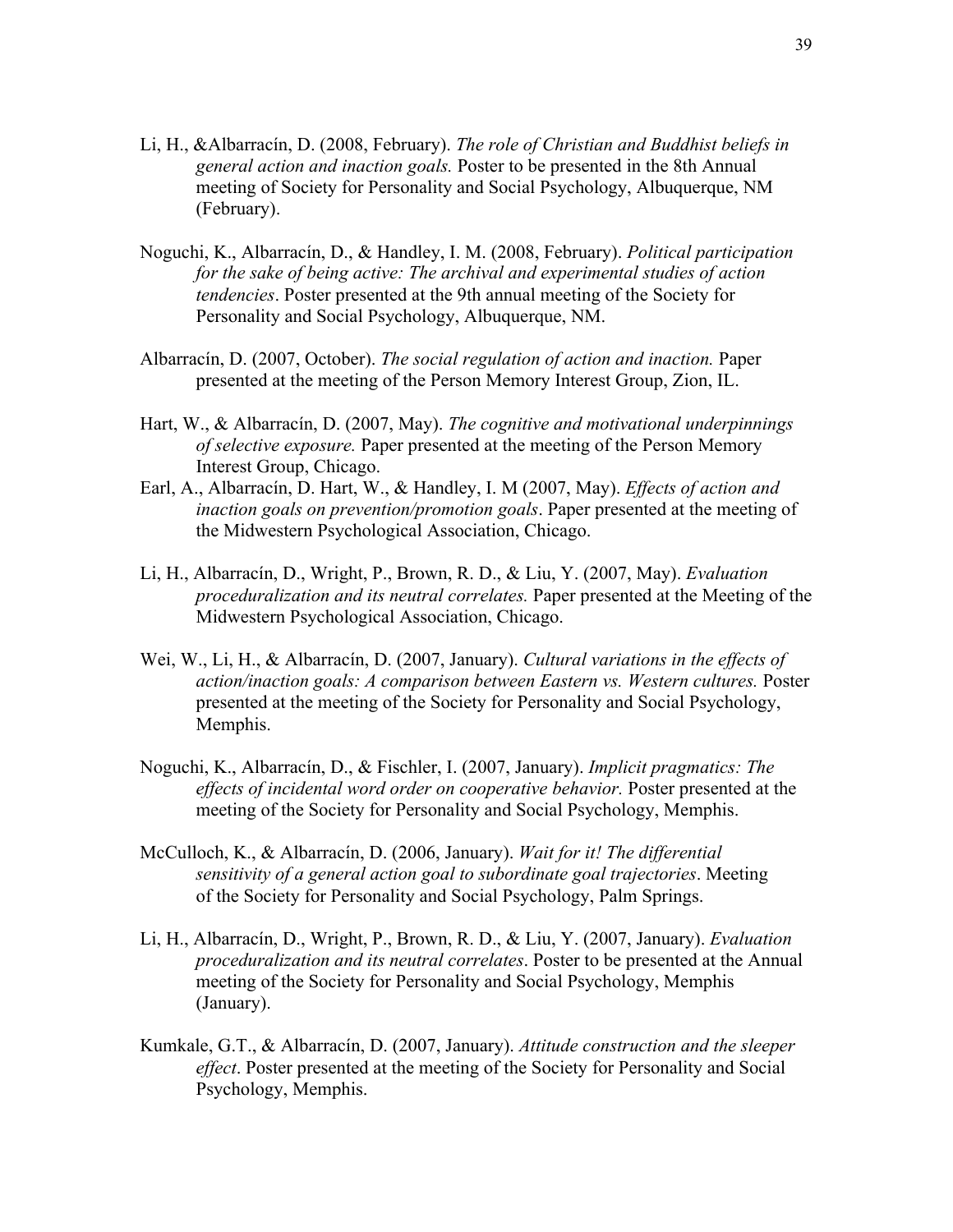Li, H., &Albarracín, D. (2008, February). *The role of Christian and Buddhist beliefs in general action and inaction goals.* Poster to be presented in the 8th Annual meeting of Society for Personality and Social Psychology, Albuquerque, NM (February).

Noguchi, K., Albarracín, D., & Handley, I. M. (2008, February). *Political participation for the sake of being active: The archival and experimental studies of action tendencies*. Poster presented at the 9th annual meeting of the Society for Personality and Social Psychology, Albuquerque, NM.

Albarracín, D. (2007, October). *The social regulation of action and inaction.* Paper presented at the meeting of the Person Memory Interest Group, Zion, IL.

Hart, W., & Albarracín, D. (2007, May). *The cognitive and motivational underpinnings of selective exposure.* Paper presented at the meeting of the Person Memory Interest Group, Chicago.

Earl, A., Albarracín, D. Hart, W., & Handley, I. M (2007, May). *Effects of action and inaction goals on prevention/promotion goals*. Paper presented at the meeting of the Midwestern Psychological Association, Chicago.

Li, H., Albarracín, D., Wright, P., Brown, R. D., & Liu, Y. (2007, May). *Evaluation proceduralization and its neutral correlates.* Paper presented at the Meeting of the Midwestern Psychological Association, Chicago.

Wei, W., Li, H., & Albarracín, D. (2007, January). *Cultural variations in the effects of action/inaction goals: A comparison between Eastern vs. Western cultures.* Poster presented at the meeting of the Society for Personality and Social Psychology, Memphis.

Noguchi, K., Albarracín, D., & Fischler, I. (2007, January). *Implicit pragmatics: The effects of incidental word order on cooperative behavior.* Poster presented at the meeting of the Society for Personality and Social Psychology, Memphis.

McCulloch, K., & Albarracín, D. (2006, January). *Wait for it! The differential sensitivity of a general action goal to subordinate goal trajectories*. Meeting of the Society for Personality and Social Psychology, Palm Springs.

Li, H., Albarracín, D., Wright, P., Brown, R. D., & Liu, Y. (2007, January). *Evaluation proceduralization and its neutral correlates*. Poster to be presented at the Annual meeting of the Society for Personality and Social Psychology, Memphis (January).

Kumkale, G.T., & Albarracín, D. (2007, January). *Attitude construction and the sleeper effect*. Poster presented at the meeting of the Society for Personality and Social Psychology, Memphis.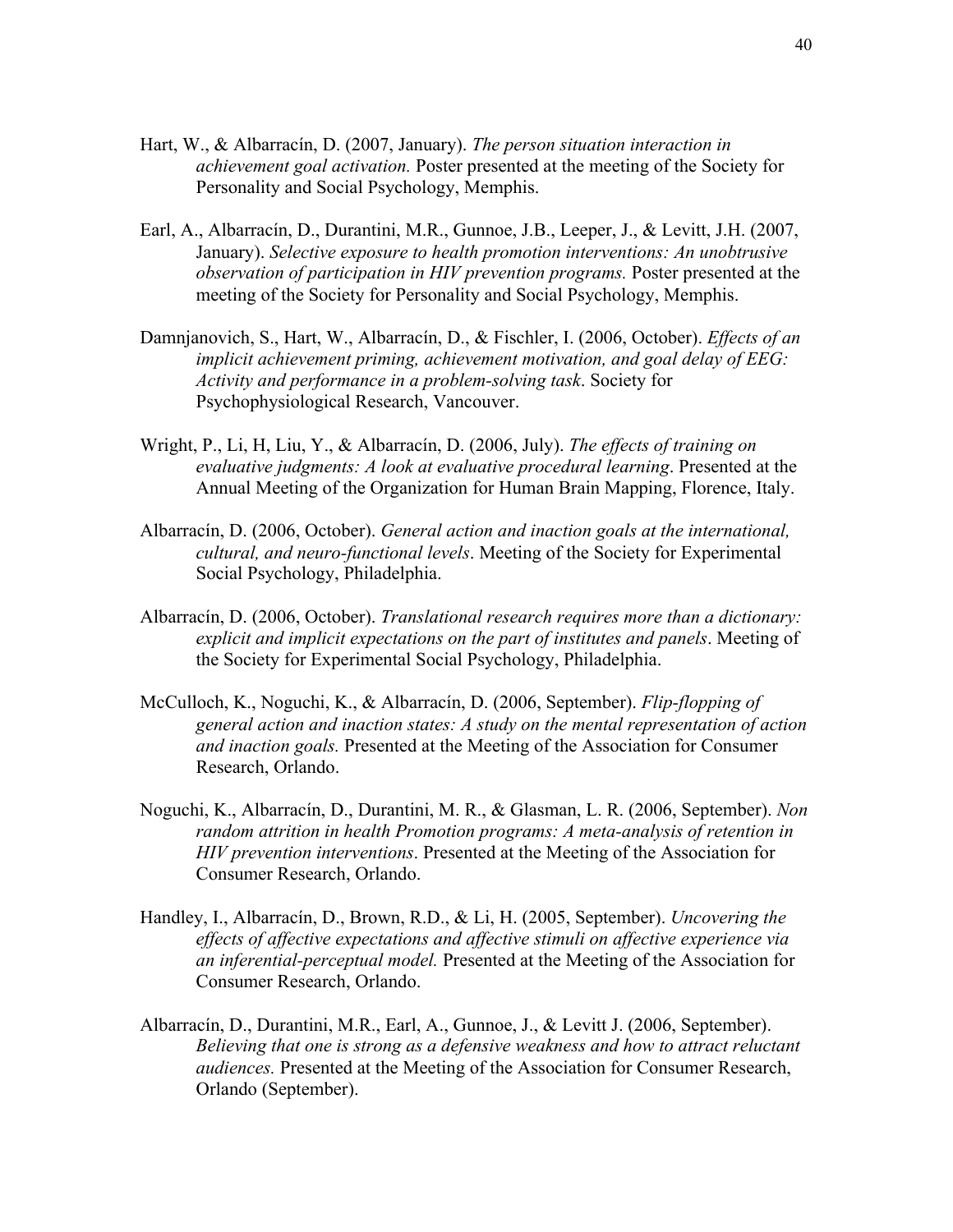Hart, W., & Albarracín, D. (2007, January). *The person situation interaction in achievement goal activation.* Poster presented at the meeting of the Society for Personality and Social Psychology, Memphis.

Earl, A., Albarracín, D., Durantini, M.R., Gunnoe, J.B., Leeper, J., & Levitt, J.H. (2007, January). *Selective exposure to health promotion interventions: An unobtrusive observation of participation in HIV prevention programs.* Poster presented at the meeting of the Society for Personality and Social Psychology, Memphis.

Damnjanovich, S., Hart, W., Albarracín, D., & Fischler, I. (2006, October). *Effects of an implicit achievement priming, achievement motivation, and goal delay of EEG: Activity and performance in a problem-solving task*. Society for Psychophysiological Research, Vancouver.

Wright, P., Li, H, Liu, Y., & Albarracín, D. (2006, July). *The effects of training on evaluative judgments: A look at evaluative procedural learning*. Presented at the Annual Meeting of the Organization for Human Brain Mapping, Florence, Italy.

Albarracín, D. (2006, October). *General action and inaction goals at the international, cultural, and neuro-functional levels*. Meeting of the Society for Experimental Social Psychology, Philadelphia.

Albarracín, D. (2006, October). *Translational research requires more than a dictionary: explicit and implicit expectations on the part of institutes and panels*. Meeting of the Society for Experimental Social Psychology, Philadelphia.

McCulloch, K., Noguchi, K., & Albarracín, D. (2006, September). *Flip-flopping of general action and inaction states: A study on the mental representation of action and inaction goals.* Presented at the Meeting of the Association for Consumer Research, Orlando.

Noguchi, K., Albarracín, D., Durantini, M. R., & Glasman, L. R. (2006, September). *Non random attrition in health Promotion programs: A meta-analysis of retention in HIV prevention interventions*. Presented at the Meeting of the Association for Consumer Research, Orlando.

Handley, I., Albarracín, D., Brown, R.D., & Li, H. (2005, September). *Uncovering the effects of affective expectations and affective stimuli on affective experience via an inferential-perceptual model.* Presented at the Meeting of the Association for Consumer Research, Orlando.

Albarracín, D., Durantini, M.R., Earl, A., Gunnoe, J., & Levitt J. (2006, September). *Believing that one is strong as a defensive weakness and how to attract reluctant audiences.* Presented at the Meeting of the Association for Consumer Research, Orlando (September).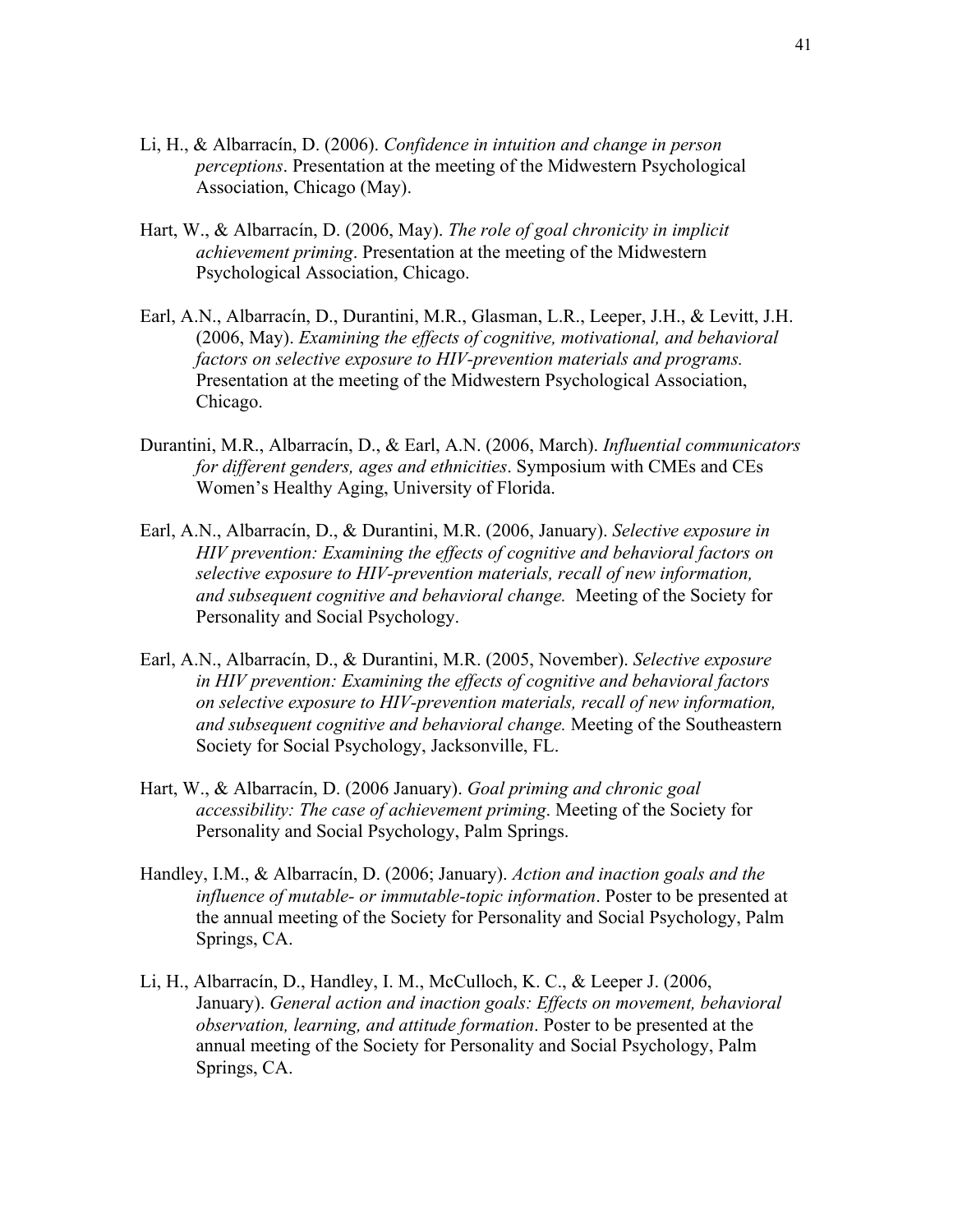Li, H., & Albarracín, D. (2006). *Confidence in intuition and change in person perceptions*. Presentation at the meeting of the Midwestern Psychological Association, Chicago (May).

Hart, W., & Albarracín, D. (2006, May). *The role of goal chronicity in implicit achievement priming*. Presentation at the meeting of the Midwestern Psychological Association, Chicago.

Earl, A.N., Albarracín, D., Durantini, M.R., Glasman, L.R., Leeper, J.H., & Levitt, J.H. (2006, May). *Examining the effects of cognitive, motivational, and behavioral factors on selective exposure to HIV-prevention materials and programs.* Presentation at the meeting of the Midwestern Psychological Association, Chicago.

Durantini, M.R., Albarracín, D., & Earl, A.N. (2006, March). *Influential communicators for different genders, ages and ethnicities*. Symposium with CMEs and CEs Women's Healthy Aging, University of Florida.

Earl, A.N., Albarracín, D., & Durantini, M.R. (2006, January). *Selective exposure in HIV prevention: Examining the effects of cognitive and behavioral factors on selective exposure to HIV-prevention materials, recall of new information, and subsequent cognitive and behavioral change.* Meeting of the Society for Personality and Social Psychology.

Earl, A.N., Albarracín, D., & Durantini, M.R. (2005, November). *Selective exposure in HIV prevention: Examining the effects of cognitive and behavioral factors on selective exposure to HIV-prevention materials, recall of new information, and subsequent cognitive and behavioral change.* Meeting of the Southeastern Society for Social Psychology, Jacksonville, FL.

Hart, W., & Albarracín, D. (2006 January). *Goal priming and chronic goal accessibility: The case of achievement priming*. Meeting of the Society for Personality and Social Psychology, Palm Springs.

Handley, I.M., & Albarracín, D. (2006; January). *Action and inaction goals and the influence of mutable- or immutable-topic information*. Poster to be presented at the annual meeting of the Society for Personality and Social Psychology, Palm Springs, CA.

Li, H., Albarracín, D., Handley, I. M., McCulloch, K. C., & Leeper J. (2006, January). *General action and inaction goals: Effects on movement, behavioral observation, learning, and attitude formation*. Poster to be presented at the annual meeting of the Society for Personality and Social Psychology, Palm Springs, CA.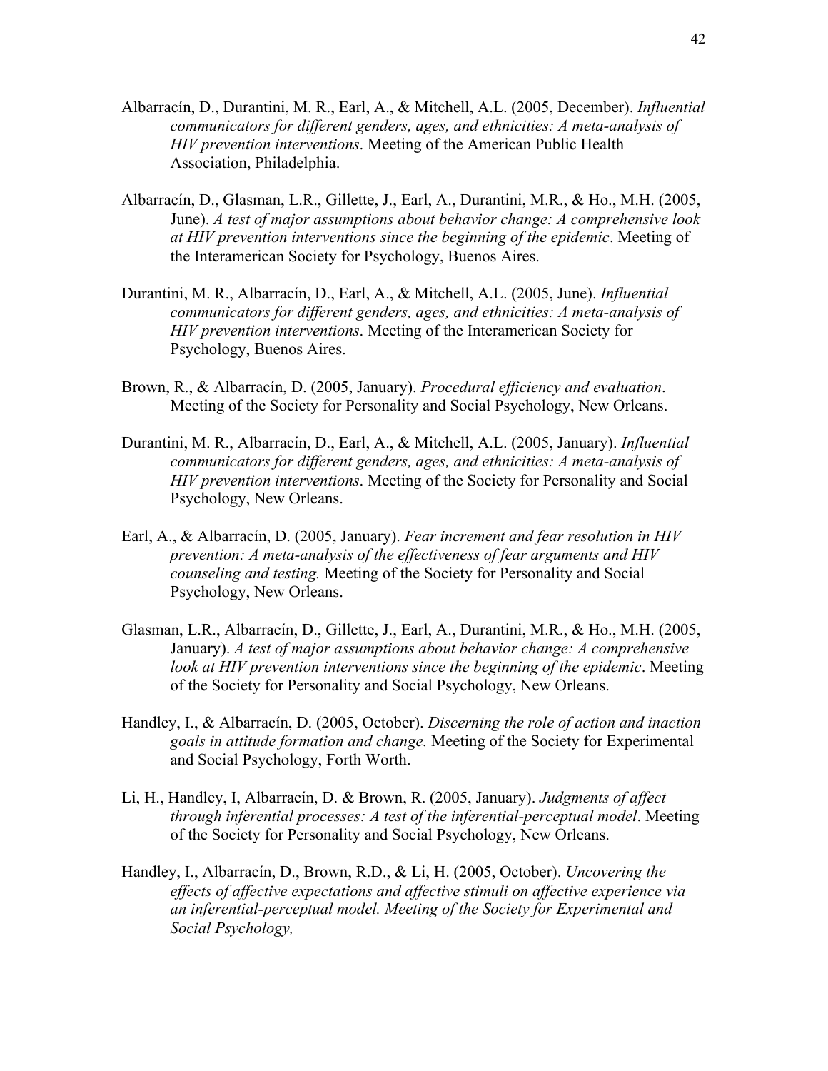Albarracín, D., Durantini, M. R., Earl, A., & Mitchell, A.L. (2005, December). *Influential communicators for different genders, ages, and ethnicities: A meta-analysis of HIV prevention interventions*. Meeting of the American Public Health Association, Philadelphia.

Albarracín, D., Glasman, L.R., Gillette, J., Earl, A., Durantini, M.R., & Ho., M.H. (2005, June). *A test of major assumptions about behavior change: A comprehensive look at HIV prevention interventions since the beginning of the epidemic*. Meeting of the Interamerican Society for Psychology, Buenos Aires.

Durantini, M. R., Albarracín, D., Earl, A., & Mitchell, A.L. (2005, June). *Influential communicators for different genders, ages, and ethnicities: A meta-analysis of HIV prevention interventions*. Meeting of the Interamerican Society for Psychology, Buenos Aires.

Brown, R., & Albarracín, D. (2005, January). *Procedural efficiency and evaluation*. Meeting of the Society for Personality and Social Psychology, New Orleans.

Durantini, M. R., Albarracín, D., Earl, A., & Mitchell, A.L. (2005, January). *Influential communicators for different genders, ages, and ethnicities: A meta-analysis of HIV prevention interventions*. Meeting of the Society for Personality and Social Psychology, New Orleans.

Earl, A., & Albarracín, D. (2005, January). *Fear increment and fear resolution in HIV prevention: A meta-analysis of the effectiveness of fear arguments and HIV counseling and testing.* Meeting of the Society for Personality and Social Psychology, New Orleans.

Glasman, L.R., Albarracín, D., Gillette, J., Earl, A., Durantini, M.R., & Ho., M.H. (2005, January). *A test of major assumptions about behavior change: A comprehensive look at HIV prevention interventions since the beginning of the epidemic*. Meeting of the Society for Personality and Social Psychology, New Orleans.

Handley, I., & Albarracín, D. (2005, October). *Discerning the role of action and inaction goals in attitude formation and change.* Meeting of the Society for Experimental and Social Psychology, Forth Worth.

Li, H., Handley, I, Albarracín, D. & Brown, R. (2005, January). *Judgments of affect through inferential processes: A test of the inferential-perceptual model*. Meeting of the Society for Personality and Social Psychology, New Orleans.

Handley, I., Albarracín, D., Brown, R.D., & Li, H. (2005, October). *Uncovering the effects of affective expectations and affective stimuli on affective experience via an inferential-perceptual model. Meeting of the Society for Experimental and Social Psychology,*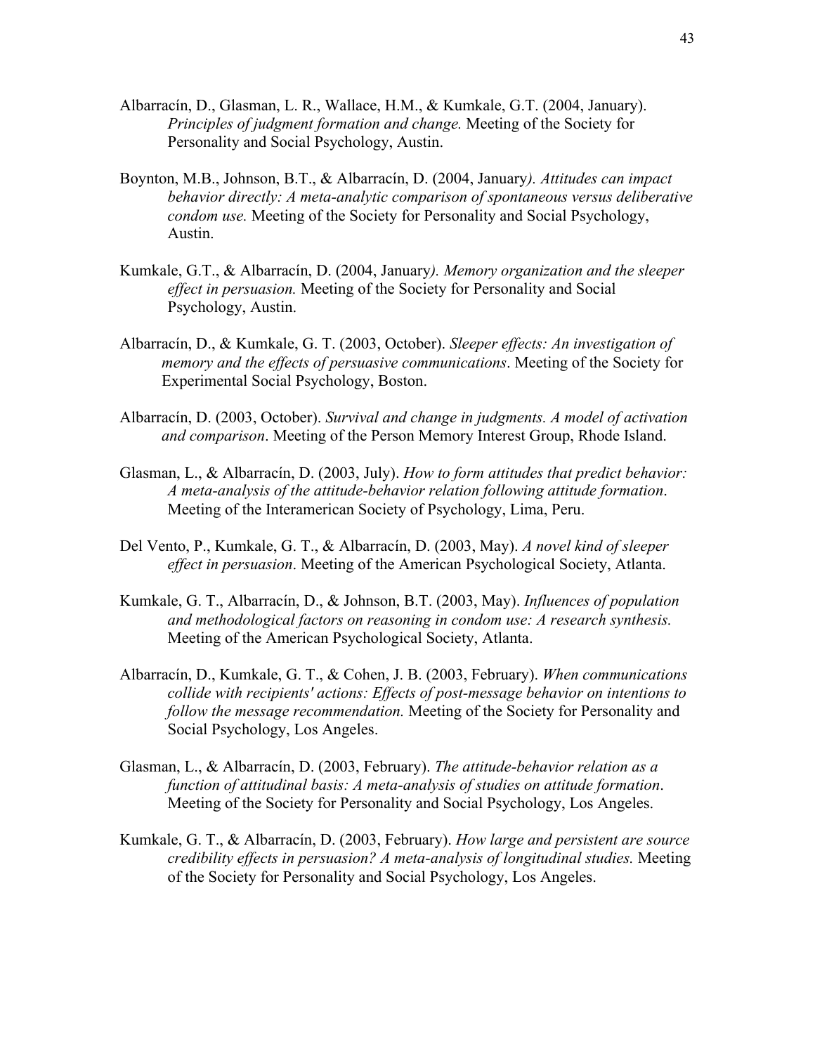Albarracín, D., Glasman, L. R., Wallace, H.M., & Kumkale, G.T. (2004, January). *Principles of judgment formation and change.* Meeting of the Society for Personality and Social Psychology, Austin.

Boynton, M.B., Johnson, B.T., & Albarracín, D. (2004, January*). Attitudes can impact behavior directly: A meta-analytic comparison of spontaneous versus deliberative condom use.* Meeting of the Society for Personality and Social Psychology, Austin.

Kumkale, G.T., & Albarracín, D. (2004, January*). Memory organization and the sleeper effect in persuasion.* Meeting of the Society for Personality and Social Psychology, Austin.

Albarracín, D., & Kumkale, G. T. (2003, October). *Sleeper effects: An investigation of memory and the effects of persuasive communications*. Meeting of the Society for Experimental Social Psychology, Boston.

Albarracín, D. (2003, October). *Survival and change in judgments. A model of activation and comparison*. Meeting of the Person Memory Interest Group, Rhode Island.

Glasman, L., & Albarracín, D. (2003, July). *How to form attitudes that predict behavior: A meta-analysis of the attitude-behavior relation following attitude formation*. Meeting of the Interamerican Society of Psychology, Lima, Peru.

Del Vento, P., Kumkale, G. T., & Albarracín, D. (2003, May). *A novel kind of sleeper effect in persuasion*. Meeting of the American Psychological Society, Atlanta.

Kumkale, G. T., Albarracín, D., & Johnson, B.T. (2003, May). *Influences of population and methodological factors on reasoning in condom use: A research synthesis.* Meeting of the American Psychological Society, Atlanta.

Albarracín, D., Kumkale, G. T., & Cohen, J. B. (2003, February). *When communications collide with recipients' actions: Effects of post-message behavior on intentions to follow the message recommendation.* Meeting of the Society for Personality and Social Psychology, Los Angeles.

Glasman, L., & Albarracín, D. (2003, February). *The attitude-behavior relation as a function of attitudinal basis: A meta-analysis of studies on attitude formation*. Meeting of the Society for Personality and Social Psychology, Los Angeles.

Kumkale, G. T., & Albarracín, D. (2003, February). *How large and persistent are source credibility effects in persuasion? A meta-analysis of longitudinal studies.* Meeting of the Society for Personality and Social Psychology, Los Angeles.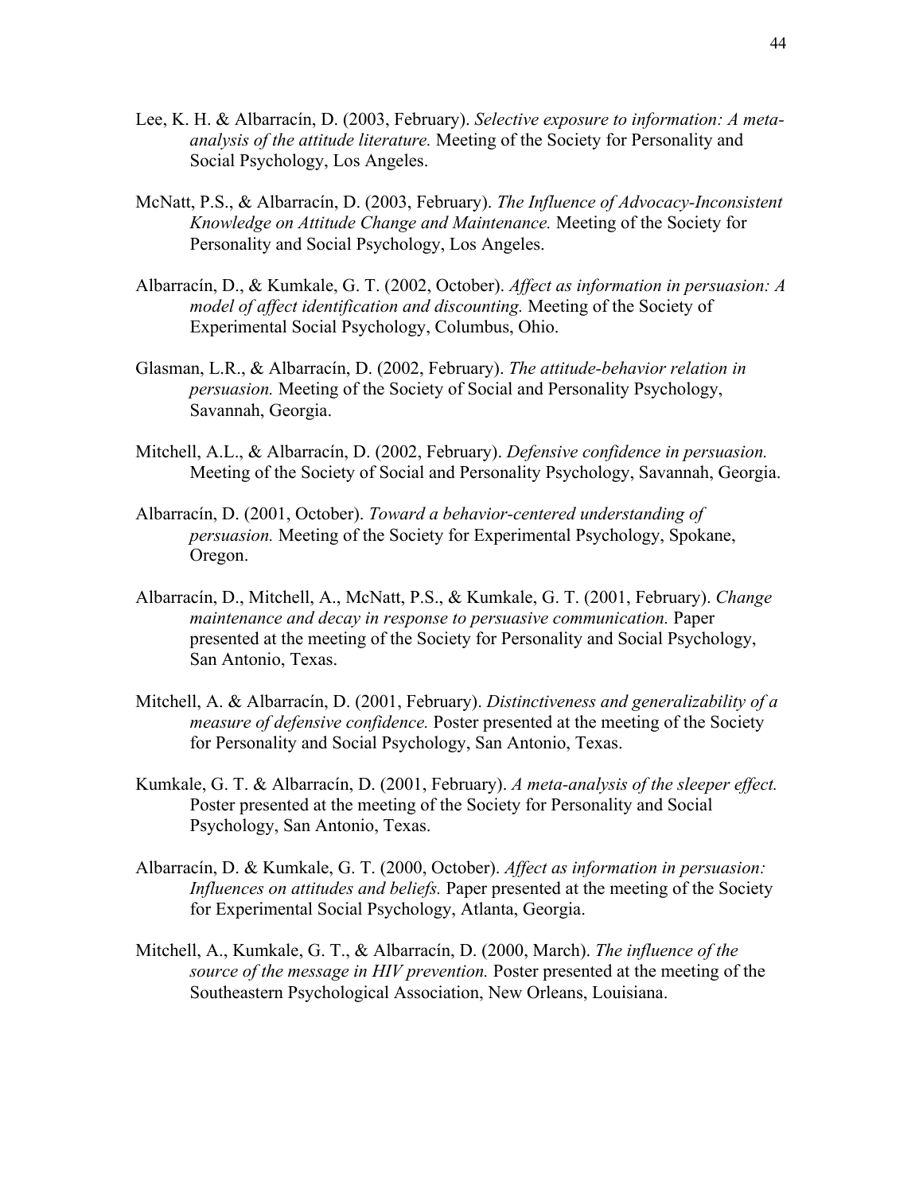Lee, K. H. & Albarracín, D. (2003, February). *Selective exposure to information: A meta-analysis of the attitude literature.* Meeting of the Society for Personality and Social Psychology, Los Angeles.

McNatt, P.S., & Albarracín, D. (2003, February). *The Influence of Advocacy-Inconsistent Knowledge on Attitude Change and Maintenance.* Meeting of the Society for Personality and Social Psychology, Los Angeles.

Albarracín, D., & Kumkale, G. T. (2002, October). *Affect as information in persuasion: A model of affect identification and discounting.* Meeting of the Society of Experimental Social Psychology, Columbus, Ohio.

Glasman, L.R., & Albarracín, D. (2002, February). *The attitude-behavior relation in persuasion.* Meeting of the Society of Social and Personality Psychology, Savannah, Georgia.

Mitchell, A.L., & Albarracín, D. (2002, February). *Defensive confidence in persuasion.* Meeting of the Society of Social and Personality Psychology, Savannah, Georgia.

Albarracín, D. (2001, October). *Toward a behavior-centered understanding of persuasion.* Meeting of the Society for Experimental Psychology, Spokane, Oregon.

Albarracín, D., Mitchell, A., McNatt, P.S., & Kumkale, G. T. (2001, February). *Change maintenance and decay in response to persuasive communication.* Paper presented at the meeting of the Society for Personality and Social Psychology, San Antonio, Texas.

Mitchell, A. & Albarracín, D. (2001, February). *Distinctiveness and generalizability of a measure of defensive confidence.* Poster presented at the meeting of the Society for Personality and Social Psychology, San Antonio, Texas.

Kumkale, G. T. & Albarracín, D. (2001, February). *A meta-analysis of the sleeper effect.* Poster presented at the meeting of the Society for Personality and Social Psychology, San Antonio, Texas.

Albarracín, D. & Kumkale, G. T. (2000, October). *Affect as information in persuasion: Influences on attitudes and beliefs.* Paper presented at the meeting of the Society for Experimental Social Psychology, Atlanta, Georgia.

Mitchell, A., Kumkale, G. T., & Albarracín, D. (2000, March). *The influence of the source of the message in HIV prevention.* Poster presented at the meeting of the Southeastern Psychological Association, New Orleans, Louisiana.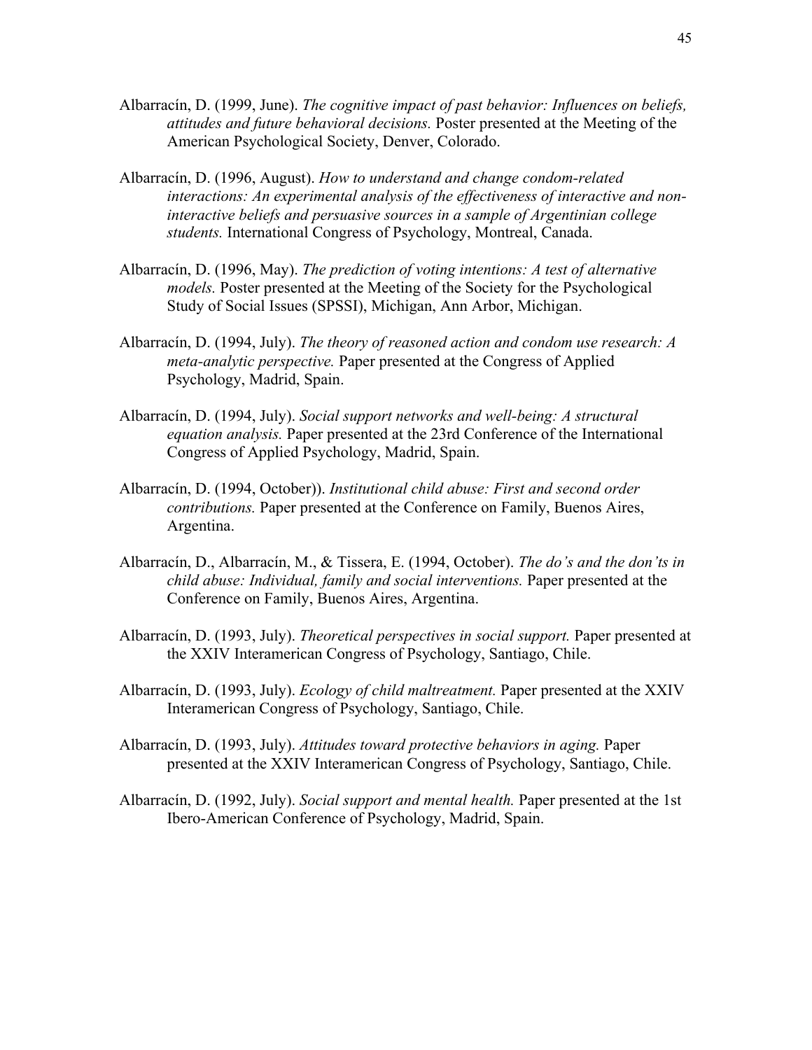Albarracín, D. (1999, June). *The cognitive impact of past behavior: Influences on beliefs, attitudes and future behavioral decisions.* Poster presented at the Meeting of the American Psychological Society, Denver, Colorado.

Albarracín, D. (1996, August). *How to understand and change condom-related interactions: An experimental analysis of the effectiveness of interactive and non-interactive beliefs and persuasive sources in a sample of Argentinian college students.* International Congress of Psychology, Montreal, Canada.

Albarracín, D. (1996, May). *The prediction of voting intentions: A test of alternative models.* Poster presented at the Meeting of the Society for the Psychological Study of Social Issues (SPSSI), Michigan, Ann Arbor, Michigan.

Albarracín, D. (1994, July). *The theory of reasoned action and condom use research: A meta-analytic perspective.* Paper presented at the Congress of Applied Psychology, Madrid, Spain.

Albarracín, D. (1994, July). *Social support networks and well-being: A structural equation analysis.* Paper presented at the 23rd Conference of the International Congress of Applied Psychology, Madrid, Spain.

Albarracín, D. (1994, October)). *Institutional child abuse: First and second order contributions.* Paper presented at the Conference on Family, Buenos Aires, Argentina.

Albarracín, D., Albarracín, M., & Tissera, E. (1994, October). *The do's and the don'ts in child abuse: Individual, family and social interventions.* Paper presented at the Conference on Family, Buenos Aires, Argentina.

Albarracín, D. (1993, July). *Theoretical perspectives in social support.* Paper presented at the XXIV Interamerican Congress of Psychology, Santiago, Chile.

Albarracín, D. (1993, July). *Ecology of child maltreatment.* Paper presented at the XXIV Interamerican Congress of Psychology, Santiago, Chile.

Albarracín, D. (1993, July). *Attitudes toward protective behaviors in aging.* Paper presented at the XXIV Interamerican Congress of Psychology, Santiago, Chile.

Albarracín, D. (1992, July). *Social support and mental health.* Paper presented at the 1st Ibero-American Conference of Psychology, Madrid, Spain.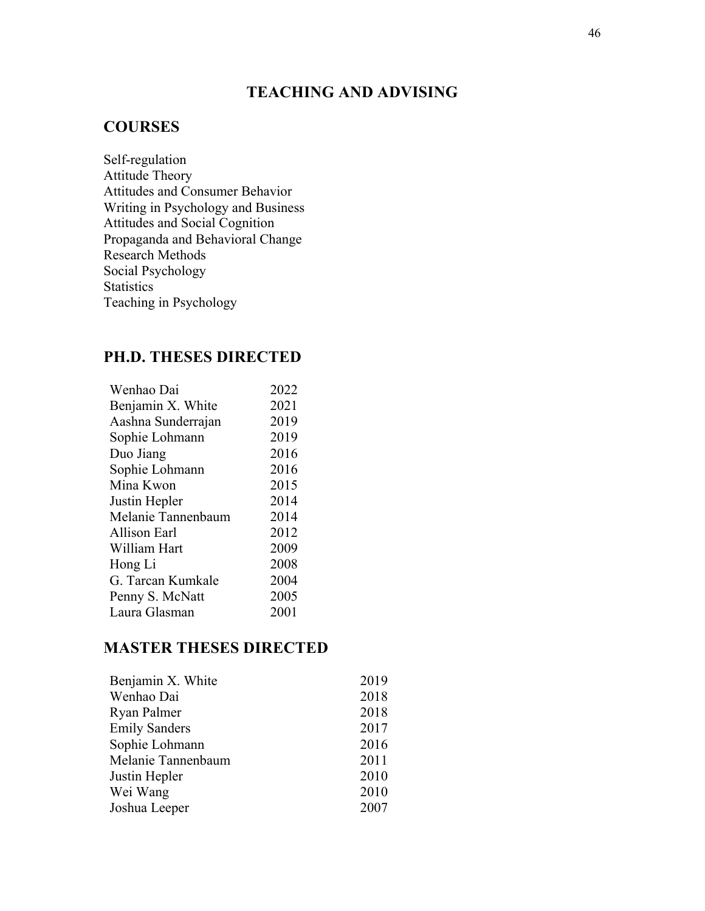# TEACHING AND ADVISING

## COURSES

Self-regulation
Attitude Theory
Attitudes and Consumer Behavior
Writing in Psychology and Business
Attitudes and Social Cognition
Propaganda and Behavioral Change
Research Methods
Social Psychology
Statistics
Teaching in Psychology

## PH.D. THESES DIRECTED

| | |
|---|---|
| Wenhao Dai | 2022 |
| Benjamin X. White | 2021 |
| Aashna Sunderrajan | 2019 |
| Sophie Lohmann | 2019 |
| Duo Jiang | 2016 |
| Sophie Lohmann | 2016 |
| Mina Kwon | 2015 |
| Justin Hepler | 2014 |
| Melanie Tannenbaum | 2014 |
| Allison Earl | 2012 |
| William Hart | 2009 |
| Hong Li | 2008 |
| G. Tarcan Kumkale | 2004 |
| Penny S. McNatt | 2005 |
| Laura Glasman | 2001 |

## MASTER THESES DIRECTED

| | |
|---|---|
| Benjamin X. White | 2019 |
| Wenhao Dai | 2018 |
| Ryan Palmer | 2018 |
| Emily Sanders | 2017 |
| Sophie Lohmann | 2016 |
| Melanie Tannenbaum | 2011 |
| Justin Hepler | 2010 |
| Wei Wang | 2010 |
| Joshua Leeper | 2007 |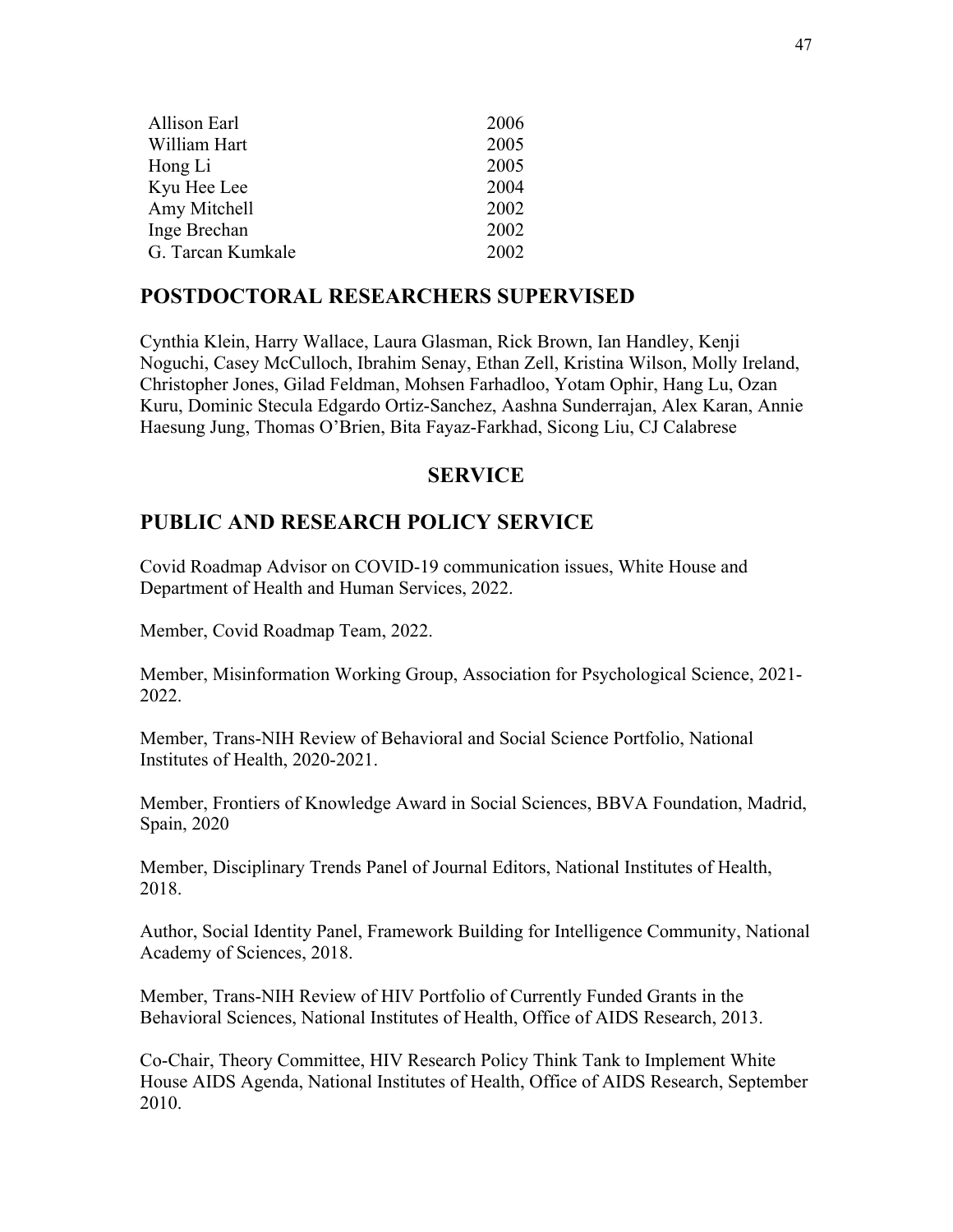| | |
|---|---|
| Allison Earl | 2006 |
| William Hart | 2005 |
| Hong Li | 2005 |
| Kyu Hee Lee | 2004 |
| Amy Mitchell | 2002 |
| Inge Brechan | 2002 |
| G. Tarcan Kumkale | 2002 |

## POSTDOCTORAL RESEARCHERS SUPERVISED

Cynthia Klein, Harry Wallace, Laura Glasman, Rick Brown, Ian Handley, Kenji Noguchi, Casey McCulloch, Ibrahim Senay, Ethan Zell, Kristina Wilson, Molly Ireland, Christopher Jones, Gilad Feldman, Mohsen Farhadloo, Yotam Ophir, Hang Lu, Ozan Kuru, Dominic Stecula Edgardo Ortiz-Sanchez, Aashna Sunderrajan, Alex Karan, Annie Haesung Jung, Thomas O'Brien, Bita Fayaz-Farkhad, Sicong Liu, CJ Calabrese

# SERVICE

## PUBLIC AND RESEARCH POLICY SERVICE

Covid Roadmap Advisor on COVID-19 communication issues, White House and Department of Health and Human Services, 2022.

Member, Covid Roadmap Team, 2022.

Member, Misinformation Working Group, Association for Psychological Science, 2021-2022.

Member, Trans-NIH Review of Behavioral and Social Science Portfolio, National Institutes of Health, 2020-2021.

Member, Frontiers of Knowledge Award in Social Sciences, BBVA Foundation, Madrid, Spain, 2020

Member, Disciplinary Trends Panel of Journal Editors, National Institutes of Health, 2018.

Author, Social Identity Panel, Framework Building for Intelligence Community, National Academy of Sciences, 2018.

Member, Trans-NIH Review of HIV Portfolio of Currently Funded Grants in the Behavioral Sciences, National Institutes of Health, Office of AIDS Research, 2013.

Co-Chair, Theory Committee, HIV Research Policy Think Tank to Implement White House AIDS Agenda, National Institutes of Health, Office of AIDS Research, September 2010.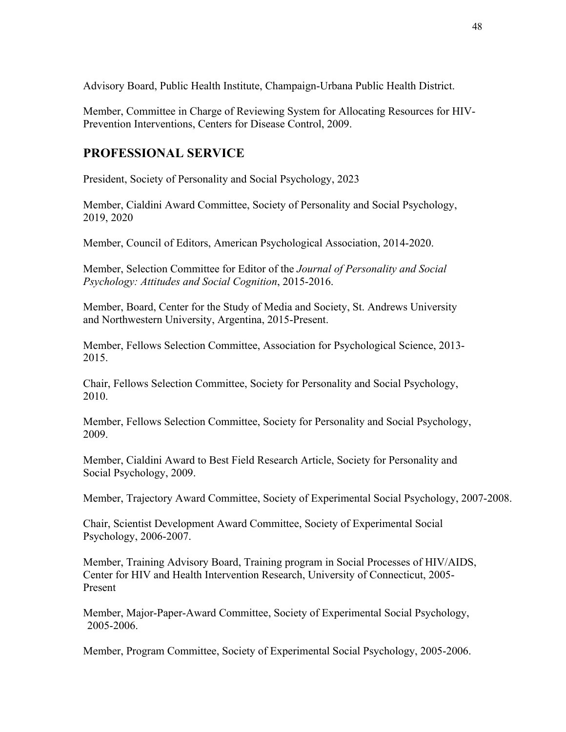Advisory Board, Public Health Institute, Champaign-Urbana Public Health District.

Member, Committee in Charge of Reviewing System for Allocating Resources for HIV-Prevention Interventions, Centers for Disease Control, 2009.

## PROFESSIONAL SERVICE

President, Society of Personality and Social Psychology, 2023

Member, Cialdini Award Committee, Society of Personality and Social Psychology, 2019, 2020

Member, Council of Editors, American Psychological Association, 2014-2020.

Member, Selection Committee for Editor of the *Journal of Personality and Social Psychology: Attitudes and Social Cognition*, 2015-2016.

Member, Board, Center for the Study of Media and Society, St. Andrews University and Northwestern University, Argentina, 2015-Present.

Member, Fellows Selection Committee, Association for Psychological Science, 2013-2015.

Chair, Fellows Selection Committee, Society for Personality and Social Psychology, 2010.

Member, Fellows Selection Committee, Society for Personality and Social Psychology, 2009.

Member, Cialdini Award to Best Field Research Article, Society for Personality and Social Psychology, 2009.

Member, Trajectory Award Committee, Society of Experimental Social Psychology, 2007-2008.

Chair, Scientist Development Award Committee, Society of Experimental Social Psychology, 2006-2007.

Member, Training Advisory Board, Training program in Social Processes of HIV/AIDS, Center for HIV and Health Intervention Research, University of Connecticut, 2005-Present

Member, Major-Paper-Award Committee, Society of Experimental Social Psychology, 2005-2006.

Member, Program Committee, Society of Experimental Social Psychology, 2005-2006.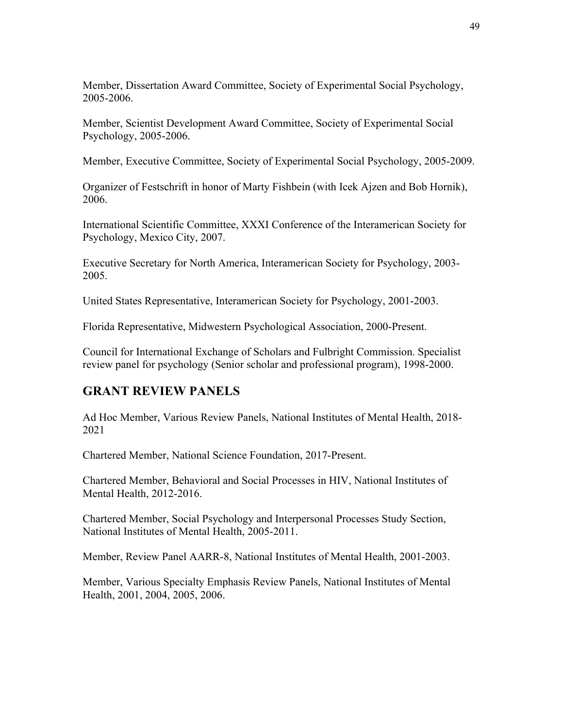Member, Dissertation Award Committee, Society of Experimental Social Psychology, 2005-2006.

Member, Scientist Development Award Committee, Society of Experimental Social Psychology, 2005-2006.

Member, Executive Committee, Society of Experimental Social Psychology, 2005-2009.

Organizer of Festschrift in honor of Marty Fishbein (with Icek Ajzen and Bob Hornik), 2006.

International Scientific Committee, XXXI Conference of the Interamerican Society for Psychology, Mexico City, 2007.

Executive Secretary for North America, Interamerican Society for Psychology, 2003-2005.

United States Representative, Interamerican Society for Psychology, 2001-2003.

Florida Representative, Midwestern Psychological Association, 2000-Present.

Council for International Exchange of Scholars and Fulbright Commission. Specialist review panel for psychology (Senior scholar and professional program), 1998-2000.

## GRANT REVIEW PANELS

Ad Hoc Member, Various Review Panels, National Institutes of Mental Health, 2018-2021

Chartered Member, National Science Foundation, 2017-Present.

Chartered Member, Behavioral and Social Processes in HIV, National Institutes of Mental Health, 2012-2016.

Chartered Member, Social Psychology and Interpersonal Processes Study Section, National Institutes of Mental Health, 2005-2011.

Member, Review Panel AARR-8, National Institutes of Mental Health, 2001-2003.

Member, Various Specialty Emphasis Review Panels, National Institutes of Mental Health, 2001, 2004, 2005, 2006.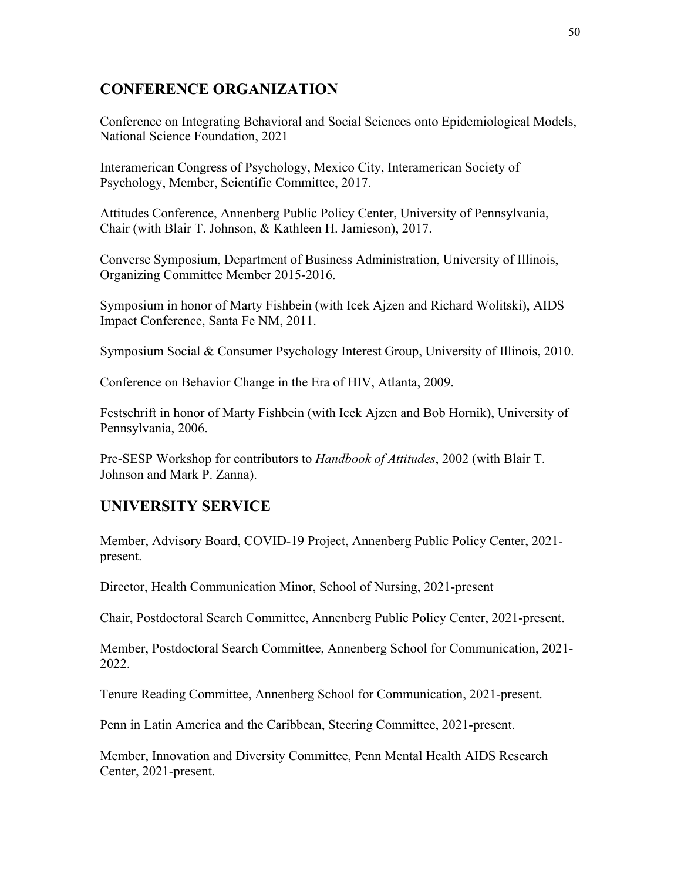## CONFERENCE ORGANIZATION

Conference on Integrating Behavioral and Social Sciences onto Epidemiological Models, National Science Foundation, 2021

Interamerican Congress of Psychology, Mexico City, Interamerican Society of Psychology, Member, Scientific Committee, 2017.

Attitudes Conference, Annenberg Public Policy Center, University of Pennsylvania, Chair (with Blair T. Johnson, & Kathleen H. Jamieson), 2017.

Converse Symposium, Department of Business Administration, University of Illinois, Organizing Committee Member 2015-2016.

Symposium in honor of Marty Fishbein (with Icek Ajzen and Richard Wolitski), AIDS Impact Conference, Santa Fe NM, 2011.

Symposium Social & Consumer Psychology Interest Group, University of Illinois, 2010.

Conference on Behavior Change in the Era of HIV, Atlanta, 2009.

Festschrift in honor of Marty Fishbein (with Icek Ajzen and Bob Hornik), University of Pennsylvania, 2006.

Pre-SESP Workshop for contributors to *Handbook of Attitudes*, 2002 (with Blair T. Johnson and Mark P. Zanna).

## UNIVERSITY SERVICE

Member, Advisory Board, COVID-19 Project, Annenberg Public Policy Center, 2021-present.

Director, Health Communication Minor, School of Nursing, 2021-present

Chair, Postdoctoral Search Committee, Annenberg Public Policy Center, 2021-present.

Member, Postdoctoral Search Committee, Annenberg School for Communication, 2021-2022.

Tenure Reading Committee, Annenberg School for Communication, 2021-present.

Penn in Latin America and the Caribbean, Steering Committee, 2021-present.

Member, Innovation and Diversity Committee, Penn Mental Health AIDS Research Center, 2021-present.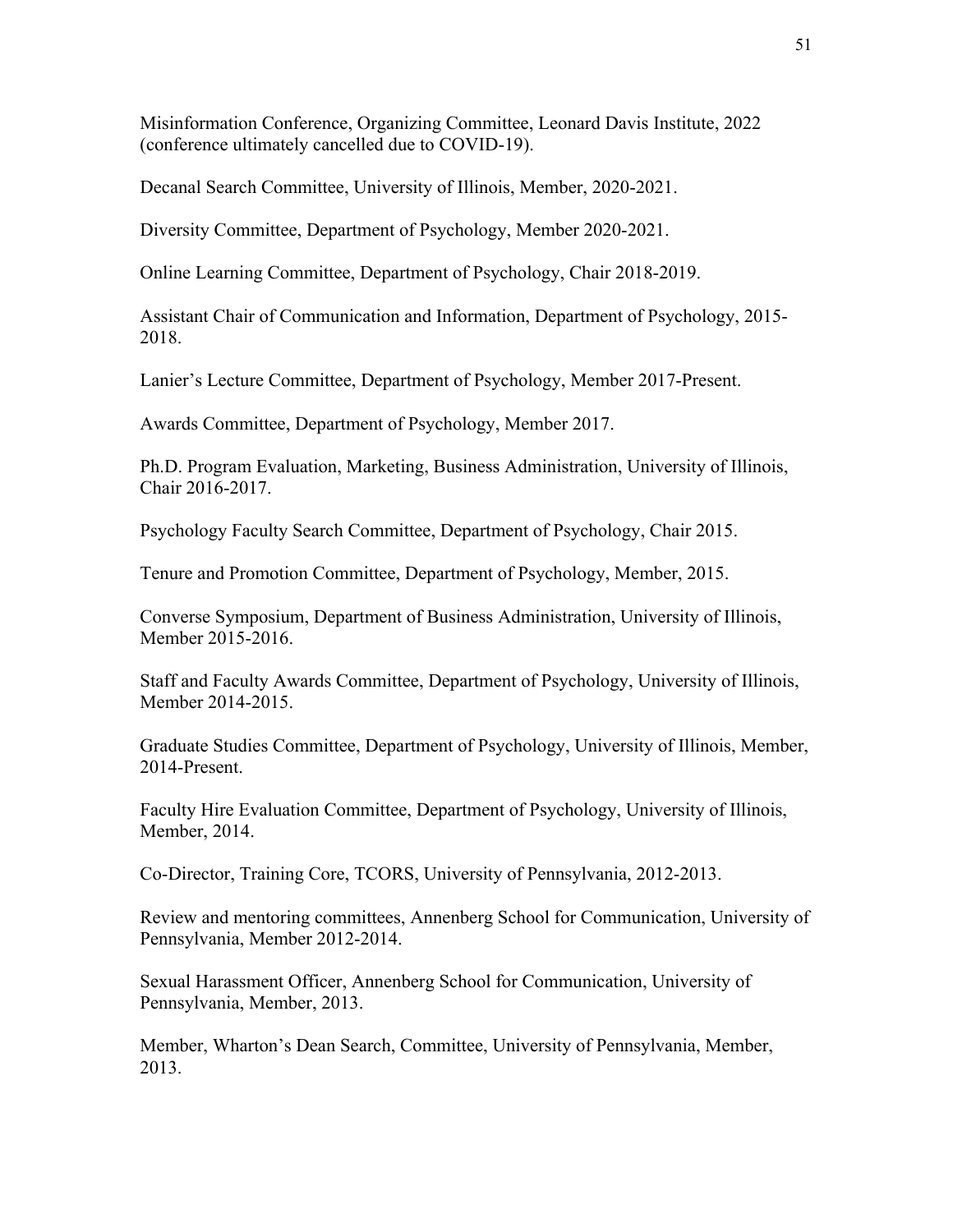Misinformation Conference, Organizing Committee, Leonard Davis Institute, 2022 (conference ultimately cancelled due to COVID-19).

Decanal Search Committee, University of Illinois, Member, 2020-2021.

Diversity Committee, Department of Psychology, Member 2020-2021.

Online Learning Committee, Department of Psychology, Chair 2018-2019.

Assistant Chair of Communication and Information, Department of Psychology, 2015-2018.

Lanier's Lecture Committee, Department of Psychology, Member 2017-Present.

Awards Committee, Department of Psychology, Member 2017.

Ph.D. Program Evaluation, Marketing, Business Administration, University of Illinois, Chair 2016-2017.

Psychology Faculty Search Committee, Department of Psychology, Chair 2015.

Tenure and Promotion Committee, Department of Psychology, Member, 2015.

Converse Symposium, Department of Business Administration, University of Illinois, Member 2015-2016.

Staff and Faculty Awards Committee, Department of Psychology, University of Illinois, Member 2014-2015.

Graduate Studies Committee, Department of Psychology, University of Illinois, Member, 2014-Present.

Faculty Hire Evaluation Committee, Department of Psychology, University of Illinois, Member, 2014.

Co-Director, Training Core, TCORS, University of Pennsylvania, 2012-2013.

Review and mentoring committees, Annenberg School for Communication, University of Pennsylvania, Member 2012-2014.

Sexual Harassment Officer, Annenberg School for Communication, University of Pennsylvania, Member, 2013.

Member, Wharton's Dean Search, Committee, University of Pennsylvania, Member, 2013.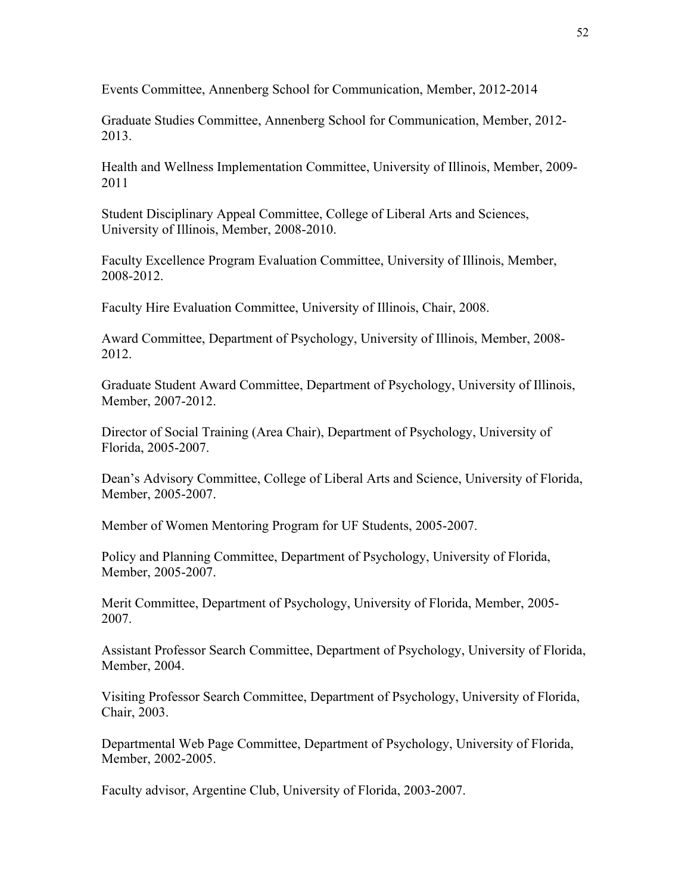Events Committee, Annenberg School for Communication, Member, 2012-2014

Graduate Studies Committee, Annenberg School for Communication, Member, 2012-2013.

Health and Wellness Implementation Committee, University of Illinois, Member, 2009-2011

Student Disciplinary Appeal Committee, College of Liberal Arts and Sciences, University of Illinois, Member, 2008-2010.

Faculty Excellence Program Evaluation Committee, University of Illinois, Member, 2008-2012.

Faculty Hire Evaluation Committee, University of Illinois, Chair, 2008.

Award Committee, Department of Psychology, University of Illinois, Member, 2008-2012.

Graduate Student Award Committee, Department of Psychology, University of Illinois, Member, 2007-2012.

Director of Social Training (Area Chair), Department of Psychology, University of Florida, 2005-2007.

Dean's Advisory Committee, College of Liberal Arts and Science, University of Florida, Member, 2005-2007.

Member of Women Mentoring Program for UF Students, 2005-2007.

Policy and Planning Committee, Department of Psychology, University of Florida, Member, 2005-2007.

Merit Committee, Department of Psychology, University of Florida, Member, 2005-2007.

Assistant Professor Search Committee, Department of Psychology, University of Florida, Member, 2004.

Visiting Professor Search Committee, Department of Psychology, University of Florida, Chair, 2003.

Departmental Web Page Committee, Department of Psychology, University of Florida, Member, 2002-2005.

Faculty advisor, Argentine Club, University of Florida, 2003-2007.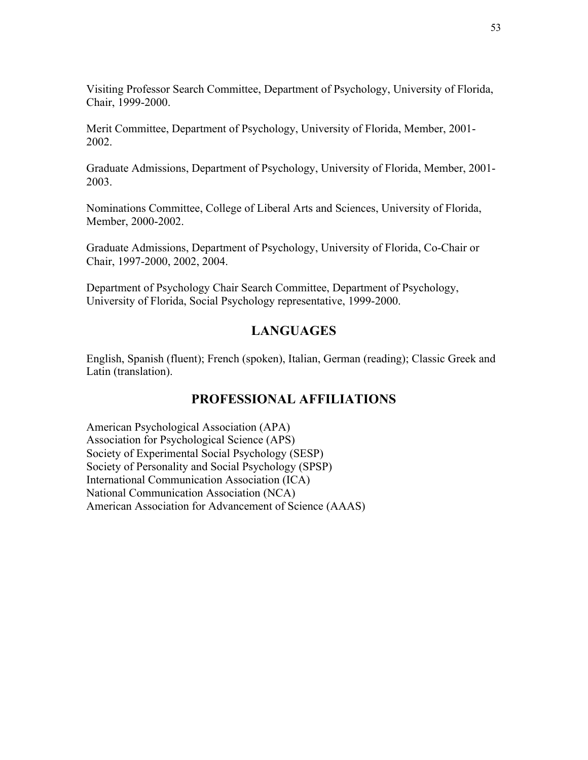Visiting Professor Search Committee, Department of Psychology, University of Florida, Chair, 1999-2000.

Merit Committee, Department of Psychology, University of Florida, Member, 2001-2002.

Graduate Admissions, Department of Psychology, University of Florida, Member, 2001-2003.

Nominations Committee, College of Liberal Arts and Sciences, University of Florida, Member, 2000-2002.

Graduate Admissions, Department of Psychology, University of Florida, Co-Chair or Chair, 1997-2000, 2002, 2004.

Department of Psychology Chair Search Committee, Department of Psychology, University of Florida, Social Psychology representative, 1999-2000.

## LANGUAGES

English, Spanish (fluent); French (spoken), Italian, German (reading); Classic Greek and Latin (translation).

## PROFESSIONAL AFFILIATIONS

American Psychological Association (APA)
Association for Psychological Science (APS)
Society of Experimental Social Psychology (SESP)
Society of Personality and Social Psychology (SPSP)
International Communication Association (ICA)
National Communication Association (NCA)
American Association for Advancement of Science (AAAS)